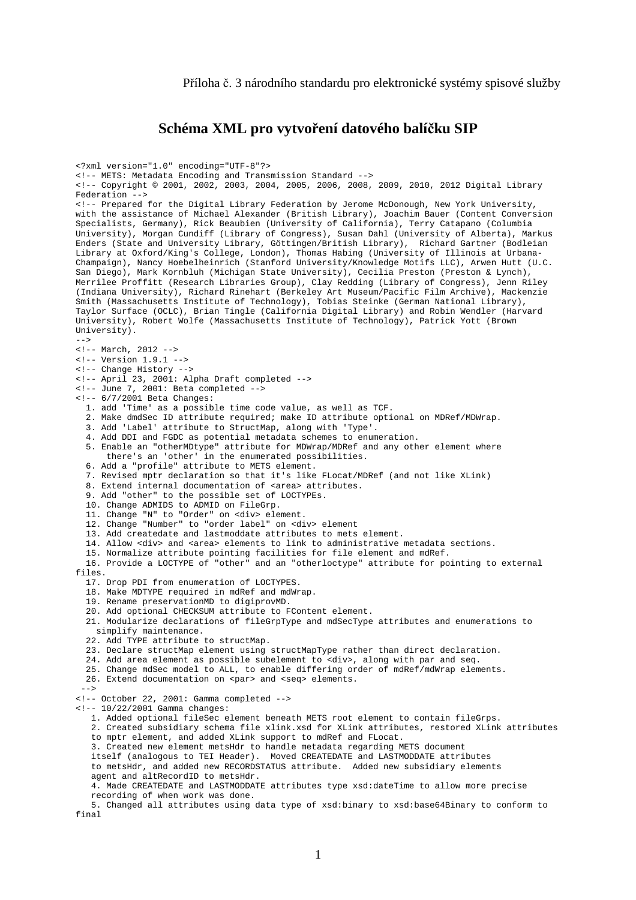Příloha č. 3 národního standardu pro elektronické systémy spisové služby

# Schéma XML pro vytvoření datového balíčku SIP

```
<?xml version="1.0" encoding="UTF-8"?>
<!-- METS: Metadata Encoding and Transmission Standard -->
<!-- Copyright © 2001, 2002, 2003, 2004, 2005, 2006, 2008, 2009, 2010, 2012 Digital Library
Federation -->
<!-- Prepared for the Digital Library Federation by Jerome McDonough, New York University,
with the assistance of Michael Alexander (British Library), Joachim Bauer (Content Conversion
Specialists, Germany), Rick Beaubien (University of California), Terry Catapano (Columbia
University), Morgan Cundiff (Library of Congress), Susan Dahl (University of Alberta), Markus
Enders (State and University Library, Göttingen/British Library),  Richard Gartner (Bodleian
Library at Oxford/King's College, London), Thomas Habing (University of Illinois at Urbana-
Champaign), Nancy Hoebelheinrich (Stanford University/Knowledge Motifs LLC), Arwen Hutt (U.C.
San Diego), Mark Kornbluh (Michigan State University), Cecilia Preston (Preston & Lynch),
Merrilee Proffitt (Research Libraries Group), Clay Redding (Library of Congress), Jenn Riley
(Indiana University), Richard Rinehart (Berkeley Art Museum/Pacific Film Archive), Mackenzie
Smith (Massachusetts Institute of Technology), Tobias Steinke (German National Library),
Taylor Surface (OCLC), Brian Tingle (California Digital Library) and Robin Wendler (Harvard
University), Robert Wolfe (Massachusetts Institute of Technology), Patrick Yott (Brown
University).
-->
<!-- March, 2012 -->
<!-- Version 1.9.1 -->
<!-- Change History -->
<!-- April 23, 2001: Alpha Draft completed -->
<!-- June 7, 2001: Beta completed -->
<!-- 6/7/2001 Beta Changes:
  1. add 'Time' as a possible time code value, as well as TCF.
  2. Make dmdSec ID attribute required; make ID attribute optional on MDRef/MDWrap.
  3. Add 'Label' attribute to StructMap, along with 'Type'.
  4. Add DDI and FGDC as potential metadata schemes to enumeration.
  5. Enable an "otherMDtype" attribute for MDWrap/MDRef and any other element where
      there's an 'other' in the enumerated possibilities.
  6. Add a "profile" attribute to METS element.
  7. Revised mptr declaration so that it's like FLocat/MDRef (and not like XLink)
  8. Extend internal documentation of <area> attributes.
  9. Add "other" to the possible set of LOCTYPEs.
  10. Change ADMIDS to ADMID on FileGrp.
  11. Change "N" to "Order" on <div> element.
  12. Change "Number" to "order label" on <div> element
  13. Add createdate and lastmoddate attributes to mets element.
  14. Allow <div> and <area> elements to link to administrative metadata sections.
  15. Normalize attribute pointing facilities for file element and mdRef.
  16. Provide a LOCTYPE of "other" and an "otherloctype" attribute for pointing to external
files.
  17. Drop PDI from enumeration of LOCTYPES.
  18. Make MDTYPE required in mdRef and mdWrap.
  19. Rename preservationMD to digiprovMD.
  20. Add optional CHECKSUM attribute to FContent element.
  21. Modularize declarations of fileGrpType and mdSecType attributes and enumerations to
    simplify maintenance.
  22. Add TYPE attribute to structMap.
  23. Declare structMap element using structMapType rather than direct declaration.
  24. Add area element as possible subelement to <div>, along with par and seq.
  25. Change mdSec model to ALL, to enable differing order of mdRef/mdWrap elements.
  26. Extend documentation on <par> and <seq> elements.
 -->
<!-- October 22, 2001: Gamma completed -->
<!-- 10/22/2001 Gamma changes:
   1. Added optional fileSec element beneath METS root element to contain fileGrps.
   2. Created subsidiary schema file xlink.xsd for XLink attributes, restored XLink attributes
   to mptr element, and added XLink support to mdRef and FLocat.
   3. Created new element metsHdr to handle metadata regarding METS document
   itself (analogous to TEI Header).  Moved CREATEDATE and LASTMODDATE attributes
   to metsHdr, and added new RECORDSTATUS attribute.  Added new subsidiary elements
   agent and altRecordID to metsHdr.
   4. Made CREATEDATE and LASTMODDATE attributes type xsd:dateTime to allow more precise
   recording of when work was done.
   5. Changed all attributes using data type of xsd:binary to xsd:base64Binary to conform to
final
```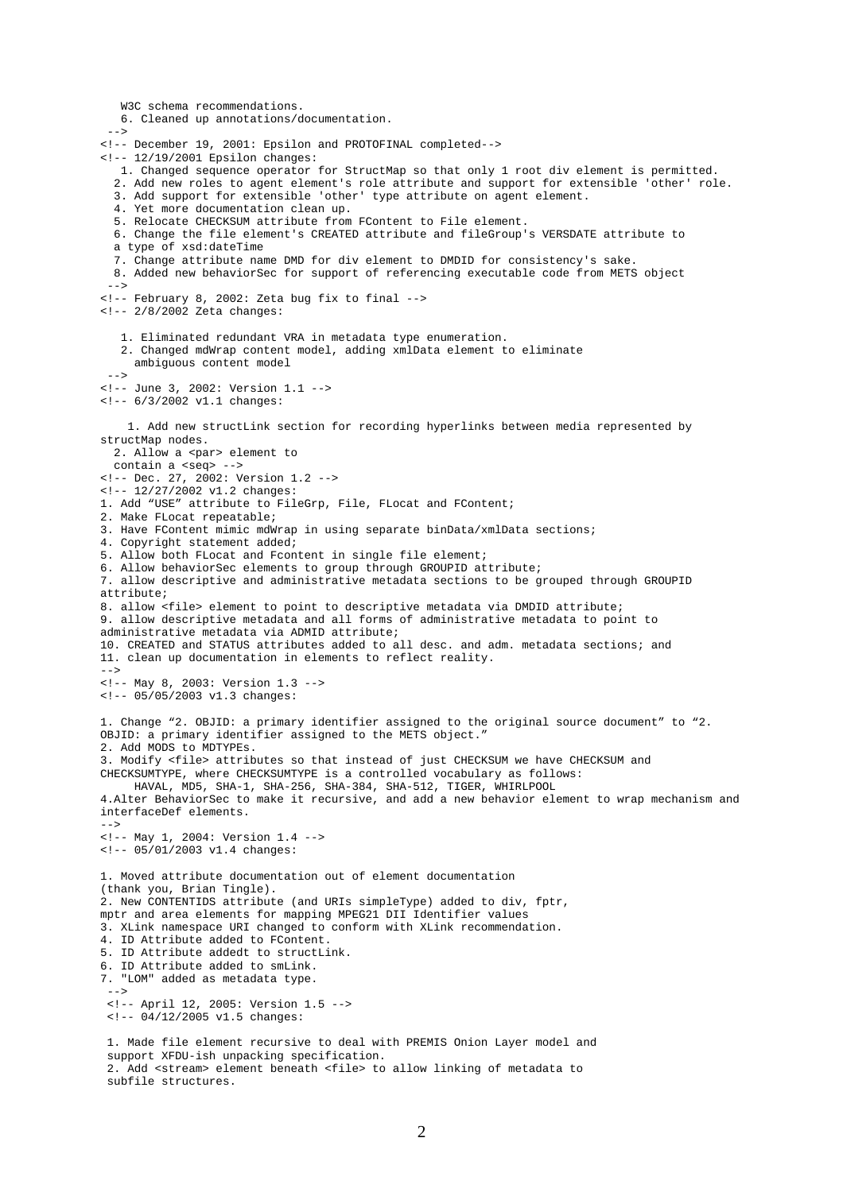```
   W3C schema recommendations.
   6. Cleaned up annotations/documentation.
 -->
<!-- December 19, 2001: Epsilon and PROTOFINAL completed-->
<!-- 12/19/2001 Epsilon changes:
   1. Changed sequence operator for StructMap so that only 1 root div element is permitted.
  2. Add new roles to agent element's role attribute and support for extensible 'other' role.
  3. Add support for extensible 'other' type attribute on agent element.
  4. Yet more documentation clean up.
  5. Relocate CHECKSUM attribute from FContent to File element.
  6. Change the file element's CREATED attribute and fileGroup's VERSDATE attribute to
  a type of xsd:dateTime
  7. Change attribute name DMD for div element to DMDID for consistency's sake.
  8. Added new behaviorSec for support of referencing executable code from METS object
 -->
<!-- February 8, 2002: Zeta bug fix to final -->
<!-- 2/8/2002 Zeta changes:

   1. Eliminated redundant VRA in metadata type enumeration.
   2. Changed mdWrap content model, adding xmlData element to eliminate
     ambiguous content model
 -->
<!-- June 3, 2002: Version 1.1 -->
<!-- 6/3/2002 v1.1 changes:

    1. Add new structLink section for recording hyperlinks between media represented by
structMap nodes.
  2. Allow a <par> element to
  contain a <seq> -->
<!-- Dec. 27, 2002: Version 1.2 -->
<!-- 12/27/2002 v1.2 changes:
1. Add "USE" attribute to FileGrp, File, FLocat and FContent;
2. Make FLocat repeatable;
3. Have FContent mimic mdWrap in using separate binData/xmlData sections;
4. Copyright statement added;
5. Allow both FLocat and Fcontent in single file element;
6. Allow behaviorSec elements to group through GROUPID attribute;
7. allow descriptive and administrative metadata sections to be grouped through GROUPID
attribute;
8. allow <file> element to point to descriptive metadata via DMDID attribute;
9. allow descriptive metadata and all forms of administrative metadata to point to
administrative metadata via ADMID attribute;
10. CREATED and STATUS attributes added to all desc. and adm. metadata sections; and
11. clean up documentation in elements to reflect reality.
-->
<!-- May 8, 2003: Version 1.3 -->
<!-- 05/05/2003 v1.3 changes:

1. Change "2. OBJID: a primary identifier assigned to the original source document" to "2.
OBJID: a primary identifier assigned to the METS object."
2. Add MODS to MDTYPEs.
3. Modify <file> attributes so that instead of just CHECKSUM we have CHECKSUM and
CHECKSUMTYPE, where CHECKSUMTYPE is a controlled vocabulary as follows:
     HAVAL, MD5, SHA-1, SHA-256, SHA-384, SHA-512, TIGER, WHIRLPOOL
4.Alter BehaviorSec to make it recursive, and add a new behavior element to wrap mechanism and
interfaceDef elements.
-->
<!-- May 1, 2004: Version 1.4 -->
<!-- 05/01/2003 v1.4 changes:

1. Moved attribute documentation out of element documentation
(thank you, Brian Tingle).
2. New CONTENTIDS attribute (and URIs simpleType) added to div, fptr,
mptr and area elements for mapping MPEG21 DII Identifier values
3. XLink namespace URI changed to conform with XLink recommendation.
4. ID Attribute added to FContent.
5. ID Attribute addedt to structLink.
6. ID Attribute added to smLink.
7. "LOM" added as metadata type.
 -->
 <!-- April 12, 2005: Version 1.5 -->
 <!-- 04/12/2005 v1.5 changes:

 1. Made file element recursive to deal with PREMIS Onion Layer model and
 support XFDU-ish unpacking specification.
 2. Add <stream> element beneath <file> to allow linking of metadata to
 subfile structures.
```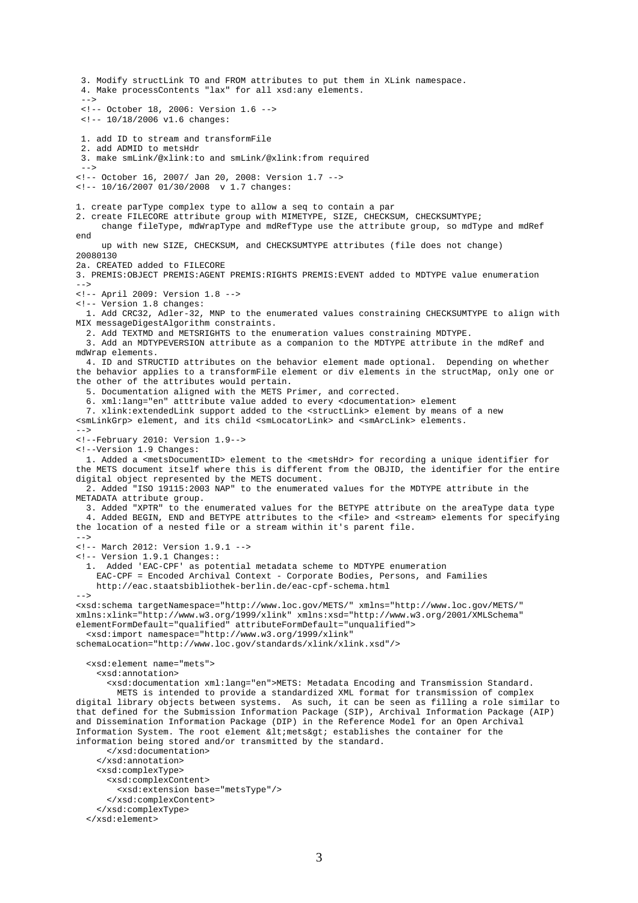```
 3. Modify structLink TO and FROM attributes to put them in XLink namespace.
 4. Make processContents "lax" for all xsd:any elements.
 -->
 <!-- October 18, 2006: Version 1.6 -->
 <!-- 10/18/2006 v1.6 changes:

 1. add ID to stream and transformFile
 2. add ADMID to metsHdr
 3. make smLink/@xlink:to and smLink/@xlink:from required
 -->
<!-- October 16, 2007/ Jan 20, 2008: Version 1.7 -->
<!-- 10/16/2007 01/30/2008  v 1.7 changes:

1. create parType complex type to allow a seq to contain a par
2. create FILECORE attribute group with MIMETYPE, SIZE, CHECKSUM, CHECKSUMTYPE;
     change fileType, mdWrapType and mdRefType use the attribute group, so mdType and mdRef
end
     up with new SIZE, CHECKSUM, and CHECKSUMTYPE attributes (file does not change)
20080130
2a. CREATED added to FILECORE
3. PREMIS:OBJECT PREMIS:AGENT PREMIS:RIGHTS PREMIS:EVENT added to MDTYPE value enumeration
-->
<!-- April 2009: Version 1.8 -->
<!-- Version 1.8 changes:
  1. Add CRC32, Adler-32, MNP to the enumerated values constraining CHECKSUMTYPE to align with
MIX messageDigestAlgorithm constraints.
  2. Add TEXTMD and METSRIGHTS to the enumeration values constraining MDTYPE.
  3. Add an MDTYPEVERSION attribute as a companion to the MDTYPE attribute in the mdRef and
mdWrap elements.
  4. ID and STRUCTID attributes on the behavior element made optional.  Depending on whether
the behavior applies to a transformFile element or div elements in the structMap, only one or
the other of the attributes would pertain.
  5. Documentation aligned with the METS Primer, and corrected.
  6. xml:lang="en" atttribute value added to every <documentation> element
  7. xlink:extendedLink support added to the <structLink> element by means of a new
<smLinkGrp> element, and its child <smLocatorLink> and <smArcLink> elements.
-->
<!--February 2010: Version 1.9-->
<!--Version 1.9 Changes:
  1. Added a <metsDocumentID> element to the <metsHdr> for recording a unique identifier for
the METS document itself where this is different from the OBJID, the identifier for the entire
digital object represented by the METS document.
  2. Added "ISO 19115:2003 NAP" to the enumerated values for the MDTYPE attribute in the
METADATA attribute group.
  3. Added "XPTR" to the enumerated values for the BETYPE attribute on the areaType data type
  4. Added BEGIN, END and BETYPE attributes to the <file> and <stream> elements for specifying
the location of a nested file or a stream within it's parent file.
-->
<!-- March 2012: Version 1.9.1 -->
<!-- Version 1.9.1 Changes::
  1.  Added 'EAC-CPF' as potential metadata scheme to MDTYPE enumeration
    EAC-CPF = Encoded Archival Context - Corporate Bodies, Persons, and Families
    http://eac.staatsbibliothek-berlin.de/eac-cpf-schema.html
-->
<xsd:schema targetNamespace="http://www.loc.gov/METS/" xmlns="http://www.loc.gov/METS/"
xmlns:xlink="http://www.w3.org/1999/xlink" xmlns:xsd="http://www.w3.org/2001/XMLSchema"
elementFormDefault="qualified" attributeFormDefault="unqualified">
  <xsd:import namespace="http://www.w3.org/1999/xlink"
schemaLocation="http://www.loc.gov/standards/xlink/xlink.xsd"/>

  <xsd:element name="mets">
    <xsd:annotation>
      <xsd:documentation xml:lang="en">METS: Metadata Encoding and Transmission Standard.
        METS is intended to provide a standardized XML format for transmission of complex
digital library objects between systems.  As such, it can be seen as filling a role similar to
that defined for the Submission Information Package (SIP), Archival Information Package (AIP)
and Dissemination Information Package (DIP) in the Reference Model for an Open Archival
Information System. The root element &lt;mets&gt; establishes the container for the
information being stored and/or transmitted by the standard.
      </xsd:documentation>
    </xsd:annotation>
    <xsd:complexType>
      <xsd:complexContent>
        <xsd:extension base="metsType"/>
      </xsd:complexContent>
    </xsd:complexType>
  </xsd:element>
```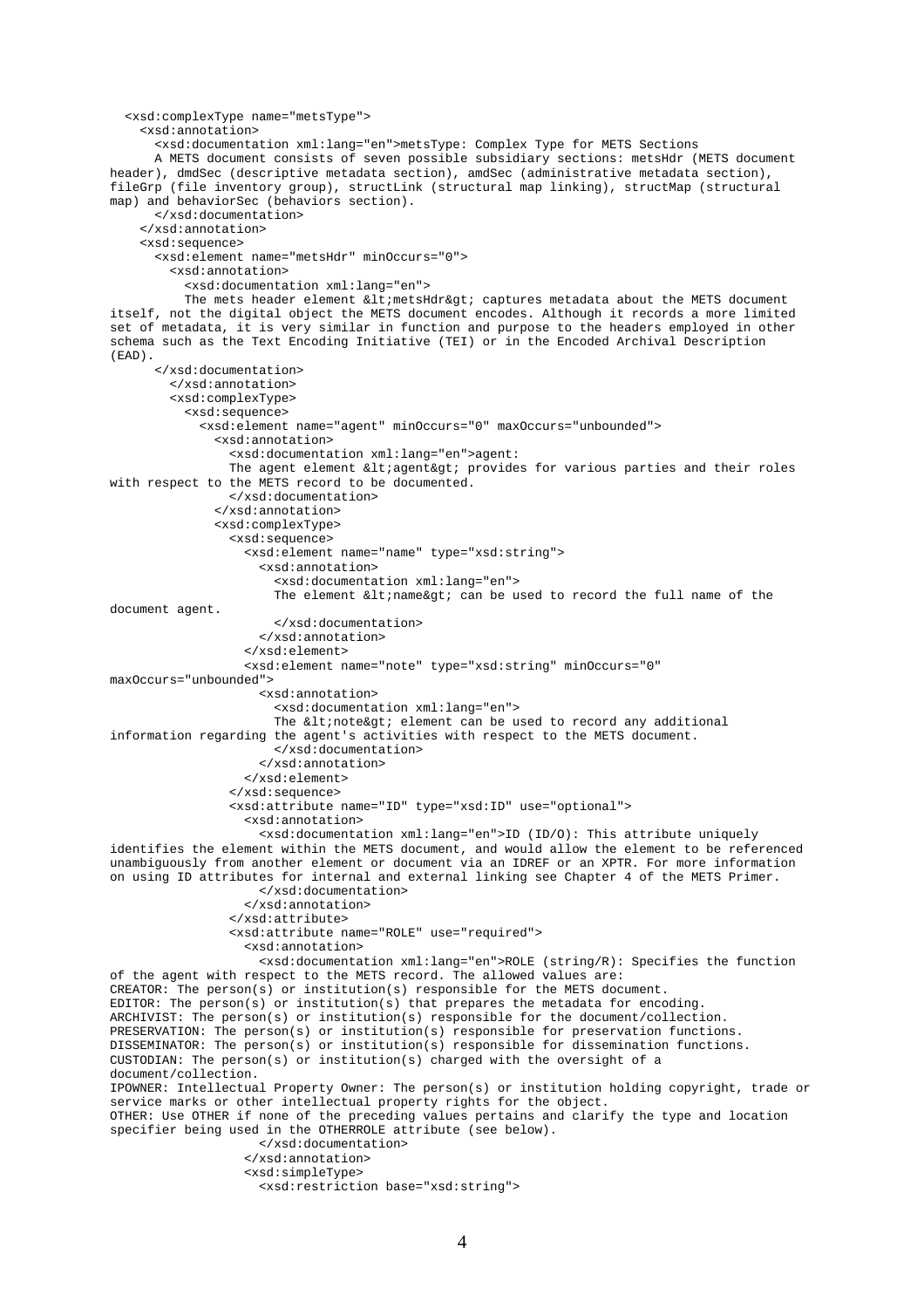```
  <xsd:complexType name="metsType">
    <xsd:annotation>
      <xsd:documentation xml:lang="en">metsType: Complex Type for METS Sections
      A METS document consists of seven possible subsidiary sections: metsHdr (METS document
header), dmdSec (descriptive metadata section), amdSec (administrative metadata section),
fileGrp (file inventory group), structLink (structural map linking), structMap (structural
map) and behaviorSec (behaviors section).
      </xsd:documentation>
    </xsd:annotation>
    <xsd:sequence>
      <xsd:element name="metsHdr" minOccurs="0">
        <xsd:annotation>
          <xsd:documentation xml:lang="en">
          The mets header element &lt;metsHdr&gt; captures metadata about the METS document
itself, not the digital object the METS document encodes. Although it records a more limited
set of metadata, it is very similar in function and purpose to the headers employed in other
schema such as the Text Encoding Initiative (TEI) or in the Encoded Archival Description
(EAD).
      </xsd:documentation>
        </xsd:annotation>
        <xsd:complexType>
          <xsd:sequence>
            <xsd:element name="agent" minOccurs="0" maxOccurs="unbounded">
              <xsd:annotation>
                <xsd:documentation xml:lang="en">agent:
                The agent element &lt;agent&gt; provides for various parties and their roles
with respect to the METS record to be documented.
                </xsd:documentation>
              </xsd:annotation>
              <xsd:complexType>
                <xsd:sequence>
                  <xsd:element name="name" type="xsd:string">
                    <xsd:annotation>
                      <xsd:documentation xml:lang="en">
                      The element &lt;name&gt; can be used to record the full name of the
document agent.
                      </xsd:documentation>
                    </xsd:annotation>
                  </xsd:element>
                  <xsd:element name="note" type="xsd:string" minOccurs="0"
maxOccurs="unbounded">
                    <xsd:annotation>
                      <xsd:documentation xml:lang="en">
                      The &lt;note&gt; element can be used to record any additional
information regarding the agent's activities with respect to the METS document.
                      </xsd:documentation>
                    </xsd:annotation>
                  </xsd:element>
                </xsd:sequence>
                <xsd:attribute name="ID" type="xsd:ID" use="optional">
                  <xsd:annotation>
                    <xsd:documentation xml:lang="en">ID (ID/O): This attribute uniquely
identifies the element within the METS document, and would allow the element to be referenced
unambiguously from another element or document via an IDREF or an XPTR. For more information
on using ID attributes for internal and external linking see Chapter 4 of the METS Primer.
                    </xsd:documentation>
                  </xsd:annotation>
                </xsd:attribute>
                <xsd:attribute name="ROLE" use="required">
                  <xsd:annotation>
                    <xsd:documentation xml:lang="en">ROLE (string/R): Specifies the function
of the agent with respect to the METS record. The allowed values are:
CREATOR: The person(s) or institution(s) responsible for the METS document.
EDITOR: The person(s) or institution(s) that prepares the metadata for encoding.
ARCHIVIST: The person(s) or institution(s) responsible for the document/collection.
PRESERVATION: The person(s) or institution(s) responsible for preservation functions.
DISSEMINATOR: The person(s) or institution(s) responsible for dissemination functions.
CUSTODIAN: The person(s) or institution(s) charged with the oversight of a
document/collection.
IPOWNER: Intellectual Property Owner: The person(s) or institution holding copyright, trade or
service marks or other intellectual property rights for the object.
OTHER: Use OTHER if none of the preceding values pertains and clarify the type and location
specifier being used in the OTHERROLE attribute (see below).
                    </xsd:documentation>
                  </xsd:annotation>
                  <xsd:simpleType>
                    <xsd:restriction base="xsd:string">
```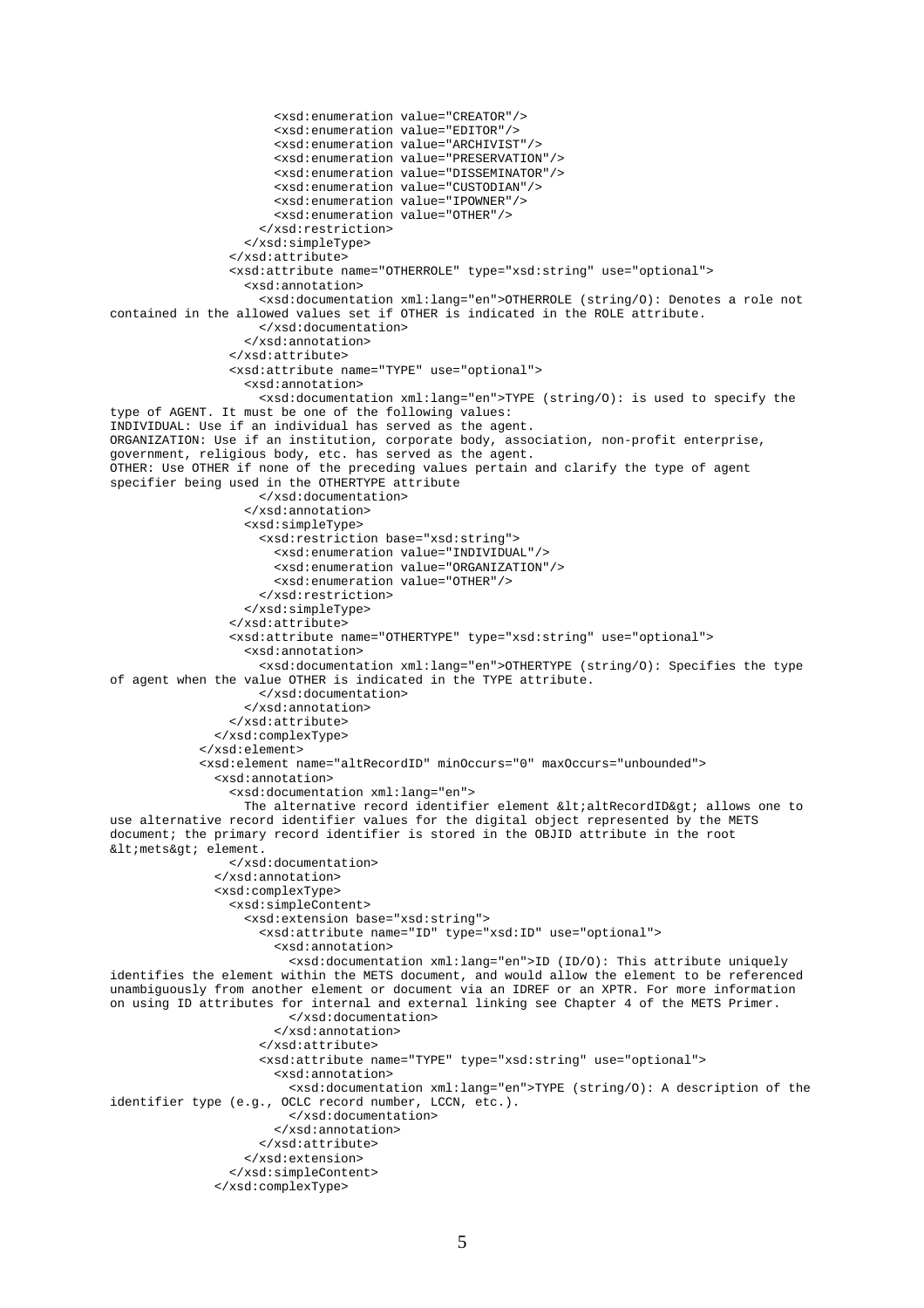```
                        <xsd:enumeration value="CREATOR"/>
                        <xsd:enumeration value="EDITOR"/>
                        <xsd:enumeration value="ARCHIVIST"/>
                        <xsd:enumeration value="PRESERVATION"/>
                        <xsd:enumeration value="DISSEMINATOR"/>
                        <xsd:enumeration value="CUSTODIAN"/>
                        <xsd:enumeration value="IPOWNER"/>
                        <xsd:enumeration value="OTHER"/>
                      </xsd:restriction>
                    </xsd:simpleType>
                  </xsd:attribute>
                  <xsd:attribute name="OTHERROLE" type="xsd:string" use="optional">
                    <xsd:annotation>
                      <xsd:documentation xml:lang="en">OTHERROLE (string/O): Denotes a role not
contained in the allowed values set if OTHER is indicated in the ROLE attribute.
                      </xsd:documentation>
                    </xsd:annotation>
                  </xsd:attribute>
                  <xsd:attribute name="TYPE" use="optional">
                    <xsd:annotation>
                      <xsd:documentation xml:lang="en">TYPE (string/O): is used to specify the
type of AGENT. It must be one of the following values:
INDIVIDUAL: Use if an individual has served as the agent.
ORGANIZATION: Use if an institution, corporate body, association, non-profit enterprise,
government, religious body, etc. has served as the agent.
OTHER: Use OTHER if none of the preceding values pertain and clarify the type of agent
specifier being used in the OTHERTYPE attribute
                      </xsd:documentation>
                    </xsd:annotation>
                    <xsd:simpleType>
                      <xsd:restriction base="xsd:string">
                        <xsd:enumeration value="INDIVIDUAL"/>
                        <xsd:enumeration value="ORGANIZATION"/>
                        <xsd:enumeration value="OTHER"/>
                      </xsd:restriction>
                    </xsd:simpleType>
                  </xsd:attribute>
                  <xsd:attribute name="OTHERTYPE" type="xsd:string" use="optional">
                    <xsd:annotation>
                      <xsd:documentation xml:lang="en">OTHERTYPE (string/O): Specifies the type
of agent when the value OTHER is indicated in the TYPE attribute.
                      </xsd:documentation>
                    </xsd:annotation>
                  </xsd:attribute>
                </xsd:complexType>
              </xsd:element>
              <xsd:element name="altRecordID" minOccurs="0" maxOccurs="unbounded">
                <xsd:annotation>
                  <xsd:documentation xml:lang="en">
                    The alternative record identifier element &lt;altRecordID&gt; allows one to
use alternative record identifier values for the digital object represented by the METS
document; the primary record identifier is stored in the OBJID attribute in the root
&lt;mets&gt; element.
                  </xsd:documentation>
                </xsd:annotation>
                <xsd:complexType>
                  <xsd:simpleContent>
                    <xsd:extension base="xsd:string">
                      <xsd:attribute name="ID" type="xsd:ID" use="optional">
                        <xsd:annotation>
                          <xsd:documentation xml:lang="en">ID (ID/O): This attribute uniquely
identifies the element within the METS document, and would allow the element to be referenced
unambiguously from another element or document via an IDREF or an XPTR. For more information
on using ID attributes for internal and external linking see Chapter 4 of the METS Primer.
                          </xsd:documentation>
                        </xsd:annotation>
                      </xsd:attribute>
                      <xsd:attribute name="TYPE" type="xsd:string" use="optional">
                        <xsd:annotation>
                          <xsd:documentation xml:lang="en">TYPE (string/O): A description of the
identifier type (e.g., OCLC record number, LCCN, etc.).
                          </xsd:documentation>
                        </xsd:annotation>
                      </xsd:attribute>
                    </xsd:extension>
                  </xsd:simpleContent>
                </xsd:complexType>
```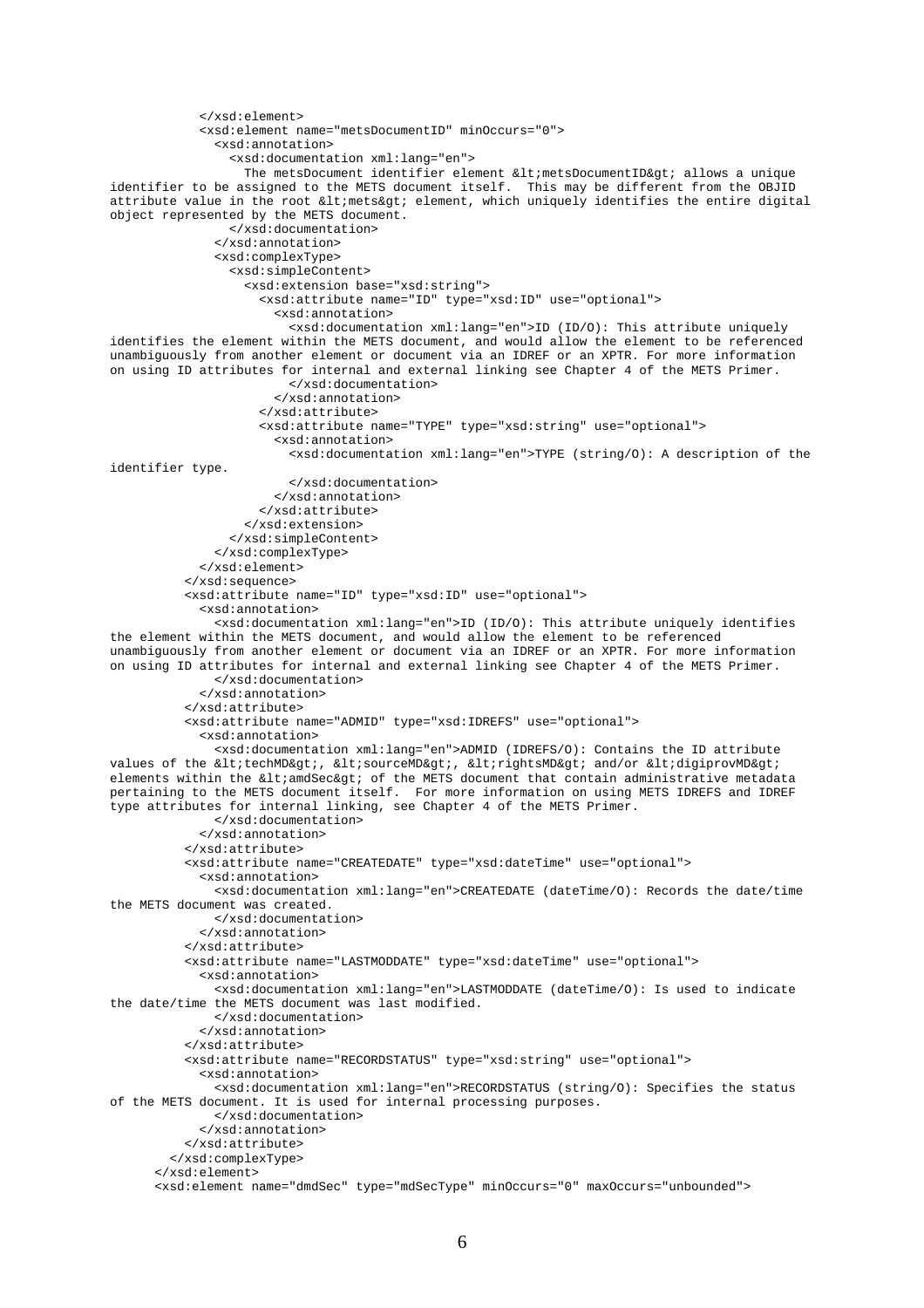```
            </xsd:element>
            <xsd:element name="metsDocumentID" minOccurs="0">
              <xsd:annotation>
                <xsd:documentation xml:lang="en">
                  The metsDocument identifier element &lt;metsDocumentID&gt; allows a unique
identifier to be assigned to the METS document itself.  This may be different from the OBJID
attribute value in the root &lt;mets&gt; element, which uniquely identifies the entire digital
object represented by the METS document.
                </xsd:documentation>
              </xsd:annotation>
              <xsd:complexType>
                <xsd:simpleContent>
                  <xsd:extension base="xsd:string">
                    <xsd:attribute name="ID" type="xsd:ID" use="optional">
                      <xsd:annotation>
                        <xsd:documentation xml:lang="en">ID (ID/O): This attribute uniquely
identifies the element within the METS document, and would allow the element to be referenced
unambiguously from another element or document via an IDREF or an XPTR. For more information
on using ID attributes for internal and external linking see Chapter 4 of the METS Primer.
                        </xsd:documentation>
                      </xsd:annotation>
                    </xsd:attribute>
                    <xsd:attribute name="TYPE" type="xsd:string" use="optional">
                      <xsd:annotation>
                        <xsd:documentation xml:lang="en">TYPE (string/O): A description of the
identifier type.
                        </xsd:documentation>
                      </xsd:annotation>
                    </xsd:attribute>
                  </xsd:extension>
                </xsd:simpleContent>
              </xsd:complexType>
            </xsd:element>
          </xsd:sequence>
          <xsd:attribute name="ID" type="xsd:ID" use="optional">
            <xsd:annotation>
              <xsd:documentation xml:lang="en">ID (ID/O): This attribute uniquely identifies
the element within the METS document, and would allow the element to be referenced
unambiguously from another element or document via an IDREF or an XPTR. For more information
on using ID attributes for internal and external linking see Chapter 4 of the METS Primer.
              </xsd:documentation>
            </xsd:annotation>
          </xsd:attribute>
          <xsd:attribute name="ADMID" type="xsd:IDREFS" use="optional">
            <xsd:annotation>
              <xsd:documentation xml:lang="en">ADMID (IDREFS/O): Contains the ID attribute
values of the &lt;techMD&gt;, &lt;sourceMD&gt;, &lt;rightsMD&gt; and/or &lt;digiprovMD&gt;
elements within the &lt;amdSec&gt; of the METS document that contain administrative metadata
pertaining to the METS document itself.  For more information on using METS IDREFS and IDREF
type attributes for internal linking, see Chapter 4 of the METS Primer.
              </xsd:documentation>
            </xsd:annotation>
          </xsd:attribute>
          <xsd:attribute name="CREATEDATE" type="xsd:dateTime" use="optional">
            <xsd:annotation>
              <xsd:documentation xml:lang="en">CREATEDATE (dateTime/O): Records the date/time
the METS document was created.
              </xsd:documentation>
            </xsd:annotation>
          </xsd:attribute>
          <xsd:attribute name="LASTMODDATE" type="xsd:dateTime" use="optional">
            <xsd:annotation>
              <xsd:documentation xml:lang="en">LASTMODDATE (dateTime/O): Is used to indicate
the date/time the METS document was last modified.
              </xsd:documentation>
            </xsd:annotation>
          </xsd:attribute>
          <xsd:attribute name="RECORDSTATUS" type="xsd:string" use="optional">
            <xsd:annotation>
              <xsd:documentation xml:lang="en">RECORDSTATUS (string/O): Specifies the status
of the METS document. It is used for internal processing purposes.
              </xsd:documentation>
            </xsd:annotation>
          </xsd:attribute>
        </xsd:complexType>
      </xsd:element>
      <xsd:element name="dmdSec" type="mdSecType" minOccurs="0" maxOccurs="unbounded">
```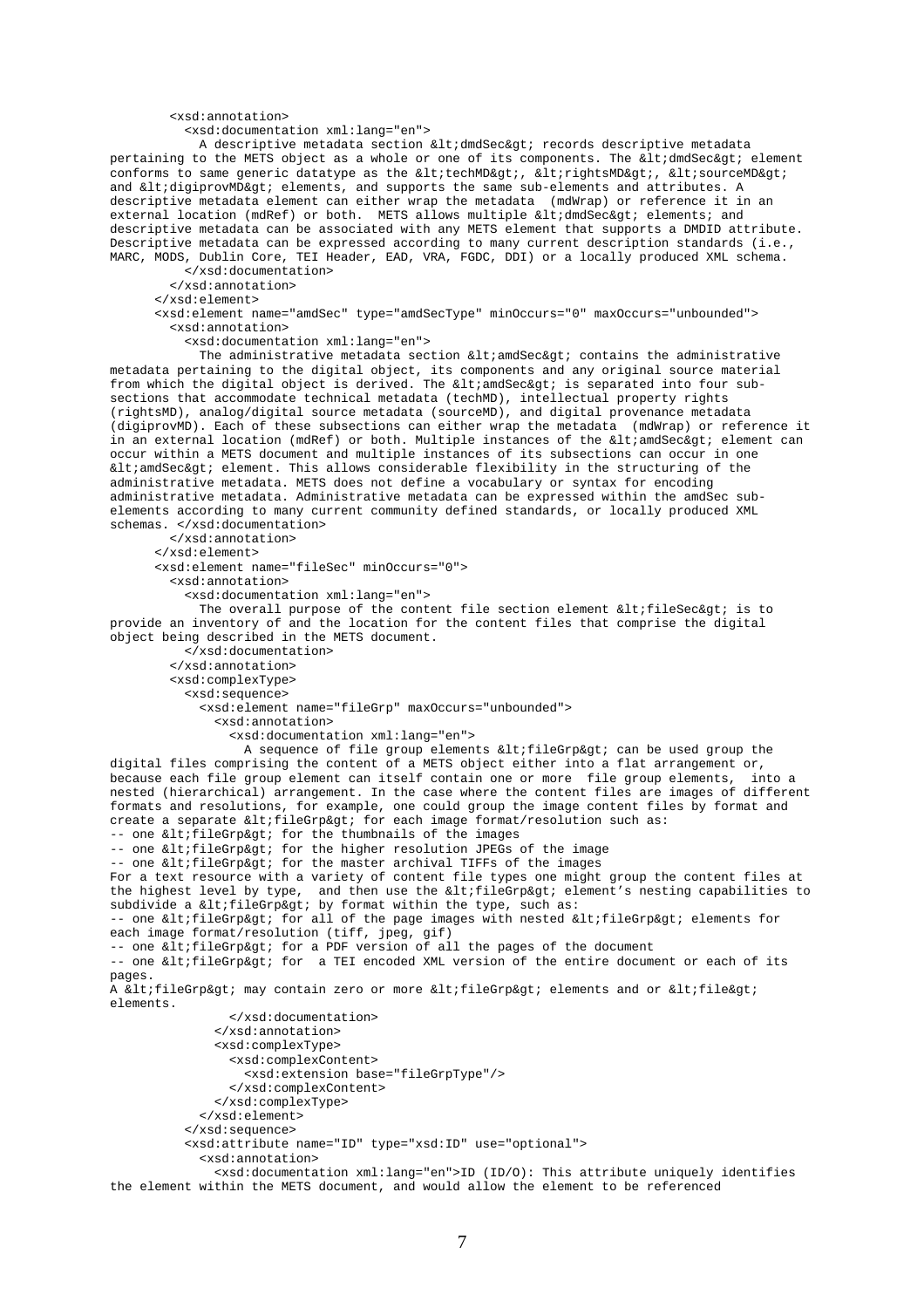```
        <xsd:annotation>
          <xsd:documentation xml:lang="en">
            A descriptive metadata section &lt;dmdSec&gt; records descriptive metadata
pertaining to the METS object as a whole or one of its components. The &lt;dmdSec&gt; element
conforms to same generic datatype as the &lt;techMD&gt;, &lt;rightsMD&gt;, &lt;sourceMD&gt;
and &lt;digiprovMD&gt; elements, and supports the same sub-elements and attributes. A
descriptive metadata element can either wrap the metadata  (mdWrap) or reference it in an
external location (mdRef) or both.  METS allows multiple &lt;dmdSec&gt; elements; and
descriptive metadata can be associated with any METS element that supports a DMDID attribute.
Descriptive metadata can be expressed according to many current description standards (i.e.,
MARC, MODS, Dublin Core, TEI Header, EAD, VRA, FGDC, DDI) or a locally produced XML schema.
          </xsd:documentation>
        </xsd:annotation>
      </xsd:element>
      <xsd:element name="amdSec" type="amdSecType" minOccurs="0" maxOccurs="unbounded">
        <xsd:annotation>
          <xsd:documentation xml:lang="en">
            The administrative metadata section &lt;amdSec&gt; contains the administrative
metadata pertaining to the digital object, its components and any original source material
from which the digital object is derived. The &lt;amdSec&gt; is separated into four sub-
sections that accommodate technical metadata (techMD), intellectual property rights
(rightsMD), analog/digital source metadata (sourceMD), and digital provenance metadata
(digiprovMD). Each of these subsections can either wrap the metadata  (mdWrap) or reference it
in an external location (mdRef) or both. Multiple instances of the &lt;amdSec&gt; element can
occur within a METS document and multiple instances of its subsections can occur in one
&lt;amdSec&gt; element. This allows considerable flexibility in the structuring of the
administrative metadata. METS does not define a vocabulary or syntax for encoding
administrative metadata. Administrative metadata can be expressed within the amdSec sub-
elements according to many current community defined standards, or locally produced XML
schemas. </xsd:documentation>
        </xsd:annotation>
      </xsd:element>
      <xsd:element name="fileSec" minOccurs="0">
        <xsd:annotation>
          <xsd:documentation xml:lang="en">
            The overall purpose of the content file section element &lt;fileSec&gt; is to
provide an inventory of and the location for the content files that comprise the digital
object being described in the METS document.
          </xsd:documentation>
        </xsd:annotation>
        <xsd:complexType>
          <xsd:sequence>
            <xsd:element name="fileGrp" maxOccurs="unbounded">
              <xsd:annotation>
                <xsd:documentation xml:lang="en">
                  A sequence of file group elements &lt;fileGrp&gt; can be used group the
digital files comprising the content of a METS object either into a flat arrangement or,
because each file group element can itself contain one or more  file group elements,  into a
nested (hierarchical) arrangement. In the case where the content files are images of different
formats and resolutions, for example, one could group the image content files by format and
create a separate &lt;fileGrp&gt; for each image format/resolution such as:
-- one &lt;fileGrp&gt; for the thumbnails of the images
-- one &lt;fileGrp&gt; for the higher resolution JPEGs of the image
-- one &lt;fileGrp&gt; for the master archival TIFFs of the images
For a text resource with a variety of content file types one might group the content files at
the highest level by type,  and then use the &lt;fileGrp&gt; element's nesting capabilities to
subdivide a &lt;fileGrp&gt; by format within the type, such as:
-- one &lt;fileGrp&gt; for all of the page images with nested &lt;fileGrp&gt; elements for
each image format/resolution (tiff, jpeg, gif)
-- one &lt;fileGrp&gt; for a PDF version of all the pages of the document
-- one &lt;fileGrp&gt; for  a TEI encoded XML version of the entire document or each of its
pages.
A &lt;fileGrp&gt; may contain zero or more &lt;fileGrp&gt; elements and or &lt;file&gt;
elements.
                </xsd:documentation>
              </xsd:annotation>
              <xsd:complexType>
                <xsd:complexContent>
                  <xsd:extension base="fileGrpType"/>
                </xsd:complexContent>
              </xsd:complexType>
            </xsd:element>
          </xsd:sequence>
          <xsd:attribute name="ID" type="xsd:ID" use="optional">
            <xsd:annotation>
              <xsd:documentation xml:lang="en">ID (ID/O): This attribute uniquely identifies
the element within the METS document, and would allow the element to be referenced
```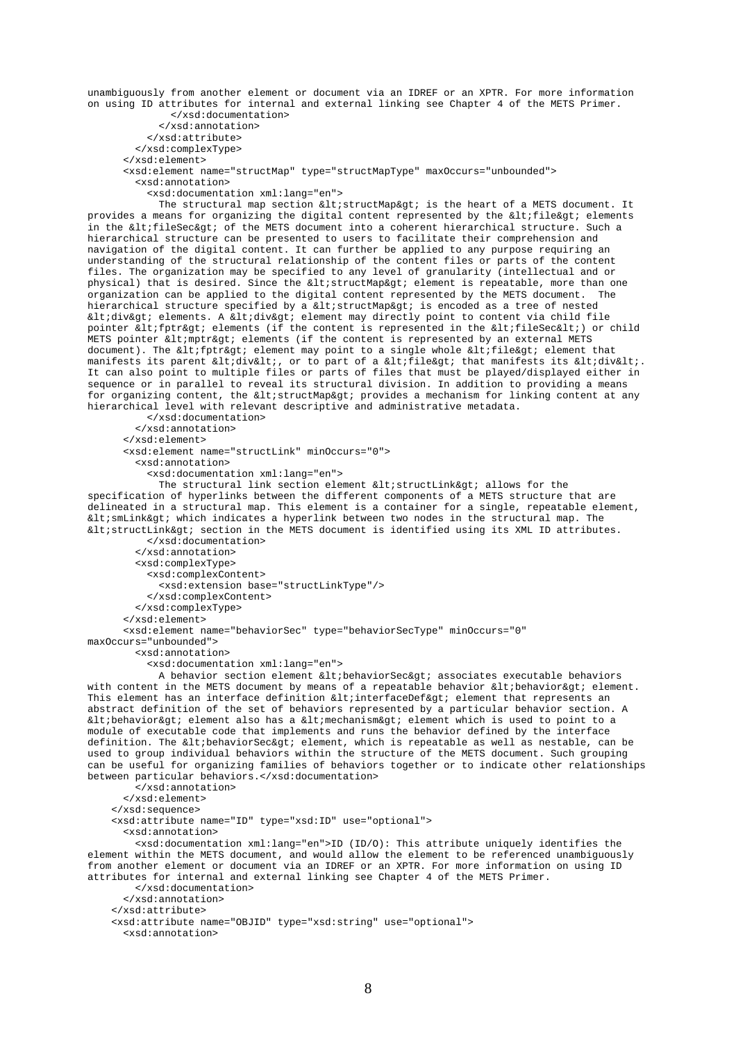```
unambiguously from another element or document via an IDREF or an XPTR. For more information
on using ID attributes for internal and external linking see Chapter 4 of the METS Primer.
              </xsd:documentation>
            </xsd:annotation>
          </xsd:attribute>
        </xsd:complexType>
      </xsd:element>
      <xsd:element name="structMap" type="structMapType" maxOccurs="unbounded">
        <xsd:annotation>
          <xsd:documentation xml:lang="en">
            The structural map section &lt;structMap&gt; is the heart of a METS document. It
provides a means for organizing the digital content represented by the &lt;file&gt; elements
in the &lt;fileSec&gt; of the METS document into a coherent hierarchical structure. Such a
hierarchical structure can be presented to users to facilitate their comprehension and
navigation of the digital content. It can further be applied to any purpose requiring an
understanding of the structural relationship of the content files or parts of the content
files. The organization may be specified to any level of granularity (intellectual and or
physical) that is desired. Since the &lt;structMap&gt; element is repeatable, more than one
organization can be applied to the digital content represented by the METS document.  The
hierarchical structure specified by a &lt;structMap&gt; is encoded as a tree of nested
&lt;div&gt; elements. A &lt;div&gt; element may directly point to content via child file
pointer &lt;fptr&gt; elements (if the content is represented in the &lt;fileSec&lt;) or child
METS pointer &lt;mptr&gt; elements (if the content is represented by an external METS
document). The &lt;fptr&gt; element may point to a single whole &lt;file&gt; element that
manifests its parent &lt;div&lt;, or to part of a &lt;file&gt; that manifests its &lt;div&lt;.
It can also point to multiple files or parts of files that must be played/displayed either in
sequence or in parallel to reveal its structural division. In addition to providing a means
for organizing content, the &lt;structMap&gt; provides a mechanism for linking content at any
hierarchical level with relevant descriptive and administrative metadata.
          </xsd:documentation>
        </xsd:annotation>
      </xsd:element>
      <xsd:element name="structLink" minOccurs="0">
        <xsd:annotation>
          <xsd:documentation xml:lang="en">
            The structural link section element &lt;structLink&gt; allows for the
specification of hyperlinks between the different components of a METS structure that are
delineated in a structural map. This element is a container for a single, repeatable element,
&lt;smLink&gt; which indicates a hyperlink between two nodes in the structural map. The
&lt;structLink&gt; section in the METS document is identified using its XML ID attributes.
          </xsd:documentation>
        </xsd:annotation>
        <xsd:complexType>
          <xsd:complexContent>
            <xsd:extension base="structLinkType"/>
          </xsd:complexContent>
        </xsd:complexType>
      </xsd:element>
      <xsd:element name="behaviorSec" type="behaviorSecType" minOccurs="0"
maxOccurs="unbounded">
        <xsd:annotation>
          <xsd:documentation xml:lang="en">
            A behavior section element &lt;behaviorSec&gt; associates executable behaviors
with content in the METS document by means of a repeatable behavior &lt;behavior&gt; element.
This element has an interface definition &lt;interfaceDef&gt; element that represents an
abstract definition of the set of behaviors represented by a particular behavior section. A
&lt;behavior&gt; element also has a &lt;mechanism&gt; element which is used to point to a
module of executable code that implements and runs the behavior defined by the interface
definition. The &lt;behaviorSec&gt; element, which is repeatable as well as nestable, can be
used to group individual behaviors within the structure of the METS document. Such grouping
can be useful for organizing families of behaviors together or to indicate other relationships
between particular behaviors.</xsd:documentation>
        </xsd:annotation>
      </xsd:element>
    </xsd:sequence>
    <xsd:attribute name="ID" type="xsd:ID" use="optional">
      <xsd:annotation>
        <xsd:documentation xml:lang="en">ID (ID/O): This attribute uniquely identifies the
element within the METS document, and would allow the element to be referenced unambiguously
from another element or document via an IDREF or an XPTR. For more information on using ID
attributes for internal and external linking see Chapter 4 of the METS Primer.
        </xsd:documentation>
      </xsd:annotation>
    </xsd:attribute>
    <xsd:attribute name="OBJID" type="xsd:string" use="optional">
      <xsd:annotation>
```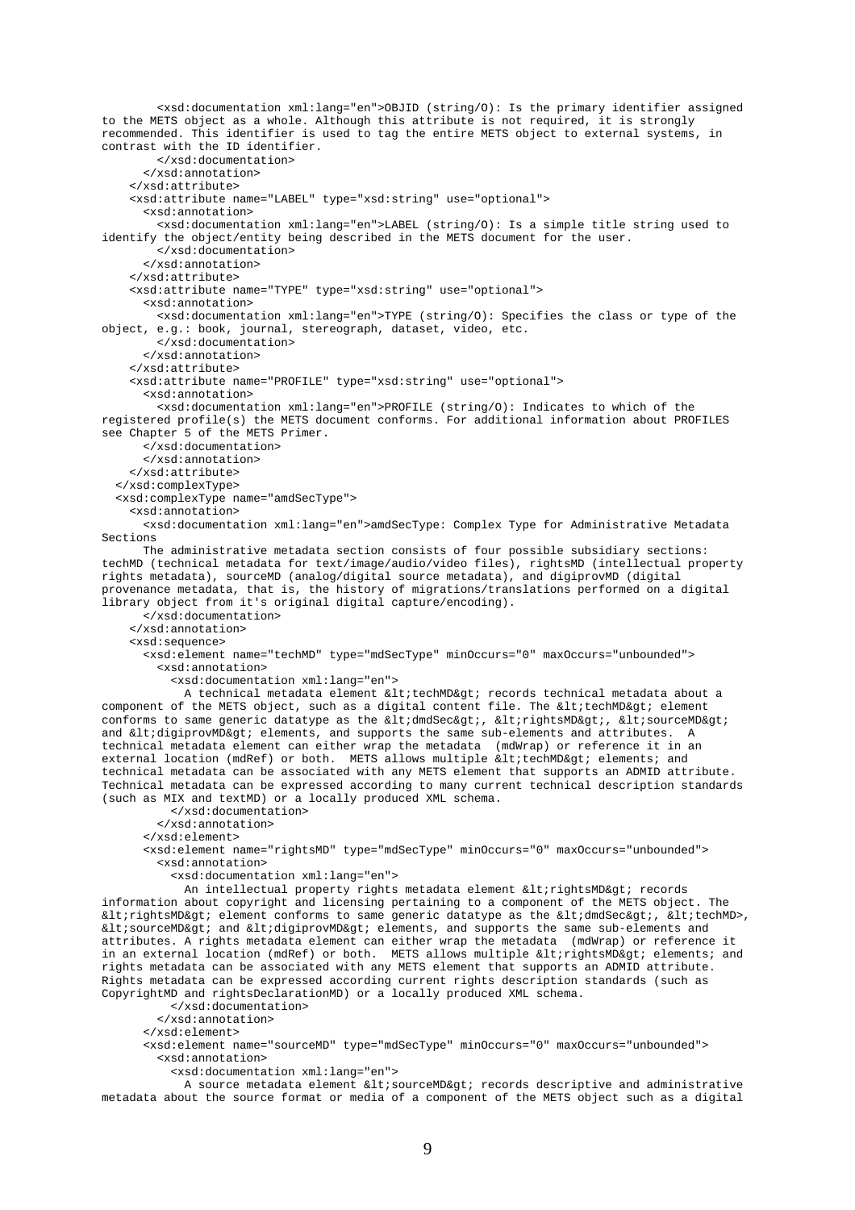```
        <xsd:documentation xml:lang="en">OBJID (string/O): Is the primary identifier assigned
to the METS object as a whole. Although this attribute is not required, it is strongly
recommended. This identifier is used to tag the entire METS object to external systems, in
contrast with the ID identifier.
        </xsd:documentation>
      </xsd:annotation>
    </xsd:attribute>
    <xsd:attribute name="LABEL" type="xsd:string" use="optional">
      <xsd:annotation>
        <xsd:documentation xml:lang="en">LABEL (string/O): Is a simple title string used to
identify the object/entity being described in the METS document for the user.
        </xsd:documentation>
      </xsd:annotation>
    </xsd:attribute>
    <xsd:attribute name="TYPE" type="xsd:string" use="optional">
      <xsd:annotation>
        <xsd:documentation xml:lang="en">TYPE (string/O): Specifies the class or type of the
object, e.g.: book, journal, stereograph, dataset, video, etc.
        </xsd:documentation>
      </xsd:annotation>
    </xsd:attribute>
    <xsd:attribute name="PROFILE" type="xsd:string" use="optional">
      <xsd:annotation>
        <xsd:documentation xml:lang="en">PROFILE (string/O): Indicates to which of the
registered profile(s) the METS document conforms. For additional information about PROFILES
see Chapter 5 of the METS Primer.
      </xsd:documentation>
      </xsd:annotation>
    </xsd:attribute>
  </xsd:complexType>
  <xsd:complexType name="amdSecType">
    <xsd:annotation>
      <xsd:documentation xml:lang="en">amdSecType: Complex Type for Administrative Metadata
Sections
      The administrative metadata section consists of four possible subsidiary sections:
techMD (technical metadata for text/image/audio/video files), rightsMD (intellectual property
rights metadata), sourceMD (analog/digital source metadata), and digiprovMD (digital
provenance metadata, that is, the history of migrations/translations performed on a digital
library object from it's original digital capture/encoding).
      </xsd:documentation>
    </xsd:annotation>
    <xsd:sequence>
      <xsd:element name="techMD" type="mdSecType" minOccurs="0" maxOccurs="unbounded">
        <xsd:annotation>
          <xsd:documentation xml:lang="en">
            A technical metadata element &lt;techMD&gt; records technical metadata about a
component of the METS object, such as a digital content file. The &lt;techMD&gt; element
conforms to same generic datatype as the &lt;dmdSec&gt;, &lt;rightsMD&gt;, &lt;sourceMD&gt;
and &lt;digiprovMD&gt; elements, and supports the same sub-elements and attributes.  A
technical metadata element can either wrap the metadata  (mdWrap) or reference it in an
external location (mdRef) or both.  METS allows multiple &lt;techMD&gt; elements; and
technical metadata can be associated with any METS element that supports an ADMID attribute.
Technical metadata can be expressed according to many current technical description standards
(such as MIX and textMD) or a locally produced XML schema.
          </xsd:documentation>
        </xsd:annotation>
      </xsd:element>
      <xsd:element name="rightsMD" type="mdSecType" minOccurs="0" maxOccurs="unbounded">
        <xsd:annotation>
          <xsd:documentation xml:lang="en">
            An intellectual property rights metadata element &lt;rightsMD&gt; records
information about copyright and licensing pertaining to a component of the METS object. The
&lt;rightsMD&gt; element conforms to same generic datatype as the &lt;dmdSec&gt;, &lt;techMD>,
&lt;sourceMD&gt; and &lt;digiprovMD&gt; elements, and supports the same sub-elements and
attributes. A rights metadata element can either wrap the metadata  (mdWrap) or reference it
in an external location (mdRef) or both.  METS allows multiple &lt;rightsMD&gt; elements; and
rights metadata can be associated with any METS element that supports an ADMID attribute.
Rights metadata can be expressed according current rights description standards (such as
CopyrightMD and rightsDeclarationMD) or a locally produced XML schema.
          </xsd:documentation>
        </xsd:annotation>
      </xsd:element>
      <xsd:element name="sourceMD" type="mdSecType" minOccurs="0" maxOccurs="unbounded">
        <xsd:annotation>
          <xsd:documentation xml:lang="en">
            A source metadata element &lt;sourceMD&gt; records descriptive and administrative
metadata about the source format or media of a component of the METS object such as a digital
```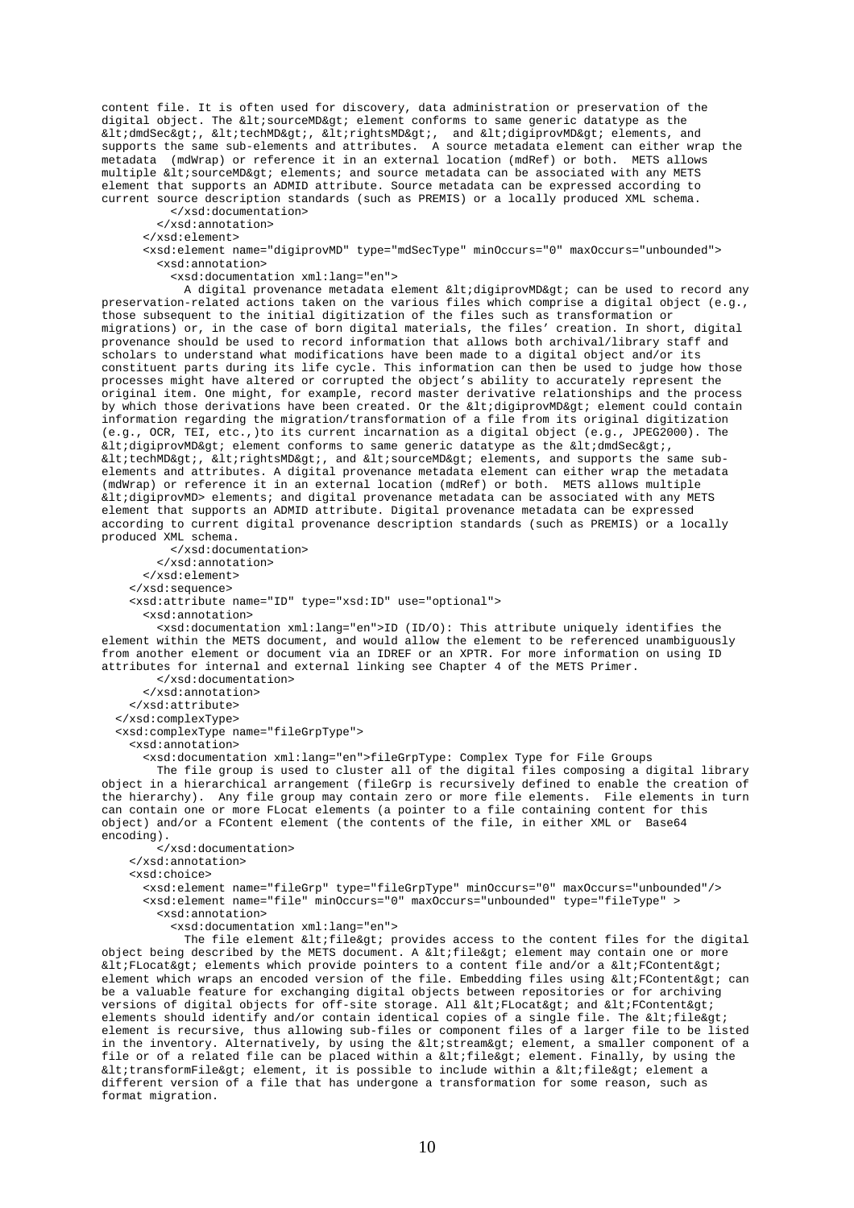```
content file. It is often used for discovery, data administration or preservation of the
digital object. The &lt;sourceMD&gt; element conforms to same generic datatype as the
&lt;dmdSec&gt;, &lt;techMD&gt;, &lt;rightsMD&gt;,  and &lt;digiprovMD&gt; elements, and
supports the same sub-elements and attributes.  A source metadata element can either wrap the
metadata  (mdWrap) or reference it in an external location (mdRef) or both.  METS allows
multiple &lt;sourceMD&gt; elements; and source metadata can be associated with any METS
element that supports an ADMID attribute. Source metadata can be expressed according to
current source description standards (such as PREMIS) or a locally produced XML schema.
          </xsd:documentation>
        </xsd:annotation>
      </xsd:element>
      <xsd:element name="digiprovMD" type="mdSecType" minOccurs="0" maxOccurs="unbounded">
        <xsd:annotation>
          <xsd:documentation xml:lang="en">
            A digital provenance metadata element &lt;digiprovMD&gt; can be used to record any
preservation-related actions taken on the various files which comprise a digital object (e.g.,
those subsequent to the initial digitization of the files such as transformation or
migrations) or, in the case of born digital materials, the files’ creation. In short, digital
provenance should be used to record information that allows both archival/library staff and
scholars to understand what modifications have been made to a digital object and/or its
constituent parts during its life cycle. This information can then be used to judge how those
processes might have altered or corrupted the object’s ability to accurately represent the
original item. One might, for example, record master derivative relationships and the process
by which those derivations have been created. Or the &lt;digiprovMD&gt; element could contain
information regarding the migration/transformation of a file from its original digitization
(e.g., OCR, TEI, etc.,)to its current incarnation as a digital object (e.g., JPEG2000). The
&lt;digiprovMD&gt; element conforms to same generic datatype as the &lt;dmdSec&gt;,
&lt;techMD&gt;, &lt;rightsMD&gt;, and &lt;sourceMD&gt; elements, and supports the same sub-
elements and attributes. A digital provenance metadata element can either wrap the metadata
(mdWrap) or reference it in an external location (mdRef) or both.  METS allows multiple
&lt;digiprovMD> elements; and digital provenance metadata can be associated with any METS
element that supports an ADMID attribute. Digital provenance metadata can be expressed
according to current digital provenance description standards (such as PREMIS) or a locally
produced XML schema.
          </xsd:documentation>
        </xsd:annotation>
      </xsd:element>
    </xsd:sequence>
    <xsd:attribute name="ID" type="xsd:ID" use="optional">
      <xsd:annotation>
        <xsd:documentation xml:lang="en">ID (ID/O): This attribute uniquely identifies the
element within the METS document, and would allow the element to be referenced unambiguously
from another element or document via an IDREF or an XPTR. For more information on using ID
attributes for internal and external linking see Chapter 4 of the METS Primer.
        </xsd:documentation>
      </xsd:annotation>
    </xsd:attribute>
  </xsd:complexType>
  <xsd:complexType name="fileGrpType">
    <xsd:annotation>
      <xsd:documentation xml:lang="en">fileGrpType: Complex Type for File Groups
        The file group is used to cluster all of the digital files composing a digital library
object in a hierarchical arrangement (fileGrp is recursively defined to enable the creation of
the hierarchy).  Any file group may contain zero or more file elements.  File elements in turn
can contain one or more FLocat elements (a pointer to a file containing content for this
object) and/or a FContent element (the contents of the file, in either XML or  Base64
encoding).
        </xsd:documentation>
    </xsd:annotation>
    <xsd:choice>
      <xsd:element name="fileGrp" type="fileGrpType" minOccurs="0" maxOccurs="unbounded"/>
      <xsd:element name="file" minOccurs="0" maxOccurs="unbounded" type="fileType" >
        <xsd:annotation>
          <xsd:documentation xml:lang="en">
            The file element &lt;file&gt; provides access to the content files for the digital
object being described by the METS document. A &lt;file&gt; element may contain one or more
&lt;FLocat&gt; elements which provide pointers to a content file and/or a &lt;FContent&gt;
element which wraps an encoded version of the file. Embedding files using &lt;FContent&gt; can
be a valuable feature for exchanging digital objects between repositories or for archiving
versions of digital objects for off-site storage. All &lt;FLocat&gt; and &lt;FContent&gt;
elements should identify and/or contain identical copies of a single file. The &lt;file&gt;
element is recursive, thus allowing sub-files or component files of a larger file to be listed
in the inventory. Alternatively, by using the &lt;stream&gt; element, a smaller component of a
file or of a related file can be placed within a &lt;file&gt; element. Finally, by using the
&lt;transformFile&gt; element, it is possible to include within a &lt;file&gt; element a
different version of a file that has undergone a transformation for some reason, such as
format migration.
```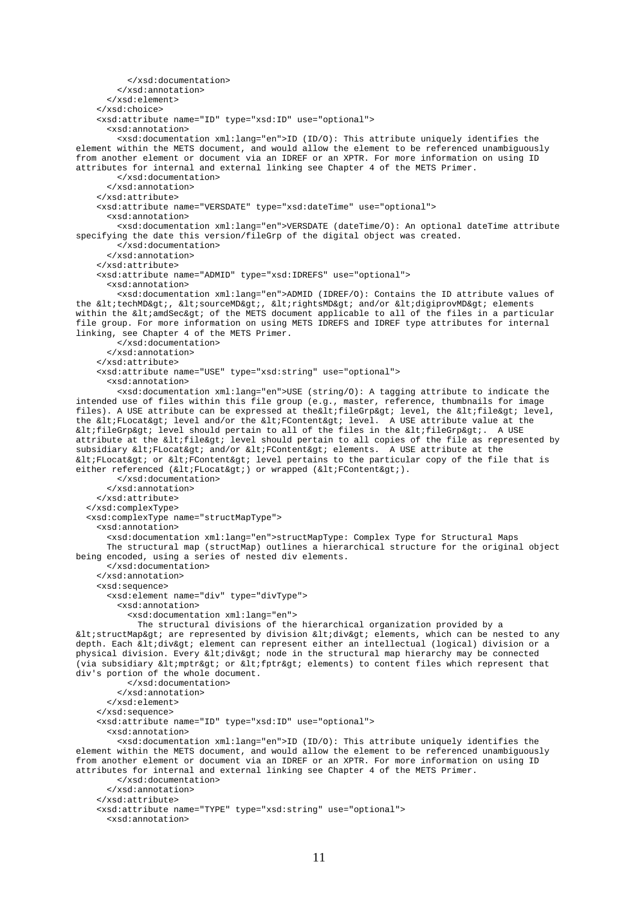```
          </xsd:documentation>
        </xsd:annotation>
      </xsd:element>
    </xsd:choice>
    <xsd:attribute name="ID" type="xsd:ID" use="optional">
      <xsd:annotation>
        <xsd:documentation xml:lang="en">ID (ID/O): This attribute uniquely identifies the
element within the METS document, and would allow the element to be referenced unambiguously
from another element or document via an IDREF or an XPTR. For more information on using ID
attributes for internal and external linking see Chapter 4 of the METS Primer.
        </xsd:documentation>
      </xsd:annotation>
    </xsd:attribute>
    <xsd:attribute name="VERSDATE" type="xsd:dateTime" use="optional">
      <xsd:annotation>
        <xsd:documentation xml:lang="en">VERSDATE (dateTime/O): An optional dateTime attribute
specifying the date this version/fileGrp of the digital object was created.
        </xsd:documentation>
      </xsd:annotation>
    </xsd:attribute>
    <xsd:attribute name="ADMID" type="xsd:IDREFS" use="optional">
      <xsd:annotation>
        <xsd:documentation xml:lang="en">ADMID (IDREF/O): Contains the ID attribute values of
the &lt;techMD&gt;, &lt;sourceMD&gt;, &lt;rightsMD&gt; and/or &lt;digiprovMD&gt; elements
within the &lt;amdSec&gt; of the METS document applicable to all of the files in a particular
file group. For more information on using METS IDREFS and IDREF type attributes for internal
linking, see Chapter 4 of the METS Primer.
        </xsd:documentation>
      </xsd:annotation>
    </xsd:attribute>
    <xsd:attribute name="USE" type="xsd:string" use="optional">
      <xsd:annotation>
        <xsd:documentation xml:lang="en">USE (string/O): A tagging attribute to indicate the
intended use of files within this file group (e.g., master, reference, thumbnails for image
files). A USE attribute can be expressed at the&lt;fileGrp&gt; level, the &lt;file&gt; level,
the &lt;FLocat&gt; level and/or the &lt;FContent&gt; level.  A USE attribute value at the
&lt;fileGrp&gt; level should pertain to all of the files in the &lt;fileGrp&gt;.  A USE
attribute at the &lt;file&gt; level should pertain to all copies of the file as represented by
subsidiary &lt;FLocat&gt; and/or &lt;FContent&gt; elements.  A USE attribute at the
&lt;FLocat&gt; or &lt;FContent&gt; level pertains to the particular copy of the file that is
either referenced (&lt;FLocat&gt;) or wrapped (&lt;FContent&gt;).
        </xsd:documentation>
      </xsd:annotation>
    </xsd:attribute>
  </xsd:complexType>
  <xsd:complexType name="structMapType">
    <xsd:annotation>
      <xsd:documentation xml:lang="en">structMapType: Complex Type for Structural Maps
      The structural map (structMap) outlines a hierarchical structure for the original object
being encoded, using a series of nested div elements.
      </xsd:documentation>
    </xsd:annotation>
    <xsd:sequence>
      <xsd:element name="div" type="divType">
        <xsd:annotation>
          <xsd:documentation xml:lang="en">
            The structural divisions of the hierarchical organization provided by a
&lt;structMap&gt; are represented by division &lt;div&gt; elements, which can be nested to any
depth. Each &lt;div&gt; element can represent either an intellectual (logical) division or a
physical division. Every &lt;div&gt; node in the structural map hierarchy may be connected
(via subsidiary &lt;mptr&gt; or &lt;fptr&gt; elements) to content files which represent that
div's portion of the whole document.
          </xsd:documentation>
        </xsd:annotation>
      </xsd:element>
    </xsd:sequence>
    <xsd:attribute name="ID" type="xsd:ID" use="optional">
      <xsd:annotation>
        <xsd:documentation xml:lang="en">ID (ID/O): This attribute uniquely identifies the
element within the METS document, and would allow the element to be referenced unambiguously
from another element or document via an IDREF or an XPTR. For more information on using ID
attributes for internal and external linking see Chapter 4 of the METS Primer.
        </xsd:documentation>
      </xsd:annotation>
    </xsd:attribute>
    <xsd:attribute name="TYPE" type="xsd:string" use="optional">
      <xsd:annotation>
```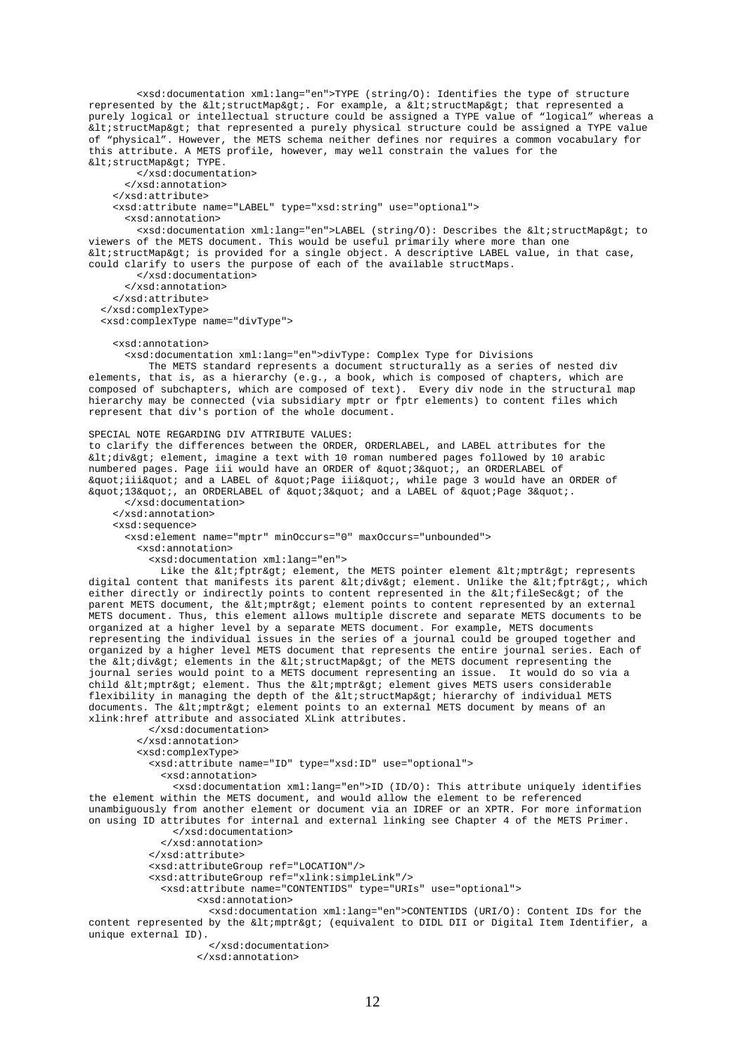```
        <xsd:documentation xml:lang="en">TYPE (string/O): Identifies the type of structure
represented by the &lt;structMap&gt;. For example, a &lt;structMap&gt; that represented a
purely logical or intellectual structure could be assigned a TYPE value of “logical” whereas a
&lt;structMap&gt; that represented a purely physical structure could be assigned a TYPE value
of “physical”. However, the METS schema neither defines nor requires a common vocabulary for
this attribute. A METS profile, however, may well constrain the values for the
&lt;structMap&gt; TYPE.
        </xsd:documentation>
      </xsd:annotation>
    </xsd:attribute>
    <xsd:attribute name="LABEL" type="xsd:string" use="optional">
      <xsd:annotation>
        <xsd:documentation xml:lang="en">LABEL (string/O): Describes the &lt;structMap&gt; to
viewers of the METS document. This would be useful primarily where more than one
&lt;structMap&gt; is provided for a single object. A descriptive LABEL value, in that case,
could clarify to users the purpose of each of the available structMaps.
        </xsd:documentation>
      </xsd:annotation>
    </xsd:attribute>
  </xsd:complexType>
  <xsd:complexType name="divType">

    <xsd:annotation>
      <xsd:documentation xml:lang="en">divType: Complex Type for Divisions
          The METS standard represents a document structurally as a series of nested div
elements, that is, as a hierarchy (e.g., a book, which is composed of chapters, which are
composed of subchapters, which are composed of text).  Every div node in the structural map
hierarchy may be connected (via subsidiary mptr or fptr elements) to content files which
represent that div's portion of the whole document.

SPECIAL NOTE REGARDING DIV ATTRIBUTE VALUES:
to clarify the differences between the ORDER, ORDERLABEL, and LABEL attributes for the
&lt;div&gt; element, imagine a text with 10 roman numbered pages followed by 10 arabic
numbered pages. Page iii would have an ORDER of &quot;3&quot;, an ORDERLABEL of
&quot;iii&quot; and a LABEL of &quot;Page iii&quot;, while page 3 would have an ORDER of
&quot;13&quot;, an ORDERLABEL of &quot;3&quot; and a LABEL of &quot;Page 3&quot;.
      </xsd:documentation>
    </xsd:annotation>
    <xsd:sequence>
      <xsd:element name="mptr" minOccurs="0" maxOccurs="unbounded">
        <xsd:annotation>
          <xsd:documentation xml:lang="en">
            Like the &lt;fptr&gt; element, the METS pointer element &lt;mptr&gt; represents
digital content that manifests its parent &lt;div&gt; element. Unlike the &lt;fptr&gt;, which
either directly or indirectly points to content represented in the &lt;fileSec&gt; of the
parent METS document, the &lt;mptr&gt; element points to content represented by an external
METS document. Thus, this element allows multiple discrete and separate METS documents to be
organized at a higher level by a separate METS document. For example, METS documents
representing the individual issues in the series of a journal could be grouped together and
organized by a higher level METS document that represents the entire journal series. Each of
the &lt;div&gt; elements in the &lt;structMap&gt; of the METS document representing the
journal series would point to a METS document representing an issue.  It would do so via a
child &lt;mptr&gt; element. Thus the &lt;mptr&gt; element gives METS users considerable
flexibility in managing the depth of the &lt;structMap&gt; hierarchy of individual METS
documents. The &lt;mptr&gt; element points to an external METS document by means of an
xlink:href attribute and associated XLink attributes.
          </xsd:documentation>
        </xsd:annotation>
        <xsd:complexType>
          <xsd:attribute name="ID" type="xsd:ID" use="optional">
            <xsd:annotation>
              <xsd:documentation xml:lang="en">ID (ID/O): This attribute uniquely identifies
the element within the METS document, and would allow the element to be referenced
unambiguously from another element or document via an IDREF or an XPTR. For more information
on using ID attributes for internal and external linking see Chapter 4 of the METS Primer.
              </xsd:documentation>
            </xsd:annotation>
          </xsd:attribute>
          <xsd:attributeGroup ref="LOCATION"/>
          <xsd:attributeGroup ref="xlink:simpleLink"/>
            <xsd:attribute name="CONTENTIDS" type="URIs" use="optional">
                  <xsd:annotation>
                    <xsd:documentation xml:lang="en">CONTENTIDS (URI/O): Content IDs for the
content represented by the &lt;mptr&gt; (equivalent to DIDL DII or Digital Item Identifier, a
unique external ID).
                    </xsd:documentation>
                  </xsd:annotation>
```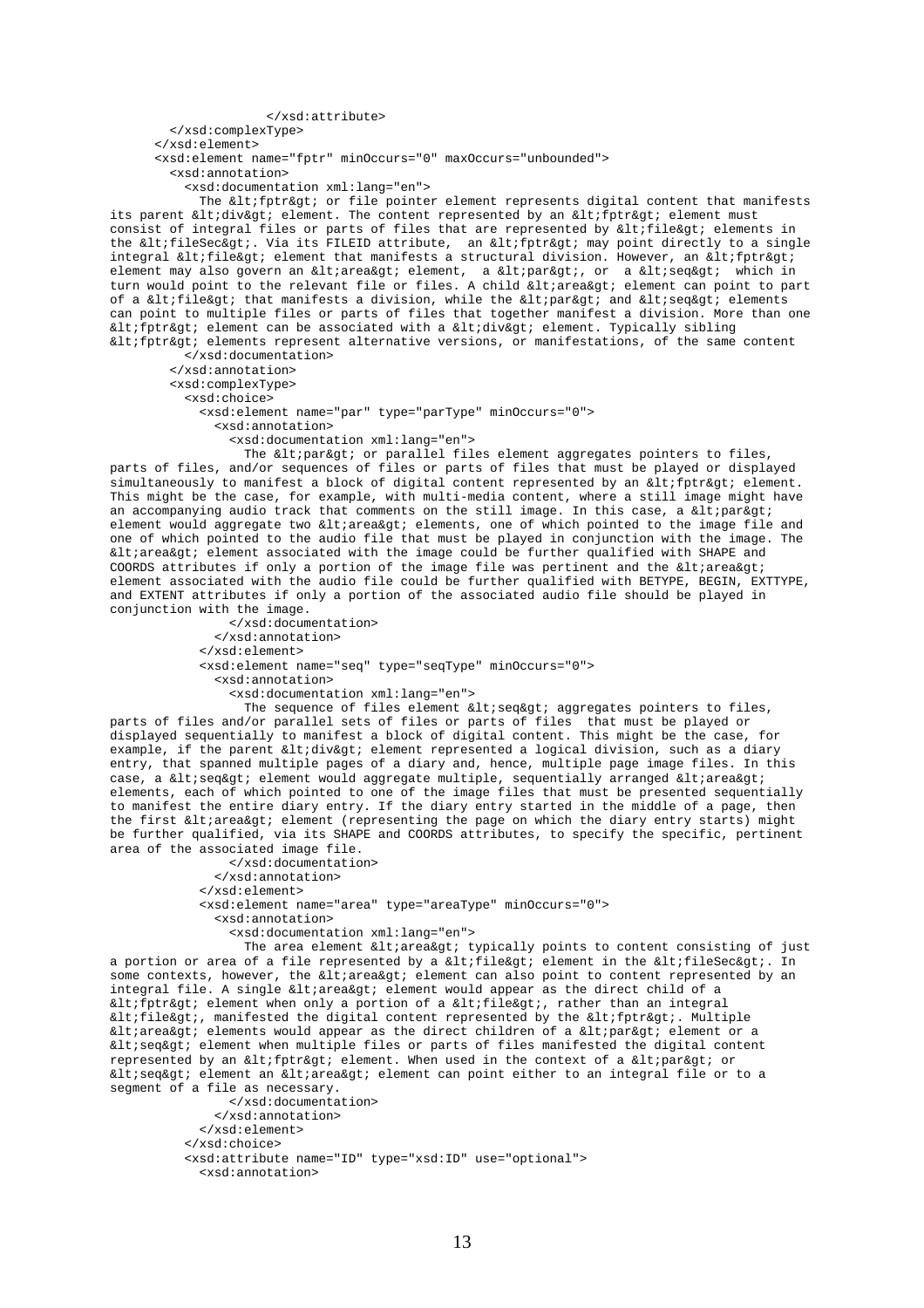```
                    </xsd:attribute>
        </xsd:complexType>
      </xsd:element>
      <xsd:element name="fptr" minOccurs="0" maxOccurs="unbounded">
        <xsd:annotation>
          <xsd:documentation xml:lang="en">
            The &lt;fptr&gt; or file pointer element represents digital content that manifests
its parent &lt;div&gt; element. The content represented by an &lt;fptr&gt; element must
consist of integral files or parts of files that are represented by &lt;file&gt; elements in
the &lt;fileSec&gt;. Via its FILEID attribute,  an &lt;fptr&gt; may point directly to a single
integral &lt;file&gt; element that manifests a structural division. However, an &lt;fptr&gt;
element may also govern an &lt;area&gt; element,  a &lt;par&gt;, or  a &lt;seq&gt;  which in
turn would point to the relevant file or files. A child &lt;area&gt; element can point to part
of a &lt;file&gt; that manifests a division, while the &lt;par&gt; and &lt;seq&gt; elements
can point to multiple files or parts of files that together manifest a division. More than one
&lt;fptr&gt; element can be associated with a &lt;div&gt; element. Typically sibling
&lt;fptr&gt; elements represent alternative versions, or manifestations, of the same content
          </xsd:documentation>
        </xsd:annotation>
        <xsd:complexType>
          <xsd:choice>
            <xsd:element name="par" type="parType" minOccurs="0">
              <xsd:annotation>
                <xsd:documentation xml:lang="en">
                  The &lt;par&gt; or parallel files element aggregates pointers to files,
parts of files, and/or sequences of files or parts of files that must be played or displayed
simultaneously to manifest a block of digital content represented by an &lt;fptr&gt; element.
This might be the case, for example, with multi-media content, where a still image might have
an accompanying audio track that comments on the still image. In this case, a &lt;par&gt;
element would aggregate two &lt;area&gt; elements, one of which pointed to the image file and
one of which pointed to the audio file that must be played in conjunction with the image. The
&lt;area&gt; element associated with the image could be further qualified with SHAPE and
COORDS attributes if only a portion of the image file was pertinent and the &lt;area&gt;
element associated with the audio file could be further qualified with BETYPE, BEGIN, EXTTYPE,
and EXTENT attributes if only a portion of the associated audio file should be played in
conjunction with the image.
                </xsd:documentation>
              </xsd:annotation>
            </xsd:element>
            <xsd:element name="seq" type="seqType" minOccurs="0">
              <xsd:annotation>
                <xsd:documentation xml:lang="en">
                  The sequence of files element &lt;seq&gt; aggregates pointers to files,
parts of files and/or parallel sets of files or parts of files  that must be played or
displayed sequentially to manifest a block of digital content. This might be the case, for
example, if the parent &lt;div&gt; element represented a logical division, such as a diary
entry, that spanned multiple pages of a diary and, hence, multiple page image files. In this
case, a &lt;seq&gt; element would aggregate multiple, sequentially arranged &lt;area&gt;
elements, each of which pointed to one of the image files that must be presented sequentially
to manifest the entire diary entry. If the diary entry started in the middle of a page, then
the first &lt;area&gt; element (representing the page on which the diary entry starts) might
be further qualified, via its SHAPE and COORDS attributes, to specify the specific, pertinent
area of the associated image file.
                </xsd:documentation>
              </xsd:annotation>
            </xsd:element>
            <xsd:element name="area" type="areaType" minOccurs="0">
              <xsd:annotation>
                <xsd:documentation xml:lang="en">
                  The area element &lt;area&gt; typically points to content consisting of just
a portion or area of a file represented by a &lt;file&gt; element in the &lt;fileSec&gt;. In
some contexts, however, the &lt;area&gt; element can also point to content represented by an
integral file. A single &lt;area&gt; element would appear as the direct child of a
&lt;fptr&gt; element when only a portion of a &lt;file&gt;, rather than an integral
&lt;file&gt;, manifested the digital content represented by the &lt;fptr&gt;. Multiple
&lt;area&gt; elements would appear as the direct children of a &lt;par&gt; element or a
&lt;seq&gt; element when multiple files or parts of files manifested the digital content
represented by an &lt;fptr&gt; element. When used in the context of a &lt;par&gt; or
&lt;seq&gt; element an &lt;area&gt; element can point either to an integral file or to a
segment of a file as necessary.
                </xsd:documentation>
              </xsd:annotation>
            </xsd:element>
          </xsd:choice>
          <xsd:attribute name="ID" type="xsd:ID" use="optional">
            <xsd:annotation>
```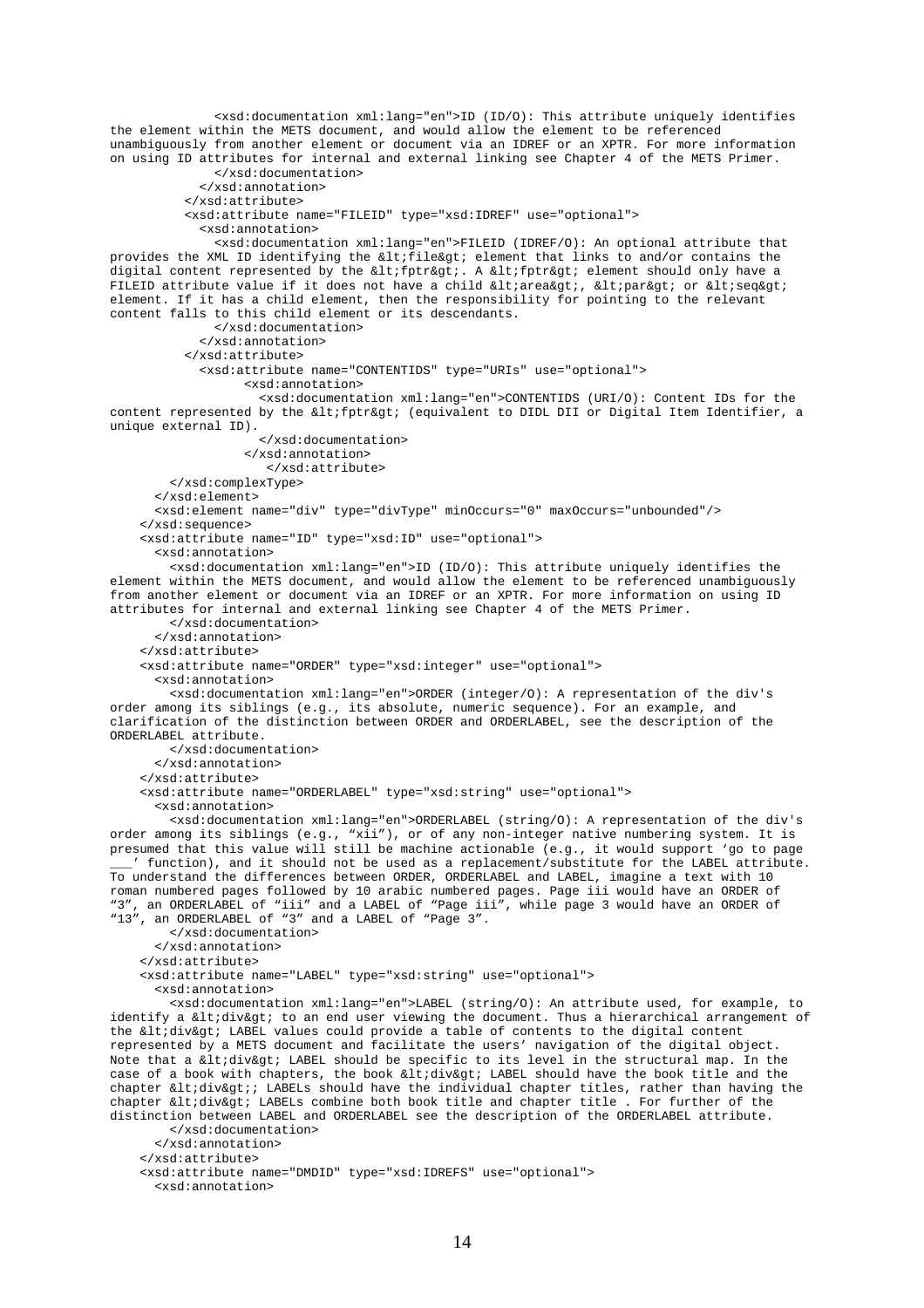```
              <xsd:documentation xml:lang="en">ID (ID/O): This attribute uniquely identifies
the element within the METS document, and would allow the element to be referenced
unambiguously from another element or document via an IDREF or an XPTR. For more information
on using ID attributes for internal and external linking see Chapter 4 of the METS Primer.
              </xsd:documentation>
            </xsd:annotation>
          </xsd:attribute>
          <xsd:attribute name="FILEID" type="xsd:IDREF" use="optional">
            <xsd:annotation>
              <xsd:documentation xml:lang="en">FILEID (IDREF/O): An optional attribute that
provides the XML ID identifying the &lt;file&gt; element that links to and/or contains the
digital content represented by the &lt;fptr&gt;. A &lt;fptr&gt; element should only have a
FILEID attribute value if it does not have a child &lt;area&gt;, &lt;par&gt; or &lt;seq&gt;
element. If it has a child element, then the responsibility for pointing to the relevant
content falls to this child element or its descendants.
              </xsd:documentation>
            </xsd:annotation>
          </xsd:attribute>
            <xsd:attribute name="CONTENTIDS" type="URIs" use="optional">
                  <xsd:annotation>
                    <xsd:documentation xml:lang="en">CONTENTIDS (URI/O): Content IDs for the
content represented by the &lt;fptr&gt; (equivalent to DIDL DII or Digital Item Identifier, a
unique external ID).
                    </xsd:documentation>
                  </xsd:annotation>
                    </xsd:attribute>
        </xsd:complexType>
      </xsd:element>
      <xsd:element name="div" type="divType" minOccurs="0" maxOccurs="unbounded"/>
    </xsd:sequence>
    <xsd:attribute name="ID" type="xsd:ID" use="optional">
      <xsd:annotation>
        <xsd:documentation xml:lang="en">ID (ID/O): This attribute uniquely identifies the
element within the METS document, and would allow the element to be referenced unambiguously
from another element or document via an IDREF or an XPTR. For more information on using ID
attributes for internal and external linking see Chapter 4 of the METS Primer.
        </xsd:documentation>
      </xsd:annotation>
    </xsd:attribute>
    <xsd:attribute name="ORDER" type="xsd:integer" use="optional">
      <xsd:annotation>
        <xsd:documentation xml:lang="en">ORDER (integer/O): A representation of the div's
order among its siblings (e.g., its absolute, numeric sequence). For an example, and
clarification of the distinction between ORDER and ORDERLABEL, see the description of the
ORDERLABEL attribute.
        </xsd:documentation>
      </xsd:annotation>
    </xsd:attribute>
    <xsd:attribute name="ORDERLABEL" type="xsd:string" use="optional">
      <xsd:annotation>
        <xsd:documentation xml:lang="en">ORDERLABEL (string/O): A representation of the div's
order among its siblings (e.g., “xii”), or of any non-integer native numbering system. It is
presumed that this value will still be machine actionable (e.g., it would support ‘go to page
___’ function), and it should not be used as a replacement/substitute for the LABEL attribute.
To understand the differences between ORDER, ORDERLABEL and LABEL, imagine a text with 10
roman numbered pages followed by 10 arabic numbered pages. Page iii would have an ORDER of
“3”, an ORDERLABEL of “iii” and a LABEL of “Page iii”, while page 3 would have an ORDER of
“13”, an ORDERLABEL of “3” and a LABEL of “Page 3”.
        </xsd:documentation>
      </xsd:annotation>
    </xsd:attribute>
    <xsd:attribute name="LABEL" type="xsd:string" use="optional">
      <xsd:annotation>
        <xsd:documentation xml:lang="en">LABEL (string/O): An attribute used, for example, to
identify a &lt;div&gt; to an end user viewing the document. Thus a hierarchical arrangement of
the &lt;div&gt; LABEL values could provide a table of contents to the digital content
represented by a METS document and facilitate the users’ navigation of the digital object.
Note that a &lt;div&gt; LABEL should be specific to its level in the structural map. In the
case of a book with chapters, the book &lt;div&gt; LABEL should have the book title and the
chapter &lt;div&gt;; LABELs should have the individual chapter titles, rather than having the
chapter &lt;div&gt; LABELs combine both book title and chapter title . For further of the
distinction between LABEL and ORDERLABEL see the description of the ORDERLABEL attribute.
        </xsd:documentation>
      </xsd:annotation>
    </xsd:attribute>
    <xsd:attribute name="DMDID" type="xsd:IDREFS" use="optional">
      <xsd:annotation>
```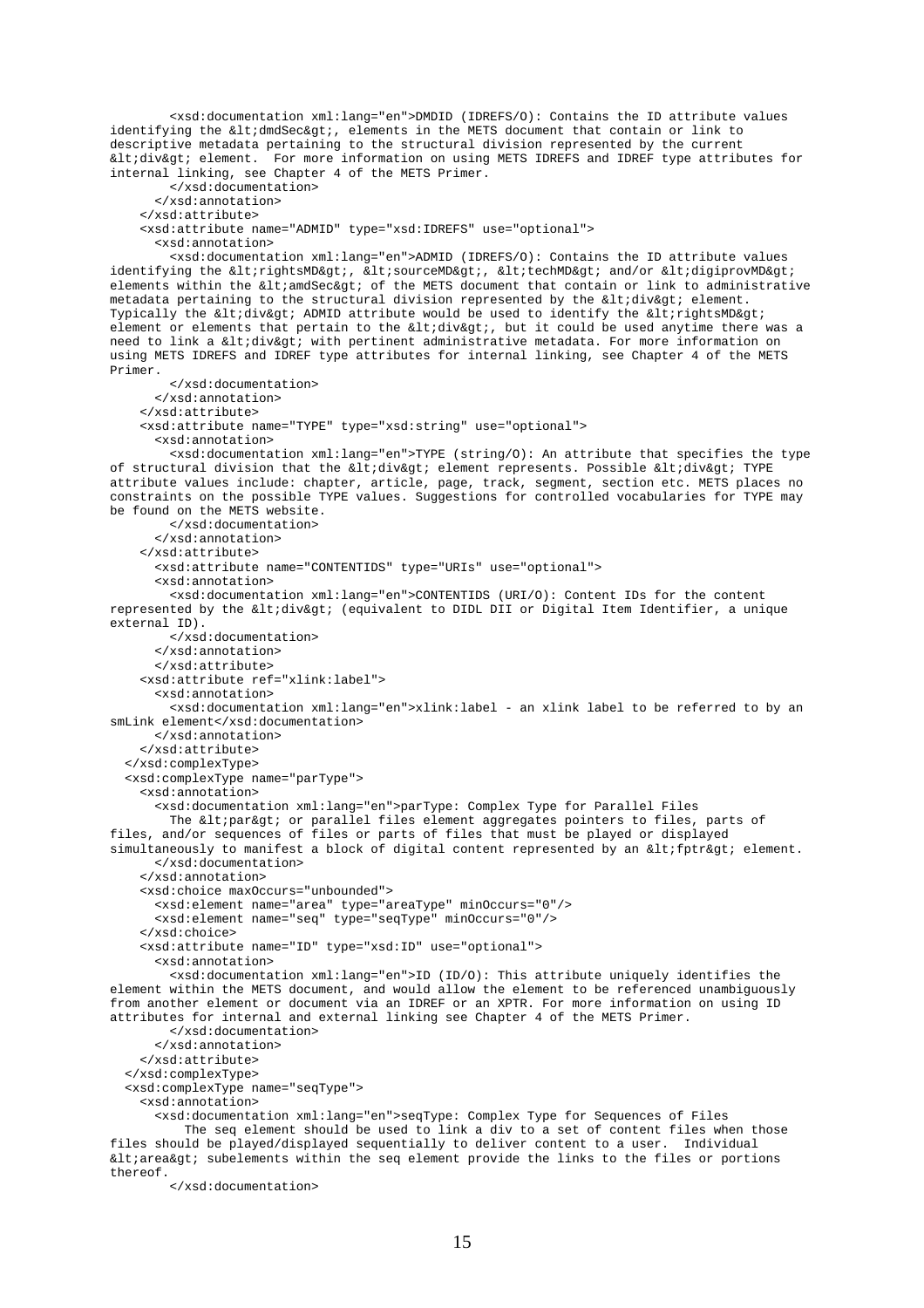```
        <xsd:documentation xml:lang="en">DMDID (IDREFS/O): Contains the ID attribute values
identifying the &lt;dmdSec&gt;, elements in the METS document that contain or link to
descriptive metadata pertaining to the structural division represented by the current
&lt;div&gt; element.  For more information on using METS IDREFS and IDREF type attributes for
internal linking, see Chapter 4 of the METS Primer.
        </xsd:documentation>
      </xsd:annotation>
    </xsd:attribute>
    <xsd:attribute name="ADMID" type="xsd:IDREFS" use="optional">
      <xsd:annotation>
        <xsd:documentation xml:lang="en">ADMID (IDREFS/O): Contains the ID attribute values
identifying the &lt;rightsMD&gt;, &lt;sourceMD&gt;, &lt;techMD&gt; and/or &lt;digiprovMD&gt;
elements within the &lt;amdSec&gt; of the METS document that contain or link to administrative
metadata pertaining to the structural division represented by the &lt;div&gt; element.
Typically the &lt;div&gt; ADMID attribute would be used to identify the &lt;rightsMD&gt;
element or elements that pertain to the &lt;div&gt;, but it could be used anytime there was a
need to link a &lt;div&gt; with pertinent administrative metadata. For more information on
using METS IDREFS and IDREF type attributes for internal linking, see Chapter 4 of the METS
Primer.
        </xsd:documentation>
      </xsd:annotation>
    </xsd:attribute>
    <xsd:attribute name="TYPE" type="xsd:string" use="optional">
      <xsd:annotation>
        <xsd:documentation xml:lang="en">TYPE (string/O): An attribute that specifies the type
of structural division that the &lt;div&gt; element represents. Possible &lt;div&gt; TYPE
attribute values include: chapter, article, page, track, segment, section etc. METS places no
constraints on the possible TYPE values. Suggestions for controlled vocabularies for TYPE may
be found on the METS website.
        </xsd:documentation>
      </xsd:annotation>
    </xsd:attribute>
      <xsd:attribute name="CONTENTIDS" type="URIs" use="optional">
      <xsd:annotation>
        <xsd:documentation xml:lang="en">CONTENTIDS (URI/O): Content IDs for the content
represented by the &lt;div&gt; (equivalent to DIDL DII or Digital Item Identifier, a unique
external ID).
        </xsd:documentation>
      </xsd:annotation>
      </xsd:attribute>
    <xsd:attribute ref="xlink:label">
      <xsd:annotation>
        <xsd:documentation xml:lang="en">xlink:label - an xlink label to be referred to by an
smLink element</xsd:documentation>
      </xsd:annotation>
    </xsd:attribute>
  </xsd:complexType>
  <xsd:complexType name="parType">
    <xsd:annotation>
      <xsd:documentation xml:lang="en">parType: Complex Type for Parallel Files
        The &lt;par&gt; or parallel files element aggregates pointers to files, parts of
files, and/or sequences of files or parts of files that must be played or displayed
simultaneously to manifest a block of digital content represented by an &lt;fptr&gt; element.
      </xsd:documentation>
    </xsd:annotation>
    <xsd:choice maxOccurs="unbounded">
      <xsd:element name="area" type="areaType" minOccurs="0"/>
      <xsd:element name="seq" type="seqType" minOccurs="0"/>
    </xsd:choice>
    <xsd:attribute name="ID" type="xsd:ID" use="optional">
      <xsd:annotation>
        <xsd:documentation xml:lang="en">ID (ID/O): This attribute uniquely identifies the
element within the METS document, and would allow the element to be referenced unambiguously
from another element or document via an IDREF or an XPTR. For more information on using ID
attributes for internal and external linking see Chapter 4 of the METS Primer.
        </xsd:documentation>
      </xsd:annotation>
    </xsd:attribute>
  </xsd:complexType>
  <xsd:complexType name="seqType">
    <xsd:annotation>
      <xsd:documentation xml:lang="en">seqType: Complex Type for Sequences of Files
          The seq element should be used to link a div to a set of content files when those
files should be played/displayed sequentially to deliver content to a user.  Individual
&lt;area&gt; subelements within the seq element provide the links to the files or portions
thereof.
        </xsd:documentation>
```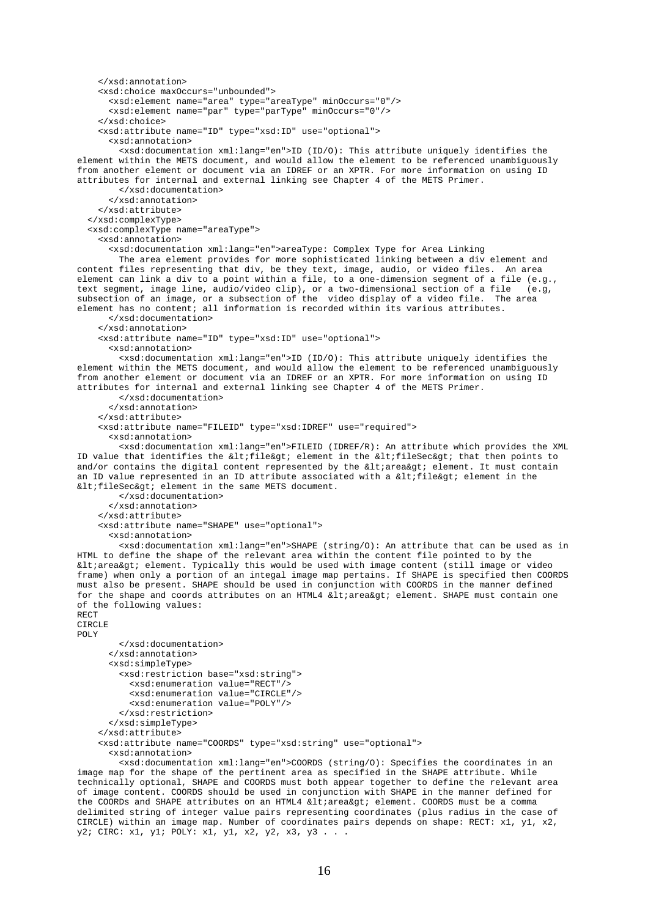```
    </xsd:annotation>
    <xsd:choice maxOccurs="unbounded">
      <xsd:element name="area" type="areaType" minOccurs="0"/>
      <xsd:element name="par" type="parType" minOccurs="0"/>
    </xsd:choice>
    <xsd:attribute name="ID" type="xsd:ID" use="optional">
      <xsd:annotation>
        <xsd:documentation xml:lang="en">ID (ID/O): This attribute uniquely identifies the
element within the METS document, and would allow the element to be referenced unambiguously
from another element or document via an IDREF or an XPTR. For more information on using ID
attributes for internal and external linking see Chapter 4 of the METS Primer.
        </xsd:documentation>
      </xsd:annotation>
    </xsd:attribute>
  </xsd:complexType>
  <xsd:complexType name="areaType">
    <xsd:annotation>
      <xsd:documentation xml:lang="en">areaType: Complex Type for Area Linking
        The area element provides for more sophisticated linking between a div element and
content files representing that div, be they text, image, audio, or video files.  An area
element can link a div to a point within a file, to a one-dimension segment of a file (e.g.,
text segment, image line, audio/video clip), or a two-dimensional section of a file   (e.g,
subsection of an image, or a subsection of the  video display of a video file.  The area
element has no content; all information is recorded within its various attributes.
      </xsd:documentation>
    </xsd:annotation>
    <xsd:attribute name="ID" type="xsd:ID" use="optional">
      <xsd:annotation>
        <xsd:documentation xml:lang="en">ID (ID/O): This attribute uniquely identifies the
element within the METS document, and would allow the element to be referenced unambiguously
from another element or document via an IDREF or an XPTR. For more information on using ID
attributes for internal and external linking see Chapter 4 of the METS Primer.
        </xsd:documentation>
      </xsd:annotation>
    </xsd:attribute>
    <xsd:attribute name="FILEID" type="xsd:IDREF" use="required">
      <xsd:annotation>
        <xsd:documentation xml:lang="en">FILEID (IDREF/R): An attribute which provides the XML
ID value that identifies the &lt;file&gt; element in the &lt;fileSec&gt; that then points to
and/or contains the digital content represented by the &lt;area&gt; element. It must contain
an ID value represented in an ID attribute associated with a &lt;file&gt; element in the
&lt;fileSec&gt; element in the same METS document.
        </xsd:documentation>
      </xsd:annotation>
    </xsd:attribute>
    <xsd:attribute name="SHAPE" use="optional">
      <xsd:annotation>
        <xsd:documentation xml:lang="en">SHAPE (string/O): An attribute that can be used as in
HTML to define the shape of the relevant area within the content file pointed to by the
&lt;area&gt; element. Typically this would be used with image content (still image or video
frame) when only a portion of an integal image map pertains. If SHAPE is specified then COORDS
must also be present. SHAPE should be used in conjunction with COORDS in the manner defined
for the shape and coords attributes on an HTML4 &lt;area&gt; element. SHAPE must contain one
of the following values:
RECT
CIRCLE
POLY
        </xsd:documentation>
      </xsd:annotation>
      <xsd:simpleType>
        <xsd:restriction base="xsd:string">
          <xsd:enumeration value="RECT"/>
          <xsd:enumeration value="CIRCLE"/>
          <xsd:enumeration value="POLY"/>
        </xsd:restriction>
      </xsd:simpleType>
    </xsd:attribute>
    <xsd:attribute name="COORDS" type="xsd:string" use="optional">
      <xsd:annotation>
        <xsd:documentation xml:lang="en">COORDS (string/O): Specifies the coordinates in an
image map for the shape of the pertinent area as specified in the SHAPE attribute. While
technically optional, SHAPE and COORDS must both appear together to define the relevant area
of image content. COORDS should be used in conjunction with SHAPE in the manner defined for
the COORDs and SHAPE attributes on an HTML4 &lt;area&gt; element. COORDS must be a comma
delimited string of integer value pairs representing coordinates (plus radius in the case of
CIRCLE) within an image map. Number of coordinates pairs depends on shape: RECT: x1, y1, x2,
y2; CIRC: x1, y1; POLY: x1, y1, x2, y2, x3, y3 . . .
```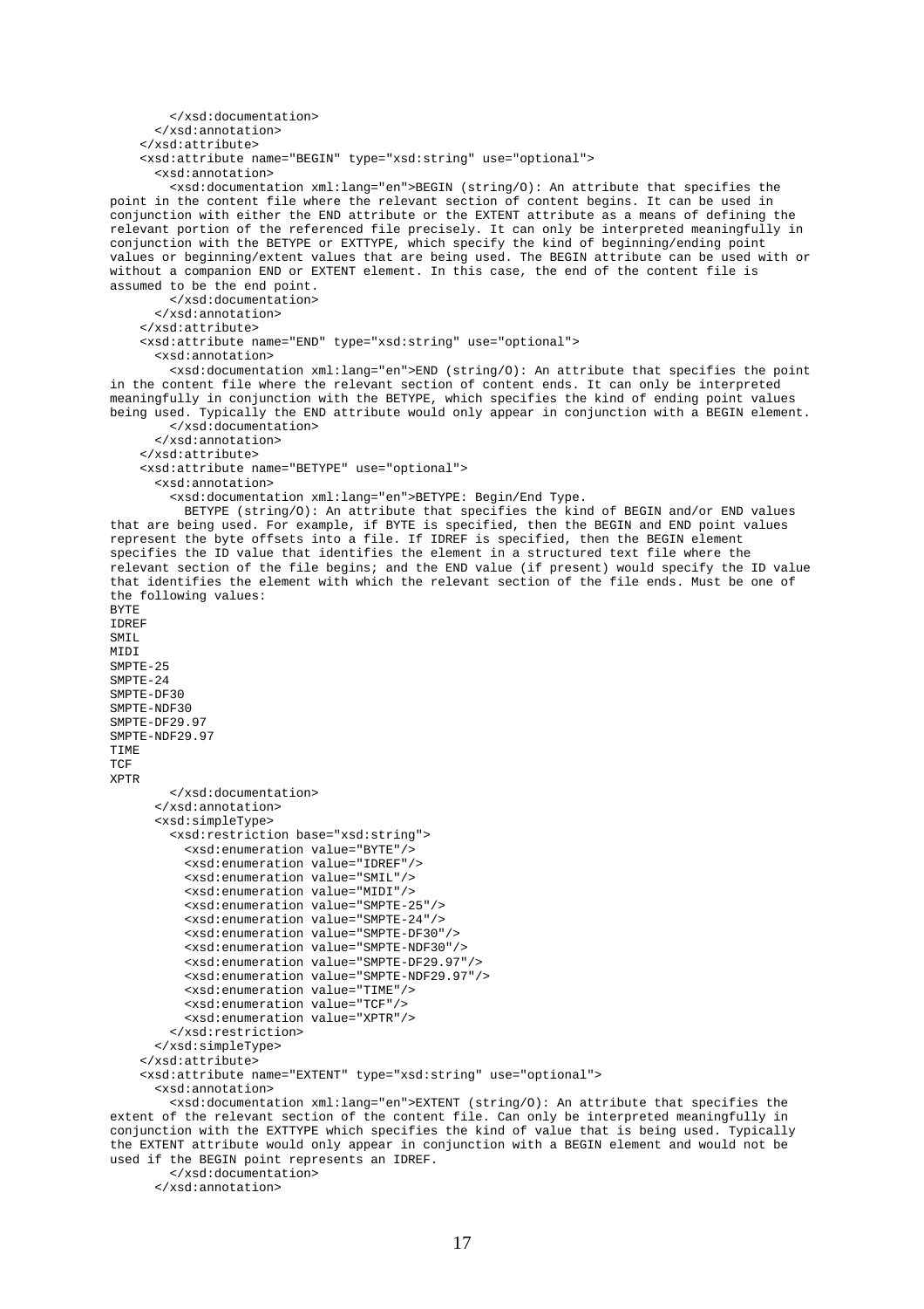```
        </xsd:documentation>
      </xsd:annotation>
    </xsd:attribute>
    <xsd:attribute name="BEGIN" type="xsd:string" use="optional">
      <xsd:annotation>
        <xsd:documentation xml:lang="en">BEGIN (string/O): An attribute that specifies the
point in the content file where the relevant section of content begins. It can be used in
conjunction with either the END attribute or the EXTENT attribute as a means of defining the
relevant portion of the referenced file precisely. It can only be interpreted meaningfully in
conjunction with the BETYPE or EXTTYPE, which specify the kind of beginning/ending point
values or beginning/extent values that are being used. The BEGIN attribute can be used with or
without a companion END or EXTENT element. In this case, the end of the content file is
assumed to be the end point.
        </xsd:documentation>
      </xsd:annotation>
    </xsd:attribute>
    <xsd:attribute name="END" type="xsd:string" use="optional">
      <xsd:annotation>
        <xsd:documentation xml:lang="en">END (string/O): An attribute that specifies the point
in the content file where the relevant section of content ends. It can only be interpreted
meaningfully in conjunction with the BETYPE, which specifies the kind of ending point values
being used. Typically the END attribute would only appear in conjunction with a BEGIN element.
        </xsd:documentation>
      </xsd:annotation>
    </xsd:attribute>
    <xsd:attribute name="BETYPE" use="optional">
      <xsd:annotation>
        <xsd:documentation xml:lang="en">BETYPE: Begin/End Type.
          BETYPE (string/O): An attribute that specifies the kind of BEGIN and/or END values
that are being used. For example, if BYTE is specified, then the BEGIN and END point values
represent the byte offsets into a file. If IDREF is specified, then the BEGIN element
specifies the ID value that identifies the element in a structured text file where the
relevant section of the file begins; and the END value (if present) would specify the ID value
that identifies the element with which the relevant section of the file ends. Must be one of
the following values:
BYTE
IDREF
SMIL
MIDI
SMPTE-25
SMPTE-24
SMPTE-DF30
SMPTE-NDF30
SMPTE-DF29.97
SMPTE-NDF29.97
TIME
TCF
XPTR
        </xsd:documentation>
      </xsd:annotation>
      <xsd:simpleType>
        <xsd:restriction base="xsd:string">
          <xsd:enumeration value="BYTE"/>
          <xsd:enumeration value="IDREF"/>
          <xsd:enumeration value="SMIL"/>
          <xsd:enumeration value="MIDI"/>
          <xsd:enumeration value="SMPTE-25"/>
          <xsd:enumeration value="SMPTE-24"/>
          <xsd:enumeration value="SMPTE-DF30"/>
          <xsd:enumeration value="SMPTE-NDF30"/>
          <xsd:enumeration value="SMPTE-DF29.97"/>
          <xsd:enumeration value="SMPTE-NDF29.97"/>
          <xsd:enumeration value="TIME"/>
          <xsd:enumeration value="TCF"/>
          <xsd:enumeration value="XPTR"/>
        </xsd:restriction>
      </xsd:simpleType>
    </xsd:attribute>
    <xsd:attribute name="EXTENT" type="xsd:string" use="optional">
      <xsd:annotation>
        <xsd:documentation xml:lang="en">EXTENT (string/O): An attribute that specifies the
extent of the relevant section of the content file. Can only be interpreted meaningfully in
conjunction with the EXTTYPE which specifies the kind of value that is being used. Typically
the EXTENT attribute would only appear in conjunction with a BEGIN element and would not be
used if the BEGIN point represents an IDREF.
        </xsd:documentation>
      </xsd:annotation>
```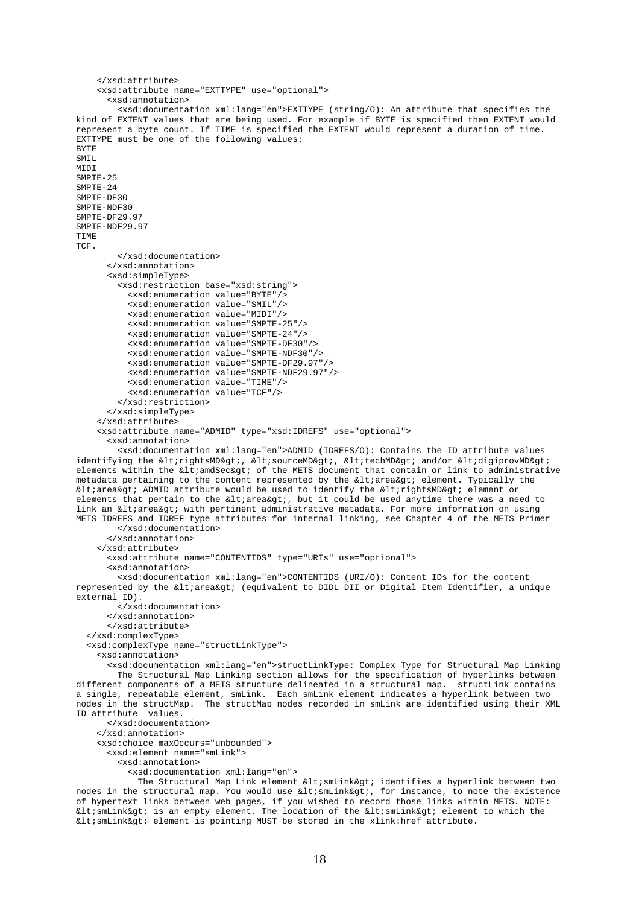```
    </xsd:attribute>
    <xsd:attribute name="EXTTYPE" use="optional">
      <xsd:annotation>
        <xsd:documentation xml:lang="en">EXTTYPE (string/O): An attribute that specifies the
kind of EXTENT values that are being used. For example if BYTE is specified then EXTENT would
represent a byte count. If TIME is specified the EXTENT would represent a duration of time.
EXTTYPE must be one of the following values:
BYTE
SMIL
MIDI
SMPTE-25
SMPTE-24
SMPTE-DF30
SMPTE-NDF30
SMPTE-DF29.97
SMPTE-NDF29.97
TIME
TCF.
        </xsd:documentation>
      </xsd:annotation>
      <xsd:simpleType>
        <xsd:restriction base="xsd:string">
          <xsd:enumeration value="BYTE"/>
          <xsd:enumeration value="SMIL"/>
          <xsd:enumeration value="MIDI"/>
          <xsd:enumeration value="SMPTE-25"/>
          <xsd:enumeration value="SMPTE-24"/>
          <xsd:enumeration value="SMPTE-DF30"/>
          <xsd:enumeration value="SMPTE-NDF30"/>
          <xsd:enumeration value="SMPTE-DF29.97"/>
          <xsd:enumeration value="SMPTE-NDF29.97"/>
          <xsd:enumeration value="TIME"/>
          <xsd:enumeration value="TCF"/>
        </xsd:restriction>
      </xsd:simpleType>
    </xsd:attribute>
    <xsd:attribute name="ADMID" type="xsd:IDREFS" use="optional">
      <xsd:annotation>
        <xsd:documentation xml:lang="en">ADMID (IDREFS/O): Contains the ID attribute values
identifying the &lt;rightsMD&gt;, &lt;sourceMD&gt;, &lt;techMD&gt; and/or &lt;digiprovMD&gt;
elements within the &lt;amdSec&gt; of the METS document that contain or link to administrative
metadata pertaining to the content represented by the &lt;area&gt; element. Typically the
&lt;area&gt; ADMID attribute would be used to identify the &lt;rightsMD&gt; element or
elements that pertain to the &lt;area&gt;, but it could be used anytime there was a need to
link an &lt;area&gt; with pertinent administrative metadata. For more information on using
METS IDREFS and IDREF type attributes for internal linking, see Chapter 4 of the METS Primer
        </xsd:documentation>
      </xsd:annotation>
    </xsd:attribute>
      <xsd:attribute name="CONTENTIDS" type="URIs" use="optional">
      <xsd:annotation>
        <xsd:documentation xml:lang="en">CONTENTIDS (URI/O): Content IDs for the content
represented by the &lt;area&gt; (equivalent to DIDL DII or Digital Item Identifier, a unique
external ID).
        </xsd:documentation>
      </xsd:annotation>
      </xsd:attribute>
  </xsd:complexType>
  <xsd:complexType name="structLinkType">
    <xsd:annotation>
      <xsd:documentation xml:lang="en">structLinkType: Complex Type for Structural Map Linking
        The Structural Map Linking section allows for the specification of hyperlinks between
different components of a METS structure delineated in a structural map.  structLink contains
a single, repeatable element, smLink.  Each smLink element indicates a hyperlink between two
nodes in the structMap.  The structMap nodes recorded in smLink are identified using their XML
ID attribute  values.
      </xsd:documentation>
    </xsd:annotation>
    <xsd:choice maxOccurs="unbounded">
      <xsd:element name="smLink">
        <xsd:annotation>
          <xsd:documentation xml:lang="en">
            The Structural Map Link element &lt;smLink&gt; identifies a hyperlink between two
nodes in the structural map. You would use &lt;smLink&gt;, for instance, to note the existence
of hypertext links between web pages, if you wished to record those links within METS. NOTE:
&lt;smLink&gt; is an empty element. The location of the &lt;smLink&gt; element to which the
&lt;smLink&gt; element is pointing MUST be stored in the xlink:href attribute.
```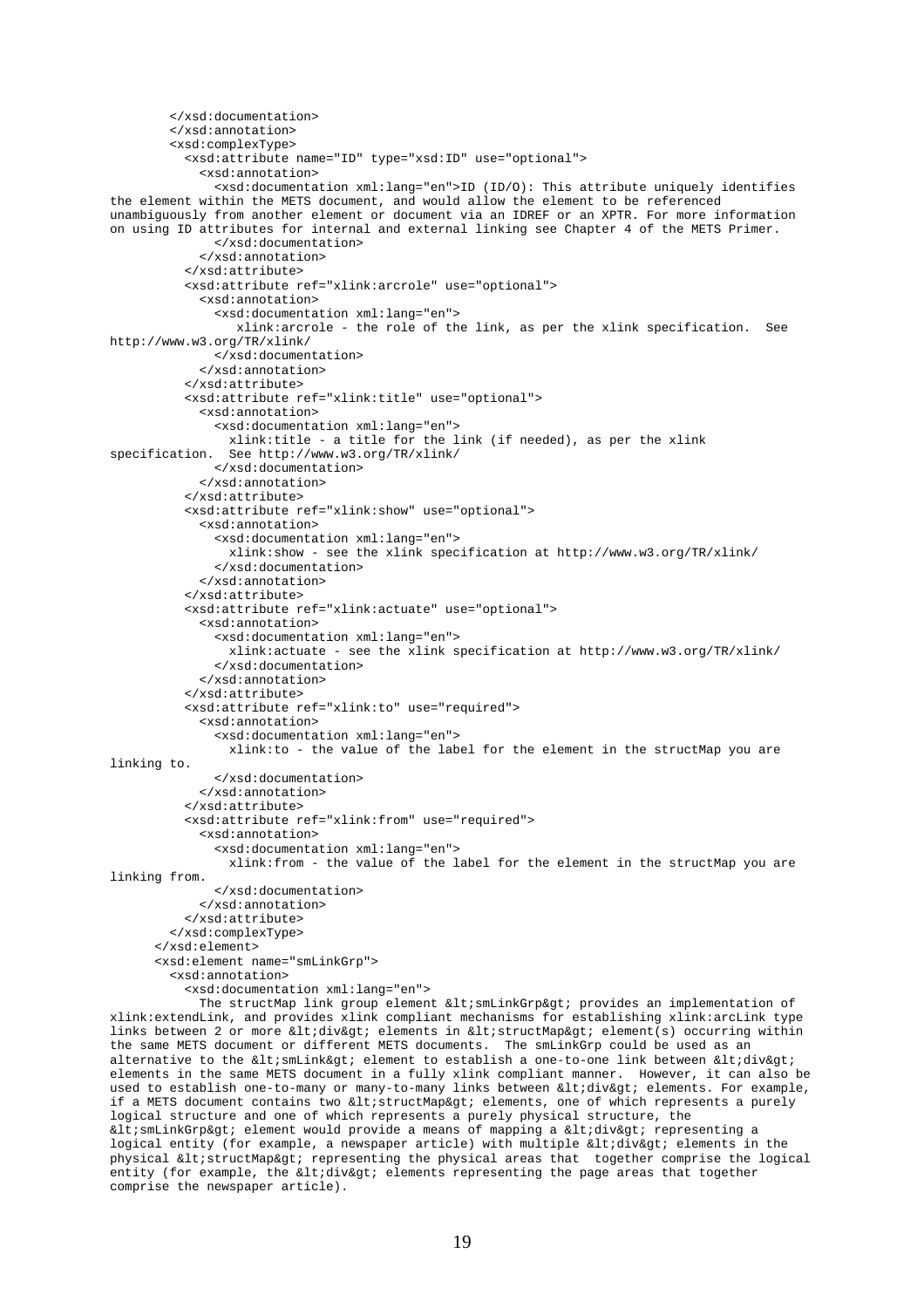```
        </xsd:documentation>
        </xsd:annotation>
        <xsd:complexType>
          <xsd:attribute name="ID" type="xsd:ID" use="optional">
            <xsd:annotation>
              <xsd:documentation xml:lang="en">ID (ID/O): This attribute uniquely identifies 
the element within the METS document, and would allow the element to be referenced 
unambiguously from another element or document via an IDREF or an XPTR. For more information 
on using ID attributes for internal and external linking see Chapter 4 of the METS Primer.
              </xsd:documentation>
            </xsd:annotation>
          </xsd:attribute>
          <xsd:attribute ref="xlink:arcrole" use="optional">
            <xsd:annotation>
              <xsd:documentation xml:lang="en">
                 xlink:arcrole - the role of the link, as per the xlink specification.  See 
http://www.w3.org/TR/xlink/
              </xsd:documentation>
            </xsd:annotation>
          </xsd:attribute>
          <xsd:attribute ref="xlink:title" use="optional">
            <xsd:annotation>
              <xsd:documentation xml:lang="en">
                xlink:title - a title for the link (if needed), as per the xlink 
specification.  See http://www.w3.org/TR/xlink/
              </xsd:documentation>
            </xsd:annotation>
          </xsd:attribute>
          <xsd:attribute ref="xlink:show" use="optional">
            <xsd:annotation>
              <xsd:documentation xml:lang="en">
                xlink:show - see the xlink specification at http://www.w3.org/TR/xlink/
              </xsd:documentation>
            </xsd:annotation>
          </xsd:attribute>
          <xsd:attribute ref="xlink:actuate" use="optional">
            <xsd:annotation>
              <xsd:documentation xml:lang="en">
                xlink:actuate - see the xlink specification at http://www.w3.org/TR/xlink/
              </xsd:documentation>
            </xsd:annotation>
          </xsd:attribute>
          <xsd:attribute ref="xlink:to" use="required">
            <xsd:annotation>
              <xsd:documentation xml:lang="en">
                xlink:to - the value of the label for the element in the structMap you are 
linking to.
              </xsd:documentation>
            </xsd:annotation>
          </xsd:attribute>
          <xsd:attribute ref="xlink:from" use="required">
            <xsd:annotation>
              <xsd:documentation xml:lang="en">
                xlink:from - the value of the label for the element in the structMap you are 
linking from.
              </xsd:documentation>
            </xsd:annotation>
          </xsd:attribute>
        </xsd:complexType>
      </xsd:element>
      <xsd:element name="smLinkGrp">
        <xsd:annotation>
          <xsd:documentation xml:lang="en">
            The structMap link group element &lt;smLinkGrp&gt; provides an implementation of 
xlink:extendLink, and provides xlink compliant mechanisms for establishing xlink:arcLink type 
links between 2 or more &lt;div&gt; elements in &lt;structMap&gt; element(s) occurring within 
the same METS document or different METS documents.  The smLinkGrp could be used as an 
alternative to the &lt;smLink&gt; element to establish a one-to-one link between &lt;div&gt; 
elements in the same METS document in a fully xlink compliant manner.  However, it can also be 
used to establish one-to-many or many-to-many links between &lt;div&gt; elements. For example, 
if a METS document contains two &lt;structMap&gt; elements, one of which represents a purely 
logical structure and one of which represents a purely physical structure, the 
&lt;smLinkGrp&gt; element would provide a means of mapping a &lt;div&gt; representing a 
logical entity (for example, a newspaper article) with multiple &lt;div&gt; elements in the 
physical &lt;structMap&gt; representing the physical areas that  together comprise the logical 
entity (for example, the &lt;div&gt; elements representing the page areas that together 
comprise the newspaper article).
```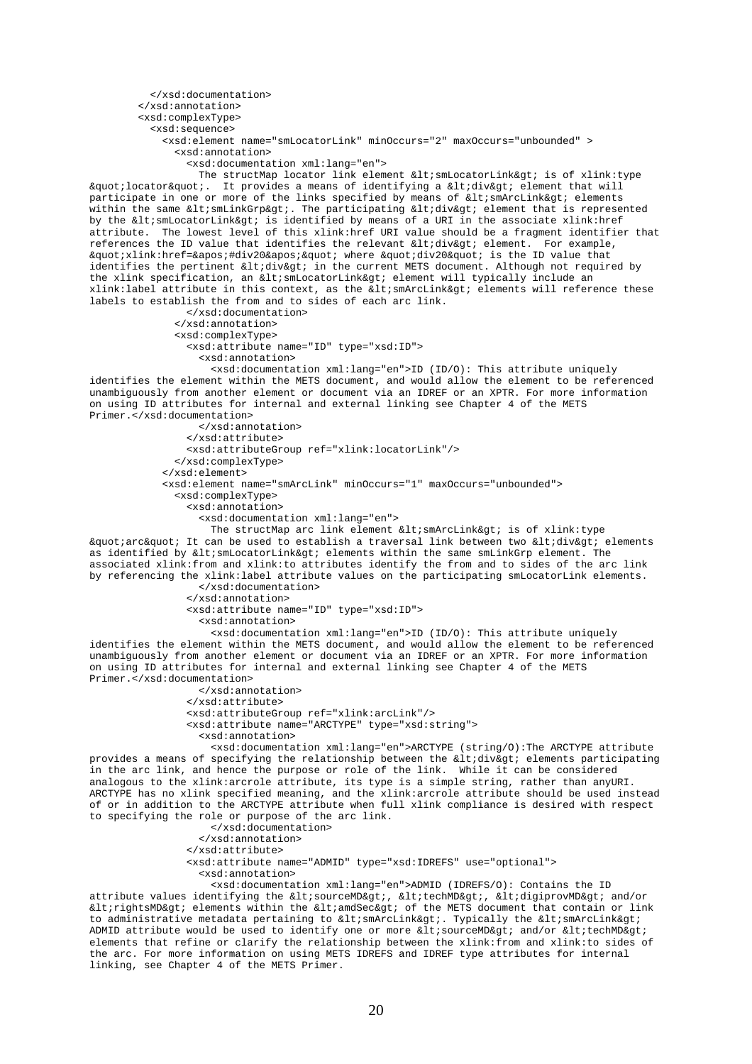```
          </xsd:documentation>
        </xsd:annotation>
        <xsd:complexType>
          <xsd:sequence>
            <xsd:element name="smLocatorLink" minOccurs="2" maxOccurs="unbounded" >
              <xsd:annotation>
                <xsd:documentation xml:lang="en">
                  The structMap locator link element &lt;smLocatorLink&gt; is of xlink:type
&quot;locator&quot;.  It provides a means of identifying a &lt;div&gt; element that will
participate in one or more of the links specified by means of &lt;smArcLink&gt; elements
within the same &lt;smLinkGrp&gt;. The participating &lt;div&gt; element that is represented
by the &lt;smLocatorLink&gt; is identified by means of a URI in the associate xlink:href
attribute.  The lowest level of this xlink:href URI value should be a fragment identifier that
references the ID value that identifies the relevant &lt;div&gt; element.  For example,
&quot;xlink:href=&apos;#div20&apos;&quot; where &quot;div20&quot; is the ID value that
identifies the pertinent &lt;div&gt; in the current METS document. Although not required by
the xlink specification, an &lt;smLocatorLink&gt; element will typically include an
xlink:label attribute in this context, as the &lt;smArcLink&gt; elements will reference these
labels to establish the from and to sides of each arc link.
                </xsd:documentation>
              </xsd:annotation>
              <xsd:complexType>
                <xsd:attribute name="ID" type="xsd:ID">
                  <xsd:annotation>
                    <xsd:documentation xml:lang="en">ID (ID/O): This attribute uniquely
identifies the element within the METS document, and would allow the element to be referenced
unambiguously from another element or document via an IDREF or an XPTR. For more information
on using ID attributes for internal and external linking see Chapter 4 of the METS
Primer.</xsd:documentation>
                  </xsd:annotation>
                </xsd:attribute>
                <xsd:attributeGroup ref="xlink:locatorLink"/>
              </xsd:complexType>
            </xsd:element>
            <xsd:element name="smArcLink" minOccurs="1" maxOccurs="unbounded">
              <xsd:complexType>
                <xsd:annotation>
                  <xsd:documentation xml:lang="en">
                    The structMap arc link element &lt;smArcLink&gt; is of xlink:type
&quot;arc&quot; It can be used to establish a traversal link between two &lt;div&gt; elements
as identified by &lt;smLocatorLink&gt; elements within the same smLinkGrp element. The
associated xlink:from and xlink:to attributes identify the from and to sides of the arc link
by referencing the xlink:label attribute values on the participating smLocatorLink elements.
                  </xsd:documentation>
                </xsd:annotation>
                <xsd:attribute name="ID" type="xsd:ID">
                  <xsd:annotation>
                    <xsd:documentation xml:lang="en">ID (ID/O): This attribute uniquely
identifies the element within the METS document, and would allow the element to be referenced
unambiguously from another element or document via an IDREF or an XPTR. For more information
on using ID attributes for internal and external linking see Chapter 4 of the METS
Primer.</xsd:documentation>
                  </xsd:annotation>
                </xsd:attribute>
                <xsd:attributeGroup ref="xlink:arcLink"/>
                <xsd:attribute name="ARCTYPE" type="xsd:string">
                  <xsd:annotation>
                    <xsd:documentation xml:lang="en">ARCTYPE (string/O):The ARCTYPE attribute
provides a means of specifying the relationship between the &lt;div&gt; elements participating
in the arc link, and hence the purpose or role of the link.  While it can be considered
analogous to the xlink:arcrole attribute, its type is a simple string, rather than anyURI.
ARCTYPE has no xlink specified meaning, and the xlink:arcrole attribute should be used instead
of or in addition to the ARCTYPE attribute when full xlink compliance is desired with respect
to specifying the role or purpose of the arc link.
                    </xsd:documentation>
                  </xsd:annotation>
                </xsd:attribute>
                <xsd:attribute name="ADMID" type="xsd:IDREFS" use="optional">
                  <xsd:annotation>
                    <xsd:documentation xml:lang="en">ADMID (IDREFS/O): Contains the ID
attribute values identifying the &lt;sourceMD&gt;, &lt;techMD&gt;, &lt;digiprovMD&gt; and/or
&lt;rightsMD&gt; elements within the &lt;amdSec&gt; of the METS document that contain or link
to administrative metadata pertaining to &lt;smArcLink&gt;. Typically the &lt;smArcLink&gt;
ADMID attribute would be used to identify one or more &lt;sourceMD&gt; and/or &lt;techMD&gt;
elements that refine or clarify the relationship between the xlink:from and xlink:to sides of
the arc. For more information on using METS IDREFS and IDREF type attributes for internal
linking, see Chapter 4 of the METS Primer.
```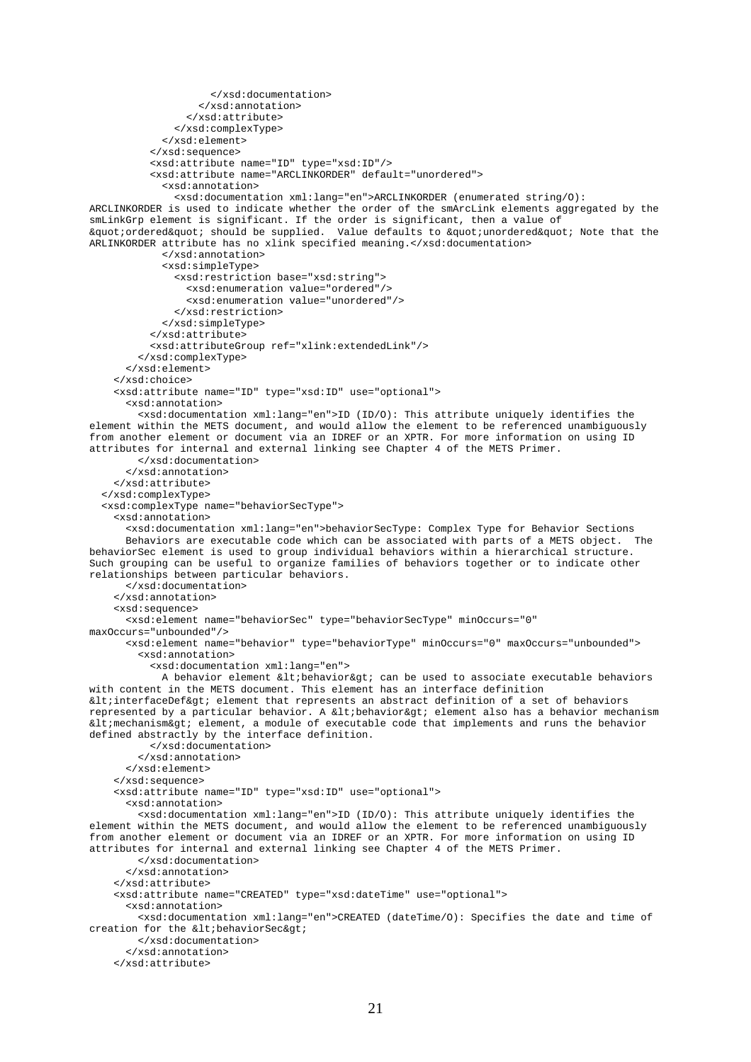```
                    </xsd:documentation>
                  </xsd:annotation>
                </xsd:attribute>
              </xsd:complexType>
            </xsd:element>
          </xsd:sequence>
          <xsd:attribute name="ID" type="xsd:ID"/>
          <xsd:attribute name="ARCLINKORDER" default="unordered">
            <xsd:annotation>
              <xsd:documentation xml:lang="en">ARCLINKORDER (enumerated string/O):
ARCLINKORDER is used to indicate whether the order of the smArcLink elements aggregated by the
smLinkGrp element is significant. If the order is significant, then a value of
&quot;ordered&quot; should be supplied.  Value defaults to &quot;unordered&quot; Note that the
ARLINKORDER attribute has no xlink specified meaning.</xsd:documentation>
            </xsd:annotation>
            <xsd:simpleType>
              <xsd:restriction base="xsd:string">
                <xsd:enumeration value="ordered"/>
                <xsd:enumeration value="unordered"/>
              </xsd:restriction>
            </xsd:simpleType>
          </xsd:attribute>
          <xsd:attributeGroup ref="xlink:extendedLink"/>
        </xsd:complexType>
      </xsd:element>
    </xsd:choice>
    <xsd:attribute name="ID" type="xsd:ID" use="optional">
      <xsd:annotation>
        <xsd:documentation xml:lang="en">ID (ID/O): This attribute uniquely identifies the
element within the METS document, and would allow the element to be referenced unambiguously
from another element or document via an IDREF or an XPTR. For more information on using ID
attributes for internal and external linking see Chapter 4 of the METS Primer.
        </xsd:documentation>
      </xsd:annotation>
    </xsd:attribute>
  </xsd:complexType>
  <xsd:complexType name="behaviorSecType">
    <xsd:annotation>
      <xsd:documentation xml:lang="en">behaviorSecType: Complex Type for Behavior Sections
      Behaviors are executable code which can be associated with parts of a METS object.  The
behaviorSec element is used to group individual behaviors within a hierarchical structure.
Such grouping can be useful to organize families of behaviors together or to indicate other
relationships between particular behaviors.
      </xsd:documentation>
    </xsd:annotation>
    <xsd:sequence>
      <xsd:element name="behaviorSec" type="behaviorSecType" minOccurs="0"
maxOccurs="unbounded"/>
      <xsd:element name="behavior" type="behaviorType" minOccurs="0" maxOccurs="unbounded">
        <xsd:annotation>
          <xsd:documentation xml:lang="en">
            A behavior element &lt;behavior&gt; can be used to associate executable behaviors
with content in the METS document. This element has an interface definition
&lt;interfaceDef&gt; element that represents an abstract definition of a set of behaviors
represented by a particular behavior. A &lt;behavior&gt; element also has a behavior mechanism
&lt;mechanism&gt; element, a module of executable code that implements and runs the behavior
defined abstractly by the interface definition.
          </xsd:documentation>
        </xsd:annotation>
      </xsd:element>
    </xsd:sequence>
    <xsd:attribute name="ID" type="xsd:ID" use="optional">
      <xsd:annotation>
        <xsd:documentation xml:lang="en">ID (ID/O): This attribute uniquely identifies the
element within the METS document, and would allow the element to be referenced unambiguously
from another element or document via an IDREF or an XPTR. For more information on using ID
attributes for internal and external linking see Chapter 4 of the METS Primer.
        </xsd:documentation>
      </xsd:annotation>
    </xsd:attribute>
    <xsd:attribute name="CREATED" type="xsd:dateTime" use="optional">
      <xsd:annotation>
        <xsd:documentation xml:lang="en">CREATED (dateTime/O): Specifies the date and time of
creation for the &lt;behaviorSec&gt;
        </xsd:documentation>
      </xsd:annotation>
    </xsd:attribute>
```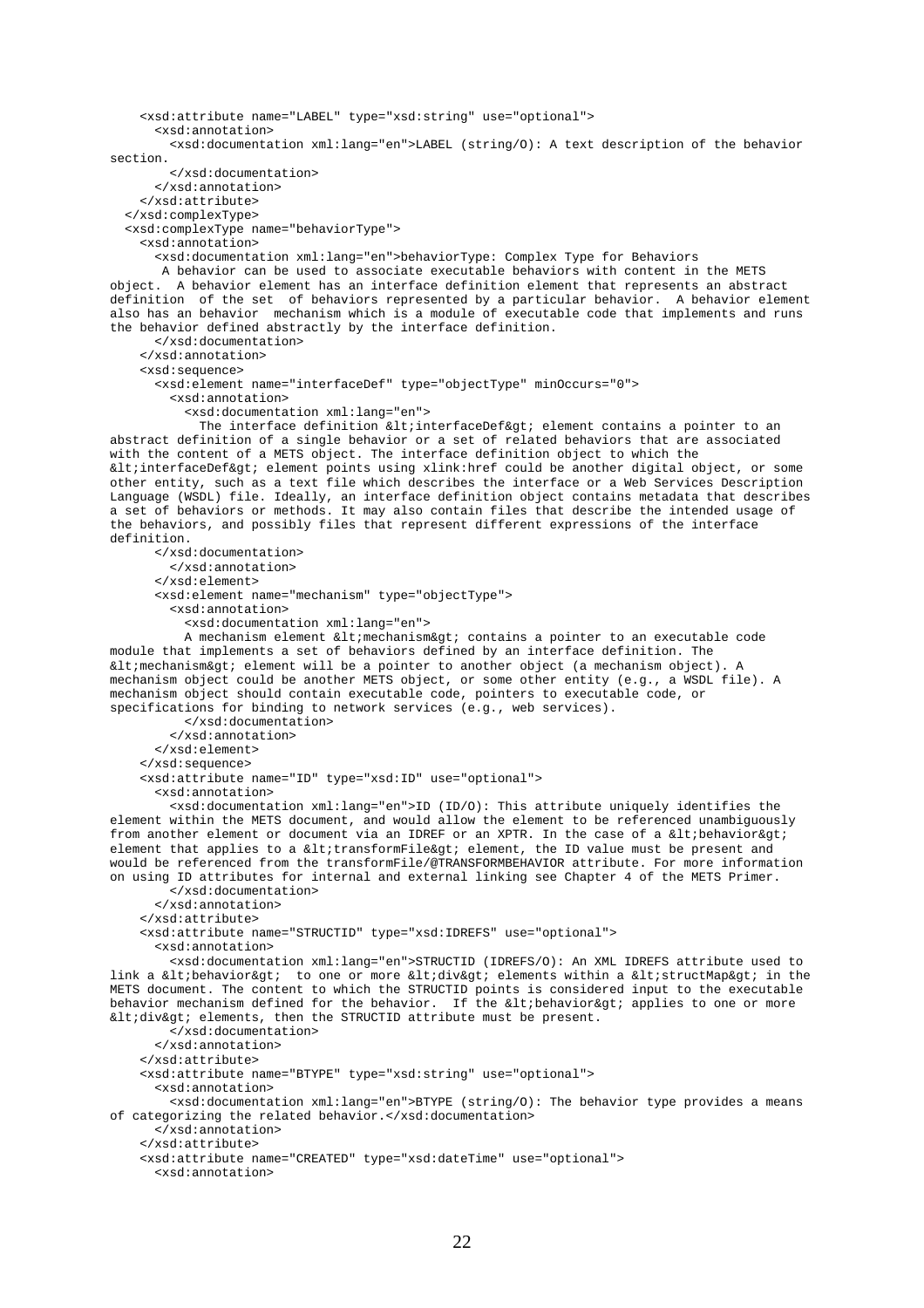```
    <xsd:attribute name="LABEL" type="xsd:string" use="optional">
      <xsd:annotation>
        <xsd:documentation xml:lang="en">LABEL (string/O): A text description of the behavior
section.
        </xsd:documentation>
      </xsd:annotation>
    </xsd:attribute>
  </xsd:complexType>
  <xsd:complexType name="behaviorType">
    <xsd:annotation>
      <xsd:documentation xml:lang="en">behaviorType: Complex Type for Behaviors
       A behavior can be used to associate executable behaviors with content in the METS
object.  A behavior element has an interface definition element that represents an abstract
definition  of the set  of behaviors represented by a particular behavior.  A behavior element
also has an behavior  mechanism which is a module of executable code that implements and runs
the behavior defined abstractly by the interface definition.
      </xsd:documentation>
    </xsd:annotation>
    <xsd:sequence>
      <xsd:element name="interfaceDef" type="objectType" minOccurs="0">
        <xsd:annotation>
          <xsd:documentation xml:lang="en">
            The interface definition &lt;interfaceDef&gt; element contains a pointer to an
abstract definition of a single behavior or a set of related behaviors that are associated
with the content of a METS object. The interface definition object to which the
&lt;interfaceDef&gt; element points using xlink:href could be another digital object, or some
other entity, such as a text file which describes the interface or a Web Services Description
Language (WSDL) file. Ideally, an interface definition object contains metadata that describes
a set of behaviors or methods. It may also contain files that describe the intended usage of
the behaviors, and possibly files that represent different expressions of the interface
definition.
      </xsd:documentation>
        </xsd:annotation>
      </xsd:element>
      <xsd:element name="mechanism" type="objectType">
        <xsd:annotation>
          <xsd:documentation xml:lang="en">
          A mechanism element &lt;mechanism&gt; contains a pointer to an executable code
module that implements a set of behaviors defined by an interface definition. The
&lt;mechanism&gt; element will be a pointer to another object (a mechanism object). A
mechanism object could be another METS object, or some other entity (e.g., a WSDL file). A
mechanism object should contain executable code, pointers to executable code, or
specifications for binding to network services (e.g., web services).
          </xsd:documentation>
        </xsd:annotation>
      </xsd:element>
    </xsd:sequence>
    <xsd:attribute name="ID" type="xsd:ID" use="optional">
      <xsd:annotation>
        <xsd:documentation xml:lang="en">ID (ID/O): This attribute uniquely identifies the
element within the METS document, and would allow the element to be referenced unambiguously
from another element or document via an IDREF or an XPTR. In the case of a &lt;behavior&gt;
element that applies to a &lt;transformFile&gt; element, the ID value must be present and
would be referenced from the transformFile/@TRANSFORMBEHAVIOR attribute. For more information
on using ID attributes for internal and external linking see Chapter 4 of the METS Primer.
        </xsd:documentation>
      </xsd:annotation>
    </xsd:attribute>
    <xsd:attribute name="STRUCTID" type="xsd:IDREFS" use="optional">
      <xsd:annotation>
        <xsd:documentation xml:lang="en">STRUCTID (IDREFS/O): An XML IDREFS attribute used to
link a &lt;behavior&gt;  to one or more &lt;div&gt; elements within a &lt;structMap&gt; in the
METS document. The content to which the STRUCTID points is considered input to the executable
behavior mechanism defined for the behavior.  If the &lt;behavior&gt; applies to one or more
&lt;div&gt; elements, then the STRUCTID attribute must be present.
        </xsd:documentation>
      </xsd:annotation>
    </xsd:attribute>
    <xsd:attribute name="BTYPE" type="xsd:string" use="optional">
      <xsd:annotation>
        <xsd:documentation xml:lang="en">BTYPE (string/O): The behavior type provides a means
of categorizing the related behavior.</xsd:documentation>
      </xsd:annotation>
    </xsd:attribute>
    <xsd:attribute name="CREATED" type="xsd:dateTime" use="optional">
      <xsd:annotation>
```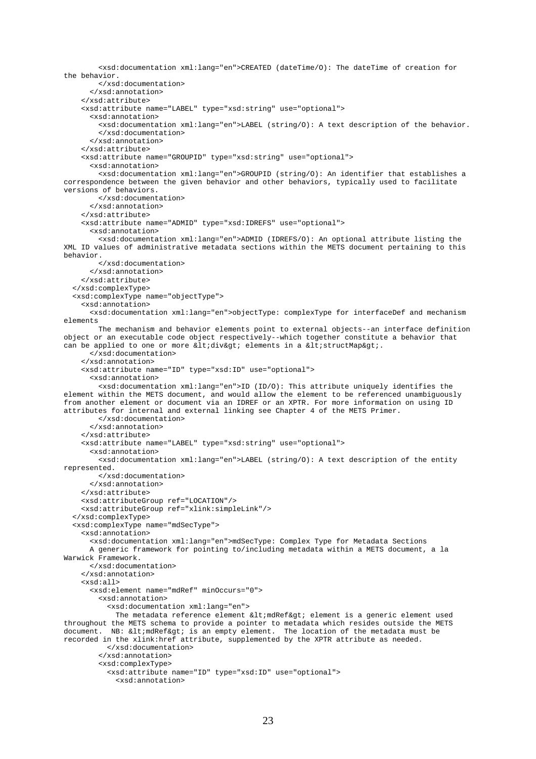```
        <xsd:documentation xml:lang="en">CREATED (dateTime/O): The dateTime of creation for
the behavior.
        </xsd:documentation>
      </xsd:annotation>
    </xsd:attribute>
    <xsd:attribute name="LABEL" type="xsd:string" use="optional">
      <xsd:annotation>
        <xsd:documentation xml:lang="en">LABEL (string/O): A text description of the behavior.
        </xsd:documentation>
      </xsd:annotation>
    </xsd:attribute>
    <xsd:attribute name="GROUPID" type="xsd:string" use="optional">
      <xsd:annotation>
        <xsd:documentation xml:lang="en">GROUPID (string/O): An identifier that establishes a
correspondence between the given behavior and other behaviors, typically used to facilitate
versions of behaviors.
        </xsd:documentation>
      </xsd:annotation>
    </xsd:attribute>
    <xsd:attribute name="ADMID" type="xsd:IDREFS" use="optional">
      <xsd:annotation>
        <xsd:documentation xml:lang="en">ADMID (IDREFS/O): An optional attribute listing the
XML ID values of administrative metadata sections within the METS document pertaining to this
behavior.
        </xsd:documentation>
      </xsd:annotation>
    </xsd:attribute>
  </xsd:complexType>
  <xsd:complexType name="objectType">
    <xsd:annotation>
      <xsd:documentation xml:lang="en">objectType: complexType for interfaceDef and mechanism
elements
        The mechanism and behavior elements point to external objects--an interface definition
object or an executable code object respectively--which together constitute a behavior that
can be applied to one or more &lt;div&gt; elements in a &lt;structMap&gt;.
      </xsd:documentation>
    </xsd:annotation>
    <xsd:attribute name="ID" type="xsd:ID" use="optional">
      <xsd:annotation>
        <xsd:documentation xml:lang="en">ID (ID/O): This attribute uniquely identifies the
element within the METS document, and would allow the element to be referenced unambiguously
from another element or document via an IDREF or an XPTR. For more information on using ID
attributes for internal and external linking see Chapter 4 of the METS Primer.
        </xsd:documentation>
      </xsd:annotation>
    </xsd:attribute>
    <xsd:attribute name="LABEL" type="xsd:string" use="optional">
      <xsd:annotation>
        <xsd:documentation xml:lang="en">LABEL (string/O): A text description of the entity
represented.
        </xsd:documentation>
      </xsd:annotation>
    </xsd:attribute>
    <xsd:attributeGroup ref="LOCATION"/>
    <xsd:attributeGroup ref="xlink:simpleLink"/>
  </xsd:complexType>
  <xsd:complexType name="mdSecType">
    <xsd:annotation>
      <xsd:documentation xml:lang="en">mdSecType: Complex Type for Metadata Sections
      A generic framework for pointing to/including metadata within a METS document, a la
Warwick Framework.
      </xsd:documentation>
    </xsd:annotation>
    <xsd:all>
      <xsd:element name="mdRef" minOccurs="0">
        <xsd:annotation>
          <xsd:documentation xml:lang="en">
            The metadata reference element &lt;mdRef&gt; element is a generic element used
throughout the METS schema to provide a pointer to metadata which resides outside the METS
document.  NB: &lt;mdRef&gt; is an empty element.  The location of the metadata must be
recorded in the xlink:href attribute, supplemented by the XPTR attribute as needed.
          </xsd:documentation>
        </xsd:annotation>
        <xsd:complexType>
          <xsd:attribute name="ID" type="xsd:ID" use="optional">
            <xsd:annotation>
```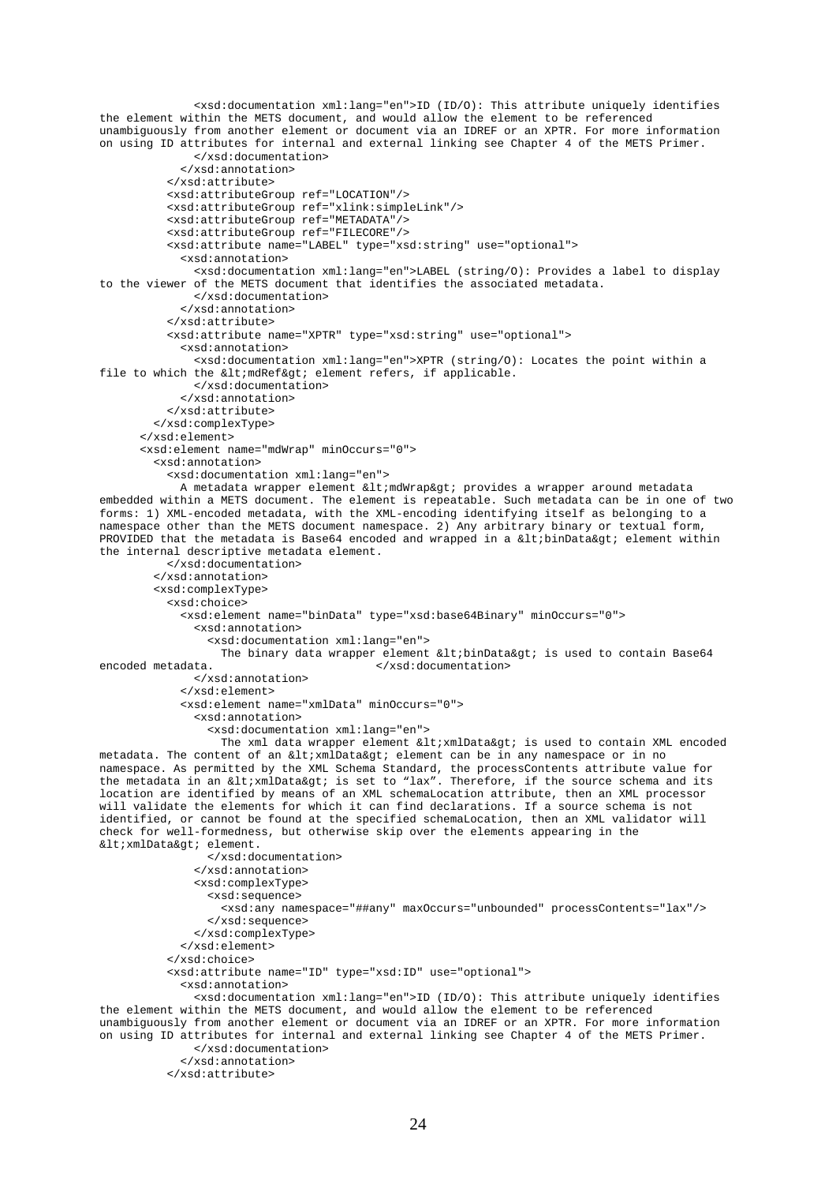```
              <xsd:documentation xml:lang="en">ID (ID/O): This attribute uniquely identifies
the element within the METS document, and would allow the element to be referenced
unambiguously from another element or document via an IDREF or an XPTR. For more information
on using ID attributes for internal and external linking see Chapter 4 of the METS Primer.
              </xsd:documentation>
            </xsd:annotation>
          </xsd:attribute>
          <xsd:attributeGroup ref="LOCATION"/>
          <xsd:attributeGroup ref="xlink:simpleLink"/>
          <xsd:attributeGroup ref="METADATA"/>
          <xsd:attributeGroup ref="FILECORE"/>
          <xsd:attribute name="LABEL" type="xsd:string" use="optional">
            <xsd:annotation>
              <xsd:documentation xml:lang="en">LABEL (string/O): Provides a label to display
to the viewer of the METS document that identifies the associated metadata.
              </xsd:documentation>
            </xsd:annotation>
          </xsd:attribute>
          <xsd:attribute name="XPTR" type="xsd:string" use="optional">
            <xsd:annotation>
              <xsd:documentation xml:lang="en">XPTR (string/O): Locates the point within a
file to which the &lt;mdRef&gt; element refers, if applicable.
              </xsd:documentation>
            </xsd:annotation>
          </xsd:attribute>
        </xsd:complexType>
      </xsd:element>
      <xsd:element name="mdWrap" minOccurs="0">
        <xsd:annotation>
          <xsd:documentation xml:lang="en">
            A metadata wrapper element &lt;mdWrap&gt; provides a wrapper around metadata
embedded within a METS document. The element is repeatable. Such metadata can be in one of two
forms: 1) XML-encoded metadata, with the XML-encoding identifying itself as belonging to a
namespace other than the METS document namespace. 2) Any arbitrary binary or textual form,
PROVIDED that the metadata is Base64 encoded and wrapped in a &lt;binData&gt; element within
the internal descriptive metadata element.
          </xsd:documentation>
        </xsd:annotation>
        <xsd:complexType>
          <xsd:choice>
            <xsd:element name="binData" type="xsd:base64Binary" minOccurs="0">
              <xsd:annotation>
                <xsd:documentation xml:lang="en">
                  The binary data wrapper element &lt;binData&gt; is used to contain Base64
encoded metadata.                          </xsd:documentation>
              </xsd:annotation>
            </xsd:element>
            <xsd:element name="xmlData" minOccurs="0">
              <xsd:annotation>
                <xsd:documentation xml:lang="en">
                  The xml data wrapper element &lt;xmlData&gt; is used to contain XML encoded
metadata. The content of an &lt;xmlData&gt; element can be in any namespace or in no
namespace. As permitted by the XML Schema Standard, the processContents attribute value for
the metadata in an &lt;xmlData&gt; is set to “lax”. Therefore, if the source schema and its
location are identified by means of an XML schemaLocation attribute, then an XML processor
will validate the elements for which it can find declarations. If a source schema is not
identified, or cannot be found at the specified schemaLocation, then an XML validator will
check for well-formedness, but otherwise skip over the elements appearing in the
&lt;xmlData&gt; element.
                </xsd:documentation>
              </xsd:annotation>
              <xsd:complexType>
                <xsd:sequence>
                  <xsd:any namespace="##any" maxOccurs="unbounded" processContents="lax"/>
                </xsd:sequence>
              </xsd:complexType>
            </xsd:element>
          </xsd:choice>
          <xsd:attribute name="ID" type="xsd:ID" use="optional">
            <xsd:annotation>
              <xsd:documentation xml:lang="en">ID (ID/O): This attribute uniquely identifies
the element within the METS document, and would allow the element to be referenced
unambiguously from another element or document via an IDREF or an XPTR. For more information
on using ID attributes for internal and external linking see Chapter 4 of the METS Primer.
              </xsd:documentation>
            </xsd:annotation>
          </xsd:attribute>
```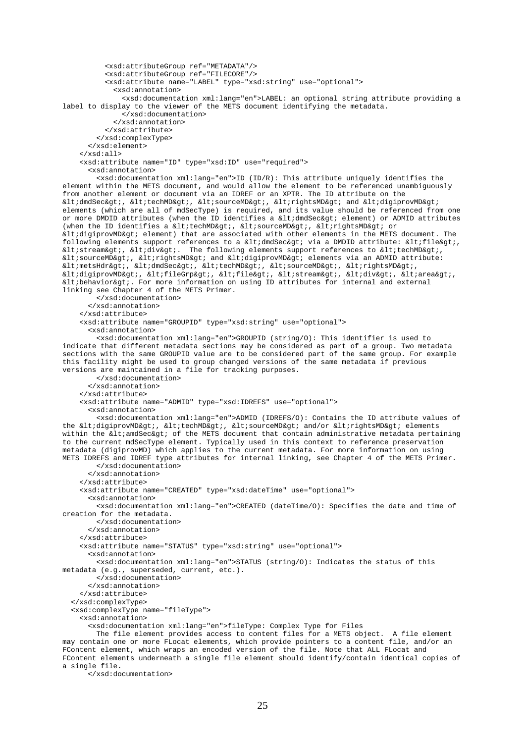```
          <xsd:attributeGroup ref="METADATA"/>
          <xsd:attributeGroup ref="FILECORE"/>
          <xsd:attribute name="LABEL" type="xsd:string" use="optional">
            <xsd:annotation>
              <xsd:documentation xml:lang="en">LABEL: an optional string attribute providing a
label to display to the viewer of the METS document identifying the metadata.
              </xsd:documentation>
            </xsd:annotation>
          </xsd:attribute>
        </xsd:complexType>
      </xsd:element>
    </xsd:all>
    <xsd:attribute name="ID" type="xsd:ID" use="required">
      <xsd:annotation>
        <xsd:documentation xml:lang="en">ID (ID/R): This attribute uniquely identifies the
element within the METS document, and would allow the element to be referenced unambiguously
from another element or document via an IDREF or an XPTR. The ID attribute on the
&lt;dmdSec&gt;, &lt;techMD&gt;, &lt;sourceMD&gt;, &lt;rightsMD&gt; and &lt;digiprovMD&gt;
elements (which are all of mdSecType) is required, and its value should be referenced from one
or more DMDID attributes (when the ID identifies a &lt;dmdSec&gt; element) or ADMID attributes
(when the ID identifies a &lt;techMD&gt;, &lt;sourceMD&gt;, &lt;rightsMD&gt; or
&lt;digiprovMD&gt; element) that are associated with other elements in the METS document. The
following elements support references to a &lt;dmdSec&gt; via a DMDID attribute: &lt;file&gt;,
&lt;stream&gt;, &lt;div&gt;.  The following elements support references to &lt;techMD&gt;,
&lt;sourceMD&gt;, &lt;rightsMD&gt; and &lt;digiprovMD&gt; elements via an ADMID attribute:
&lt;metsHdr&gt;, &lt;dmdSec&gt;, &lt;techMD&gt;, &lt;sourceMD&gt;, &lt;rightsMD&gt;,
&lt;digiprovMD&gt;, &lt;fileGrp&gt;, &lt;file&gt;, &lt;stream&gt;, &lt;div&gt;, &lt;area&gt;,
&lt;behavior&gt;. For more information on using ID attributes for internal and external
linking see Chapter 4 of the METS Primer.
        </xsd:documentation>
      </xsd:annotation>
    </xsd:attribute>
    <xsd:attribute name="GROUPID" type="xsd:string" use="optional">
      <xsd:annotation>
        <xsd:documentation xml:lang="en">GROUPID (string/O): This identifier is used to
indicate that different metadata sections may be considered as part of a group. Two metadata
sections with the same GROUPID value are to be considered part of the same group. For example
this facility might be used to group changed versions of the same metadata if previous
versions are maintained in a file for tracking purposes.
        </xsd:documentation>
      </xsd:annotation>
    </xsd:attribute>
    <xsd:attribute name="ADMID" type="xsd:IDREFS" use="optional">
      <xsd:annotation>
        <xsd:documentation xml:lang="en">ADMID (IDREFS/O): Contains the ID attribute values of
the &lt;digiprovMD&gt;, &lt;techMD&gt;, &lt;sourceMD&gt; and/or &lt;rightsMD&gt; elements
within the &lt;amdSec&gt; of the METS document that contain administrative metadata pertaining
to the current mdSecType element. Typically used in this context to reference preservation
metadata (digiprovMD) which applies to the current metadata. For more information on using
METS IDREFS and IDREF type attributes for internal linking, see Chapter 4 of the METS Primer.
        </xsd:documentation>
      </xsd:annotation>
    </xsd:attribute>
    <xsd:attribute name="CREATED" type="xsd:dateTime" use="optional">
      <xsd:annotation>
        <xsd:documentation xml:lang="en">CREATED (dateTime/O): Specifies the date and time of
creation for the metadata.
        </xsd:documentation>
      </xsd:annotation>
    </xsd:attribute>
    <xsd:attribute name="STATUS" type="xsd:string" use="optional">
      <xsd:annotation>
        <xsd:documentation xml:lang="en">STATUS (string/O): Indicates the status of this
metadata (e.g., superseded, current, etc.).
        </xsd:documentation>
      </xsd:annotation>
    </xsd:attribute>
  </xsd:complexType>
  <xsd:complexType name="fileType">
    <xsd:annotation>
      <xsd:documentation xml:lang="en">fileType: Complex Type for Files
        The file element provides access to content files for a METS object.  A file element
may contain one or more FLocat elements, which provide pointers to a content file, and/or an
FContent element, which wraps an encoded version of the file. Note that ALL FLocat and
FContent elements underneath a single file element should identify/contain identical copies of
a single file.
      </xsd:documentation>
```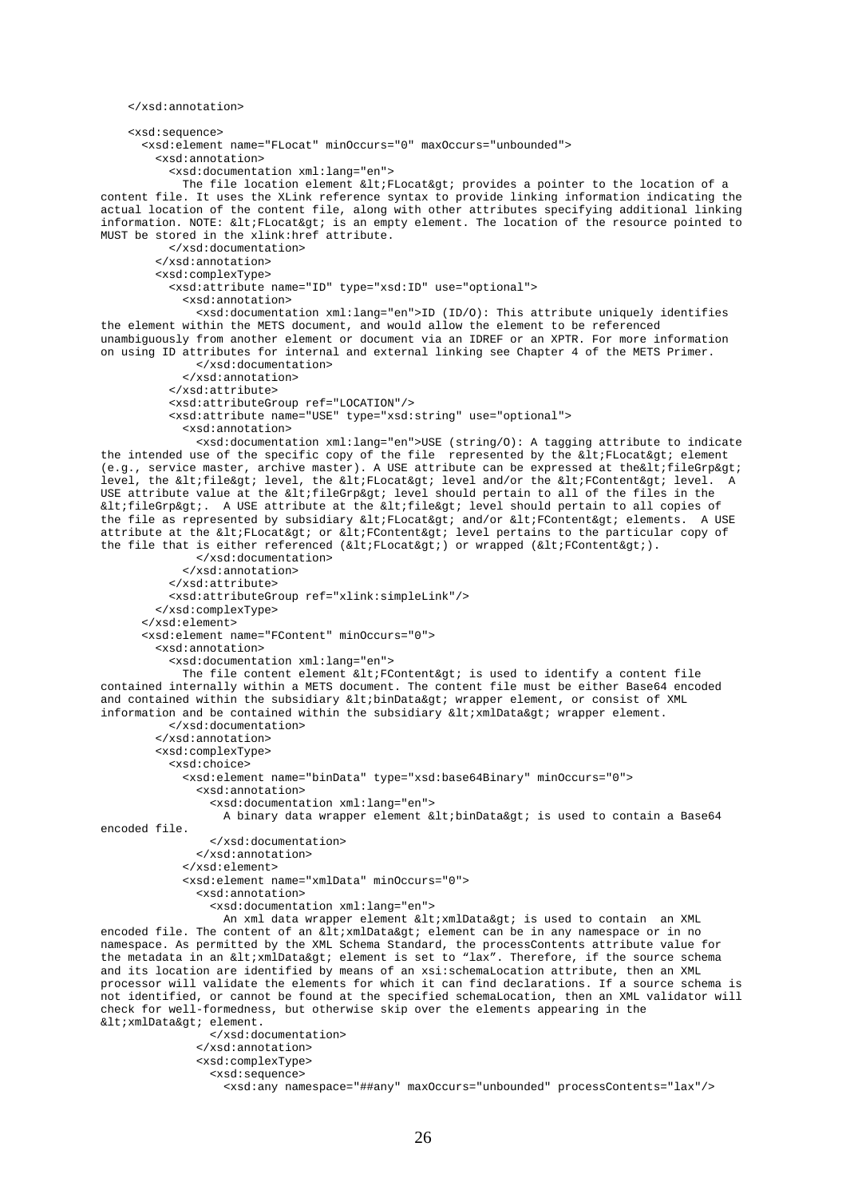```
    </xsd:annotation>

    <xsd:sequence>
      <xsd:element name="FLocat" minOccurs="0" maxOccurs="unbounded">
        <xsd:annotation>
          <xsd:documentation xml:lang="en">
            The file location element &lt;FLocat&gt; provides a pointer to the location of a
content file. It uses the XLink reference syntax to provide linking information indicating the
actual location of the content file, along with other attributes specifying additional linking
information. NOTE: &lt;FLocat&gt; is an empty element. The location of the resource pointed to
MUST be stored in the xlink:href attribute.
          </xsd:documentation>
        </xsd:annotation>
        <xsd:complexType>
          <xsd:attribute name="ID" type="xsd:ID" use="optional">
            <xsd:annotation>
              <xsd:documentation xml:lang="en">ID (ID/O): This attribute uniquely identifies
the element within the METS document, and would allow the element to be referenced
unambiguously from another element or document via an IDREF or an XPTR. For more information
on using ID attributes for internal and external linking see Chapter 4 of the METS Primer.
              </xsd:documentation>
            </xsd:annotation>
          </xsd:attribute>
          <xsd:attributeGroup ref="LOCATION"/>
          <xsd:attribute name="USE" type="xsd:string" use="optional">
            <xsd:annotation>
              <xsd:documentation xml:lang="en">USE (string/O): A tagging attribute to indicate
the intended use of the specific copy of the file  represented by the &lt;FLocat&gt; element
(e.g., service master, archive master). A USE attribute can be expressed at the&lt;fileGrp&gt;
level, the &lt;file&gt; level, the &lt;FLocat&gt; level and/or the &lt;FContent&gt; level.  A
USE attribute value at the &lt;fileGrp&gt; level should pertain to all of the files in the
&lt;fileGrp&gt;.  A USE attribute at the &lt;file&gt; level should pertain to all copies of
the file as represented by subsidiary &lt;FLocat&gt; and/or &lt;FContent&gt; elements.  A USE
attribute at the &lt;FLocat&gt; or &lt;FContent&gt; level pertains to the particular copy of
the file that is either referenced (&lt;FLocat&gt;) or wrapped (&lt;FContent&gt;).
              </xsd:documentation>
            </xsd:annotation>
          </xsd:attribute>
          <xsd:attributeGroup ref="xlink:simpleLink"/>
        </xsd:complexType>
      </xsd:element>
      <xsd:element name="FContent" minOccurs="0">
        <xsd:annotation>
          <xsd:documentation xml:lang="en">
            The file content element &lt;FContent&gt; is used to identify a content file
contained internally within a METS document. The content file must be either Base64 encoded
and contained within the subsidiary &lt;binData&gt; wrapper element, or consist of XML
information and be contained within the subsidiary &lt;xmlData&gt; wrapper element.
          </xsd:documentation>
        </xsd:annotation>
        <xsd:complexType>
          <xsd:choice>
            <xsd:element name="binData" type="xsd:base64Binary" minOccurs="0">
              <xsd:annotation>
                <xsd:documentation xml:lang="en">
                  A binary data wrapper element &lt;binData&gt; is used to contain a Base64
encoded file.
                </xsd:documentation>
              </xsd:annotation>
            </xsd:element>
            <xsd:element name="xmlData" minOccurs="0">
              <xsd:annotation>
                <xsd:documentation xml:lang="en">
                  An xml data wrapper element &lt;xmlData&gt; is used to contain  an XML
encoded file. The content of an &lt;xmlData&gt; element can be in any namespace or in no
namespace. As permitted by the XML Schema Standard, the processContents attribute value for
the metadata in an &lt;xmlData&gt; element is set to “lax”. Therefore, if the source schema
and its location are identified by means of an xsi:schemaLocation attribute, then an XML
processor will validate the elements for which it can find declarations. If a source schema is
not identified, or cannot be found at the specified schemaLocation, then an XML validator will
check for well-formedness, but otherwise skip over the elements appearing in the
&lt;xmlData&gt; element.
                </xsd:documentation>
              </xsd:annotation>
              <xsd:complexType>
                <xsd:sequence>
                  <xsd:any namespace="##any" maxOccurs="unbounded" processContents="lax"/>
```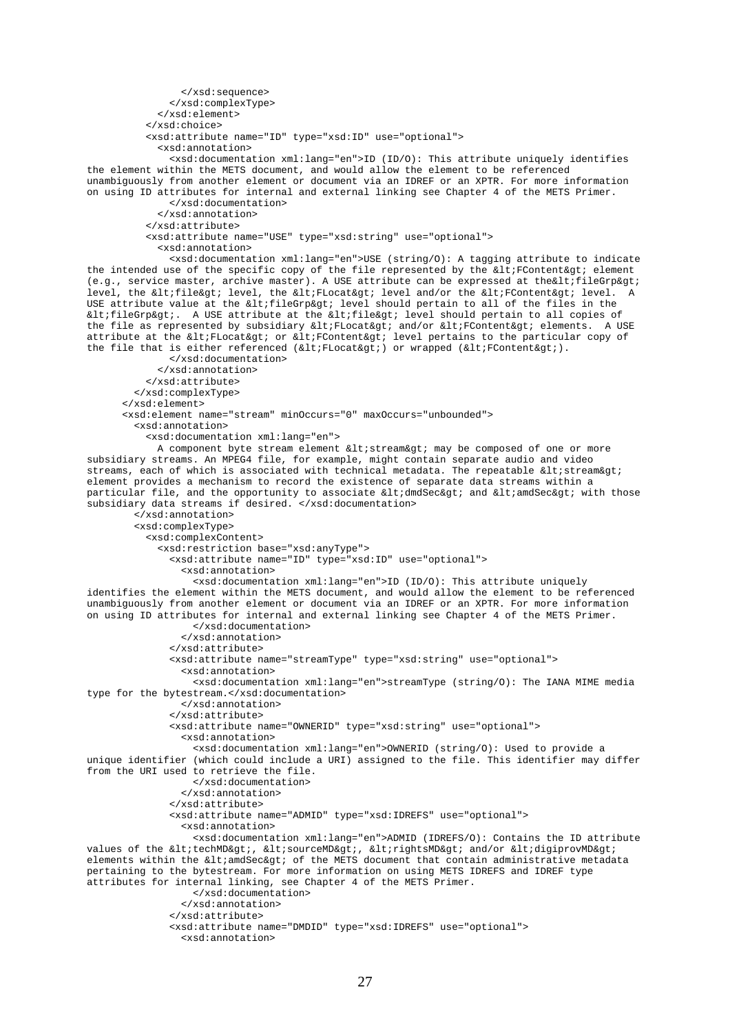```
              </xsd:sequence>
            </xsd:complexType>
          </xsd:element>
        </xsd:choice>
        <xsd:attribute name="ID" type="xsd:ID" use="optional">
          <xsd:annotation>
            <xsd:documentation xml:lang="en">ID (ID/O): This attribute uniquely identifies
the element within the METS document, and would allow the element to be referenced
unambiguously from another element or document via an IDREF or an XPTR. For more information
on using ID attributes for internal and external linking see Chapter 4 of the METS Primer.
            </xsd:documentation>
          </xsd:annotation>
        </xsd:attribute>
        <xsd:attribute name="USE" type="xsd:string" use="optional">
          <xsd:annotation>
            <xsd:documentation xml:lang="en">USE (string/O): A tagging attribute to indicate
the intended use of the specific copy of the file represented by the &lt;FContent&gt; element
(e.g., service master, archive master). A USE attribute can be expressed at the&lt;fileGrp&gt;
level, the &lt;file&gt; level, the &lt;FLocat&gt; level and/or the &lt;FContent&gt; level.  A
USE attribute value at the &lt;fileGrp&gt; level should pertain to all of the files in the
&lt;fileGrp&gt;.  A USE attribute at the &lt;file&gt; level should pertain to all copies of
the file as represented by subsidiary &lt;FLocat&gt; and/or &lt;FContent&gt; elements.  A USE
attribute at the &lt;FLocat&gt; or &lt;FContent&gt; level pertains to the particular copy of
the file that is either referenced (&lt;FLocat&gt;) or wrapped (&lt;FContent&gt;).
            </xsd:documentation>
          </xsd:annotation>
        </xsd:attribute>
      </xsd:complexType>
    </xsd:element>
    <xsd:element name="stream" minOccurs="0" maxOccurs="unbounded">
      <xsd:annotation>
        <xsd:documentation xml:lang="en">
          A component byte stream element &lt;stream&gt; may be composed of one or more
subsidiary streams. An MPEG4 file, for example, might contain separate audio and video
streams, each of which is associated with technical metadata. The repeatable &lt;stream&gt;
element provides a mechanism to record the existence of separate data streams within a
particular file, and the opportunity to associate &lt;dmdSec&gt; and &lt;amdSec&gt; with those
subsidiary data streams if desired. </xsd:documentation>
      </xsd:annotation>
      <xsd:complexType>
        <xsd:complexContent>
          <xsd:restriction base="xsd:anyType">
            <xsd:attribute name="ID" type="xsd:ID" use="optional">
              <xsd:annotation>
                <xsd:documentation xml:lang="en">ID (ID/O): This attribute uniquely
identifies the element within the METS document, and would allow the element to be referenced
unambiguously from another element or document via an IDREF or an XPTR. For more information
on using ID attributes for internal and external linking see Chapter 4 of the METS Primer.
                </xsd:documentation>
              </xsd:annotation>
            </xsd:attribute>
            <xsd:attribute name="streamType" type="xsd:string" use="optional">
              <xsd:annotation>
                <xsd:documentation xml:lang="en">streamType (string/O): The IANA MIME media
type for the bytestream.</xsd:documentation>
              </xsd:annotation>
            </xsd:attribute>
            <xsd:attribute name="OWNERID" type="xsd:string" use="optional">
              <xsd:annotation>
                <xsd:documentation xml:lang="en">OWNERID (string/O): Used to provide a
unique identifier (which could include a URI) assigned to the file. This identifier may differ
from the URI used to retrieve the file.
                </xsd:documentation>
              </xsd:annotation>
            </xsd:attribute>
            <xsd:attribute name="ADMID" type="xsd:IDREFS" use="optional">
              <xsd:annotation>
                <xsd:documentation xml:lang="en">ADMID (IDREFS/O): Contains the ID attribute
values of the &lt;techMD&gt;, &lt;sourceMD&gt;, &lt;rightsMD&gt; and/or &lt;digiprovMD&gt;
elements within the &lt;amdSec&gt; of the METS document that contain administrative metadata
pertaining to the bytestream. For more information on using METS IDREFS and IDREF type
attributes for internal linking, see Chapter 4 of the METS Primer.
                </xsd:documentation>
              </xsd:annotation>
            </xsd:attribute>
            <xsd:attribute name="DMDID" type="xsd:IDREFS" use="optional">
              <xsd:annotation>
```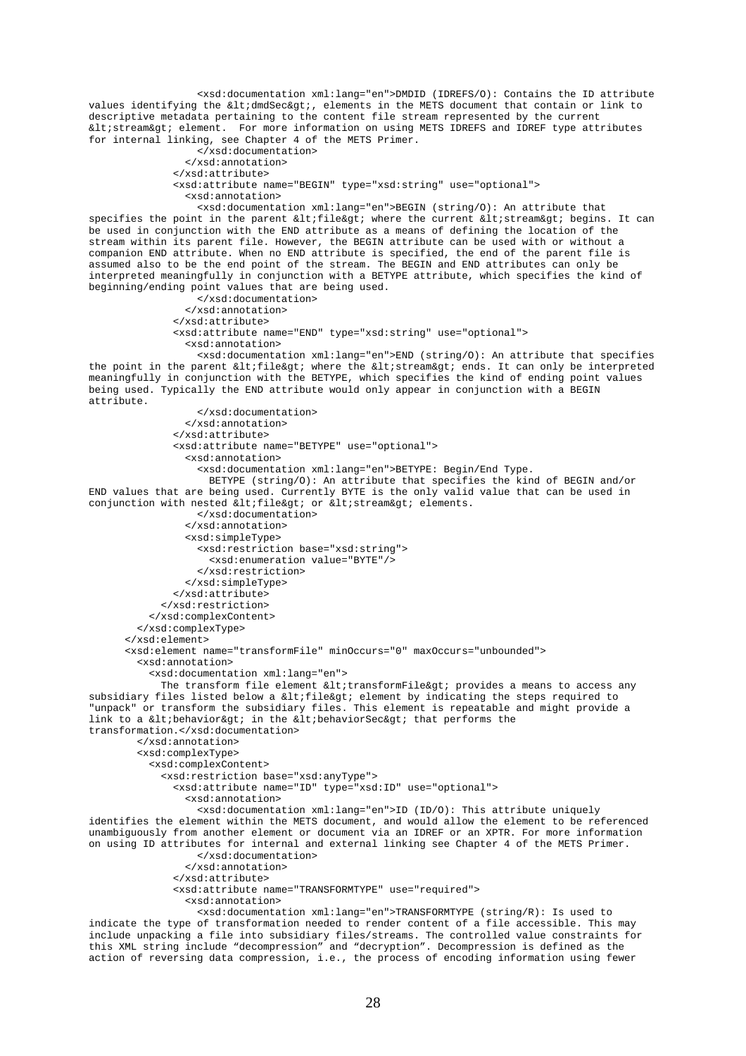```
                  <xsd:documentation xml:lang="en">DMDID (IDREFS/O): Contains the ID attribute
values identifying the &lt;dmdSec&gt;, elements in the METS document that contain or link to
descriptive metadata pertaining to the content file stream represented by the current
&lt;stream&gt; element.  For more information on using METS IDREFS and IDREF type attributes
for internal linking, see Chapter 4 of the METS Primer.
                  </xsd:documentation>
                </xsd:annotation>
              </xsd:attribute>
              <xsd:attribute name="BEGIN" type="xsd:string" use="optional">
                <xsd:annotation>
                  <xsd:documentation xml:lang="en">BEGIN (string/O): An attribute that
specifies the point in the parent &lt;file&gt; where the current &lt;stream&gt; begins. It can
be used in conjunction with the END attribute as a means of defining the location of the
stream within its parent file. However, the BEGIN attribute can be used with or without a
companion END attribute. When no END attribute is specified, the end of the parent file is
assumed also to be the end point of the stream. The BEGIN and END attributes can only be
interpreted meaningfully in conjunction with a BETYPE attribute, which specifies the kind of
beginning/ending point values that are being used.
                  </xsd:documentation>
                </xsd:annotation>
              </xsd:attribute>
              <xsd:attribute name="END" type="xsd:string" use="optional">
                <xsd:annotation>
                  <xsd:documentation xml:lang="en">END (string/O): An attribute that specifies
the point in the parent &lt;file&gt; where the &lt;stream&gt; ends. It can only be interpreted
meaningfully in conjunction with the BETYPE, which specifies the kind of ending point values
being used. Typically the END attribute would only appear in conjunction with a BEGIN
attribute.
                  </xsd:documentation>
                </xsd:annotation>
              </xsd:attribute>
              <xsd:attribute name="BETYPE" use="optional">
                <xsd:annotation>
                  <xsd:documentation xml:lang="en">BETYPE: Begin/End Type.
                    BETYPE (string/O): An attribute that specifies the kind of BEGIN and/or
END values that are being used. Currently BYTE is the only valid value that can be used in
conjunction with nested &lt;file&gt; or &lt;stream&gt; elements.
                  </xsd:documentation>
                </xsd:annotation>
                <xsd:simpleType>
                  <xsd:restriction base="xsd:string">
                    <xsd:enumeration value="BYTE"/>
                  </xsd:restriction>
                </xsd:simpleType>
              </xsd:attribute>
            </xsd:restriction>
          </xsd:complexContent>
        </xsd:complexType>
      </xsd:element>
      <xsd:element name="transformFile" minOccurs="0" maxOccurs="unbounded">
        <xsd:annotation>
          <xsd:documentation xml:lang="en">
            The transform file element &lt;transformFile&gt; provides a means to access any
subsidiary files listed below a &lt;file&gt; element by indicating the steps required to
"unpack" or transform the subsidiary files. This element is repeatable and might provide a
link to a &lt;behavior&gt; in the &lt;behaviorSec&gt; that performs the
transformation.</xsd:documentation>
        </xsd:annotation>
        <xsd:complexType>
          <xsd:complexContent>
            <xsd:restriction base="xsd:anyType">
              <xsd:attribute name="ID" type="xsd:ID" use="optional">
                <xsd:annotation>
                  <xsd:documentation xml:lang="en">ID (ID/O): This attribute uniquely
identifies the element within the METS document, and would allow the element to be referenced
unambiguously from another element or document via an IDREF or an XPTR. For more information
on using ID attributes for internal and external linking see Chapter 4 of the METS Primer.
                  </xsd:documentation>
                </xsd:annotation>
              </xsd:attribute>
              <xsd:attribute name="TRANSFORMTYPE" use="required">
                <xsd:annotation>
                  <xsd:documentation xml:lang="en">TRANSFORMTYPE (string/R): Is used to
indicate the type of transformation needed to render content of a file accessible. This may
include unpacking a file into subsidiary files/streams. The controlled value constraints for
this XML string include "decompression" and "decryption". Decompression is defined as the
action of reversing data compression, i.e., the process of encoding information using fewer
```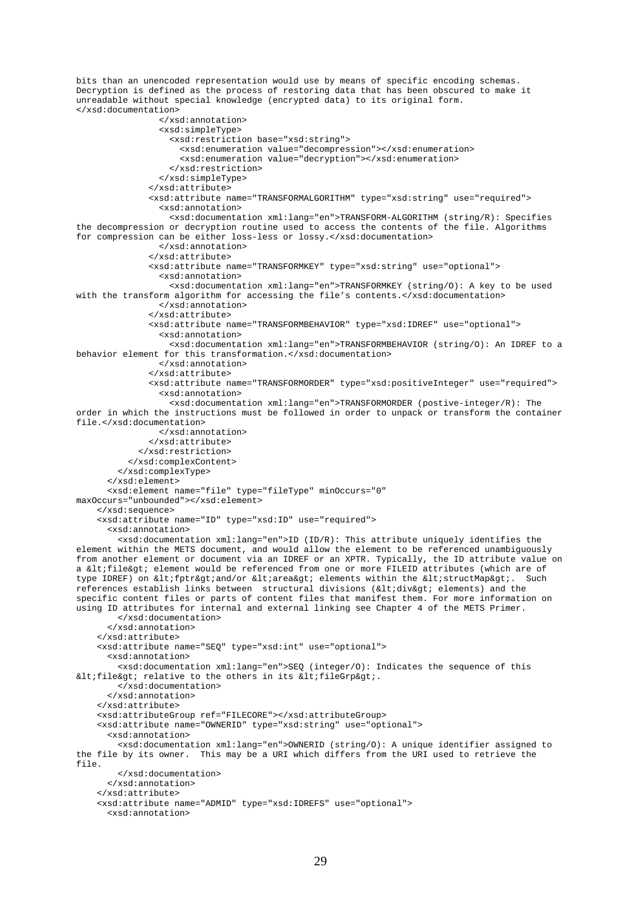```
bits than an unencoded representation would use by means of specific encoding schemas. 
Decryption is defined as the process of restoring data that has been obscured to make it 
unreadable without special knowledge (encrypted data) to its original form.
</xsd:documentation>
                </xsd:annotation>
                <xsd:simpleType>
                  <xsd:restriction base="xsd:string">
                    <xsd:enumeration value="decompression"></xsd:enumeration>
                    <xsd:enumeration value="decryption"></xsd:enumeration>
                  </xsd:restriction>
                </xsd:simpleType>
              </xsd:attribute>
              <xsd:attribute name="TRANSFORMALGORITHM" type="xsd:string" use="required">
                <xsd:annotation>
                  <xsd:documentation xml:lang="en">TRANSFORM-ALGORITHM (string/R): Specifies 
the decompression or decryption routine used to access the contents of the file. Algorithms 
for compression can be either loss-less or lossy.</xsd:documentation>
                </xsd:annotation>
              </xsd:attribute>
              <xsd:attribute name="TRANSFORMKEY" type="xsd:string" use="optional">
                <xsd:annotation>
                  <xsd:documentation xml:lang="en">TRANSFORMKEY (string/O): A key to be used 
with the transform algorithm for accessing the file's contents.</xsd:documentation>
                </xsd:annotation>
              </xsd:attribute>
              <xsd:attribute name="TRANSFORMBEHAVIOR" type="xsd:IDREF" use="optional">
                <xsd:annotation>
                  <xsd:documentation xml:lang="en">TRANSFORMBEHAVIOR (string/O): An IDREF to a 
behavior element for this transformation.</xsd:documentation>
                </xsd:annotation>
              </xsd:attribute>
              <xsd:attribute name="TRANSFORMORDER" type="xsd:positiveInteger" use="required">
                <xsd:annotation>
                  <xsd:documentation xml:lang="en">TRANSFORMORDER (postive-integer/R): The 
order in which the instructions must be followed in order to unpack or transform the container 
file.</xsd:documentation>
                </xsd:annotation>
              </xsd:attribute>
            </xsd:restriction>
          </xsd:complexContent>
        </xsd:complexType>
      </xsd:element>
      <xsd:element name="file" type="fileType" minOccurs="0" 
maxOccurs="unbounded"></xsd:element>
    </xsd:sequence>
    <xsd:attribute name="ID" type="xsd:ID" use="required">
      <xsd:annotation>
        <xsd:documentation xml:lang="en">ID (ID/R): This attribute uniquely identifies the 
element within the METS document, and would allow the element to be referenced unambiguously 
from another element or document via an IDREF or an XPTR. Typically, the ID attribute value on 
a &lt;file&gt; element would be referenced from one or more FILEID attributes (which are of 
type IDREF) on &lt;fptr&gt;and/or &lt;area&gt; elements within the &lt;structMap&gt;.  Such 
references establish links between  structural divisions (&lt;div&gt; elements) and the 
specific content files or parts of content files that manifest them. For more information on 
using ID attributes for internal and external linking see Chapter 4 of the METS Primer.
        </xsd:documentation>
      </xsd:annotation>
    </xsd:attribute>
    <xsd:attribute name="SEQ" type="xsd:int" use="optional">
      <xsd:annotation>
        <xsd:documentation xml:lang="en">SEQ (integer/O): Indicates the sequence of this 
&lt;file&gt; relative to the others in its &lt;fileGrp&gt;.
        </xsd:documentation>
      </xsd:annotation>
    </xsd:attribute>
    <xsd:attributeGroup ref="FILECORE"></xsd:attributeGroup>
    <xsd:attribute name="OWNERID" type="xsd:string" use="optional">
      <xsd:annotation>
        <xsd:documentation xml:lang="en">OWNERID (string/O): A unique identifier assigned to 
the file by its owner.  This may be a URI which differs from the URI used to retrieve the 
file.
        </xsd:documentation>
      </xsd:annotation>
    </xsd:attribute>
    <xsd:attribute name="ADMID" type="xsd:IDREFS" use="optional">
      <xsd:annotation>
```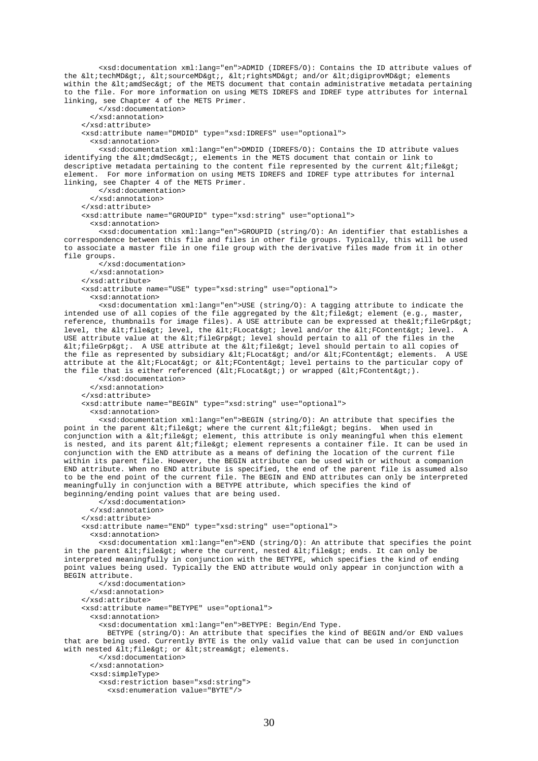```
        <xsd:documentation xml:lang="en">ADMID (IDREFS/O): Contains the ID attribute values of
the &lt;techMD&gt;, &lt;sourceMD&gt;, &lt;rightsMD&gt; and/or &lt;digiprovMD&gt; elements
within the &lt;amdSec&gt; of the METS document that contain administrative metadata pertaining
to the file. For more information on using METS IDREFS and IDREF type attributes for internal
linking, see Chapter 4 of the METS Primer.
        </xsd:documentation>
      </xsd:annotation>
    </xsd:attribute>
    <xsd:attribute name="DMDID" type="xsd:IDREFS" use="optional">
      <xsd:annotation>
        <xsd:documentation xml:lang="en">DMDID (IDREFS/O): Contains the ID attribute values
identifying the &lt;dmdSec&gt;, elements in the METS document that contain or link to
descriptive metadata pertaining to the content file represented by the current &lt;file&gt;
element.  For more information on using METS IDREFS and IDREF type attributes for internal
linking, see Chapter 4 of the METS Primer.
        </xsd:documentation>
      </xsd:annotation>
    </xsd:attribute>
    <xsd:attribute name="GROUPID" type="xsd:string" use="optional">
      <xsd:annotation>
        <xsd:documentation xml:lang="en">GROUPID (string/O): An identifier that establishes a
correspondence between this file and files in other file groups. Typically, this will be used
to associate a master file in one file group with the derivative files made from it in other
file groups.
        </xsd:documentation>
      </xsd:annotation>
    </xsd:attribute>
    <xsd:attribute name="USE" type="xsd:string" use="optional">
      <xsd:annotation>
        <xsd:documentation xml:lang="en">USE (string/O): A tagging attribute to indicate the
intended use of all copies of the file aggregated by the &lt;file&gt; element (e.g., master,
reference, thumbnails for image files). A USE attribute can be expressed at the&lt;fileGrp&gt;
level, the &lt;file&gt; level, the &lt;FLocat&gt; level and/or the &lt;FContent&gt; level.  A
USE attribute value at the &lt;fileGrp&gt; level should pertain to all of the files in the
&lt;fileGrp&gt;.  A USE attribute at the &lt;file&gt; level should pertain to all copies of
the file as represented by subsidiary &lt;FLocat&gt; and/or &lt;FContent&gt; elements.  A USE
attribute at the &lt;FLocat&gt; or &lt;FContent&gt; level pertains to the particular copy of
the file that is either referenced (&lt;FLocat&gt;) or wrapped (&lt;FContent&gt;).
        </xsd:documentation>
      </xsd:annotation>
    </xsd:attribute>
    <xsd:attribute name="BEGIN" type="xsd:string" use="optional">
      <xsd:annotation>
        <xsd:documentation xml:lang="en">BEGIN (string/O): An attribute that specifies the
point in the parent &lt;file&gt; where the current &lt;file&gt; begins.  When used in
conjunction with a &lt;file&gt; element, this attribute is only meaningful when this element
is nested, and its parent &lt;file&gt; element represents a container file. It can be used in
conjunction with the END attribute as a means of defining the location of the current file
within its parent file. However, the BEGIN attribute can be used with or without a companion
END attribute. When no END attribute is specified, the end of the parent file is assumed also
to be the end point of the current file. The BEGIN and END attributes can only be interpreted
meaningfully in conjunction with a BETYPE attribute, which specifies the kind of
beginning/ending point values that are being used.
        </xsd:documentation>
      </xsd:annotation>
    </xsd:attribute>
    <xsd:attribute name="END" type="xsd:string" use="optional">
      <xsd:annotation>
        <xsd:documentation xml:lang="en">END (string/O): An attribute that specifies the point
in the parent &lt;file&gt; where the current, nested &lt;file&gt; ends. It can only be
interpreted meaningfully in conjunction with the BETYPE, which specifies the kind of ending
point values being used. Typically the END attribute would only appear in conjunction with a
BEGIN attribute.
        </xsd:documentation>
      </xsd:annotation>
    </xsd:attribute>
    <xsd:attribute name="BETYPE" use="optional">
      <xsd:annotation>
        <xsd:documentation xml:lang="en">BETYPE: Begin/End Type.
          BETYPE (string/O): An attribute that specifies the kind of BEGIN and/or END values
that are being used. Currently BYTE is the only valid value that can be used in conjunction
with nested &lt;file&gt; or &lt;stream&gt; elements.
        </xsd:documentation>
      </xsd:annotation>
      <xsd:simpleType>
        <xsd:restriction base="xsd:string">
          <xsd:enumeration value="BYTE"/>
```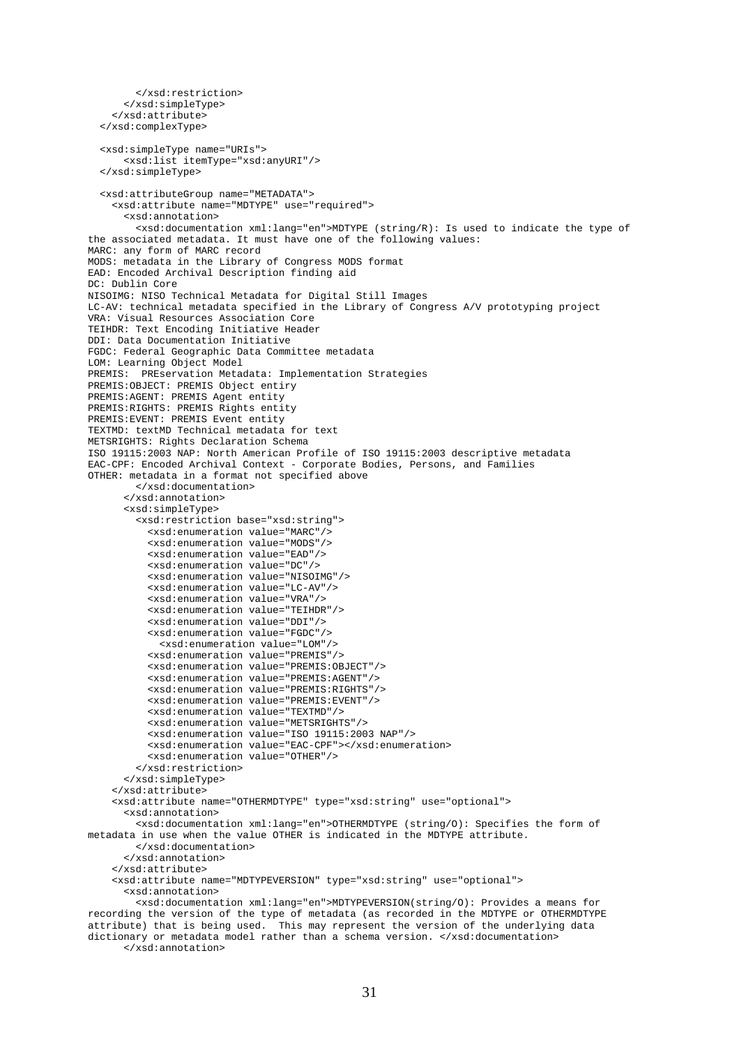```
        </xsd:restriction>
      </xsd:simpleType>
    </xsd:attribute>
  </xsd:complexType>

  <xsd:simpleType name="URIs">
      <xsd:list itemType="xsd:anyURI"/>
  </xsd:simpleType>

  <xsd:attributeGroup name="METADATA">
    <xsd:attribute name="MDTYPE" use="required">
      <xsd:annotation>
        <xsd:documentation xml:lang="en">MDTYPE (string/R): Is used to indicate the type of
the associated metadata. It must have one of the following values:
MARC: any form of MARC record
MODS: metadata in the Library of Congress MODS format
EAD: Encoded Archival Description finding aid
DC: Dublin Core
NISOIMG: NISO Technical Metadata for Digital Still Images
LC-AV: technical metadata specified in the Library of Congress A/V prototyping project
VRA: Visual Resources Association Core
TEIHDR: Text Encoding Initiative Header
DDI: Data Documentation Initiative
FGDC: Federal Geographic Data Committee metadata
LOM: Learning Object Model
PREMIS:  PREservation Metadata: Implementation Strategies
PREMIS:OBJECT: PREMIS Object entiry
PREMIS:AGENT: PREMIS Agent entity
PREMIS:RIGHTS: PREMIS Rights entity
PREMIS:EVENT: PREMIS Event entity
TEXTMD: textMD Technical metadata for text
METSRIGHTS: Rights Declaration Schema
ISO 19115:2003 NAP: North American Profile of ISO 19115:2003 descriptive metadata
EAC-CPF: Encoded Archival Context - Corporate Bodies, Persons, and Families
OTHER: metadata in a format not specified above
        </xsd:documentation>
      </xsd:annotation>
      <xsd:simpleType>
        <xsd:restriction base="xsd:string">
          <xsd:enumeration value="MARC"/>
          <xsd:enumeration value="MODS"/>
          <xsd:enumeration value="EAD"/>
          <xsd:enumeration value="DC"/>
          <xsd:enumeration value="NISOIMG"/>
          <xsd:enumeration value="LC-AV"/>
          <xsd:enumeration value="VRA"/>
          <xsd:enumeration value="TEIHDR"/>
          <xsd:enumeration value="DDI"/>
          <xsd:enumeration value="FGDC"/>
            <xsd:enumeration value="LOM"/>
          <xsd:enumeration value="PREMIS"/>
          <xsd:enumeration value="PREMIS:OBJECT"/>
          <xsd:enumeration value="PREMIS:AGENT"/>
          <xsd:enumeration value="PREMIS:RIGHTS"/>
          <xsd:enumeration value="PREMIS:EVENT"/>
          <xsd:enumeration value="TEXTMD"/>
          <xsd:enumeration value="METSRIGHTS"/>
          <xsd:enumeration value="ISO 19115:2003 NAP"/>
          <xsd:enumeration value="EAC-CPF"></xsd:enumeration>
          <xsd:enumeration value="OTHER"/>
        </xsd:restriction>
      </xsd:simpleType>
    </xsd:attribute>
    <xsd:attribute name="OTHERMDTYPE" type="xsd:string" use="optional">
      <xsd:annotation>
        <xsd:documentation xml:lang="en">OTHERMDTYPE (string/O): Specifies the form of
metadata in use when the value OTHER is indicated in the MDTYPE attribute.
        </xsd:documentation>
      </xsd:annotation>
    </xsd:attribute>
    <xsd:attribute name="MDTYPEVERSION" type="xsd:string" use="optional">
      <xsd:annotation>
        <xsd:documentation xml:lang="en">MDTYPEVERSION(string/O): Provides a means for
recording the version of the type of metadata (as recorded in the MDTYPE or OTHERMDTYPE
attribute) that is being used.  This may represent the version of the underlying data
dictionary or metadata model rather than a schema version. </xsd:documentation>
      </xsd:annotation>
```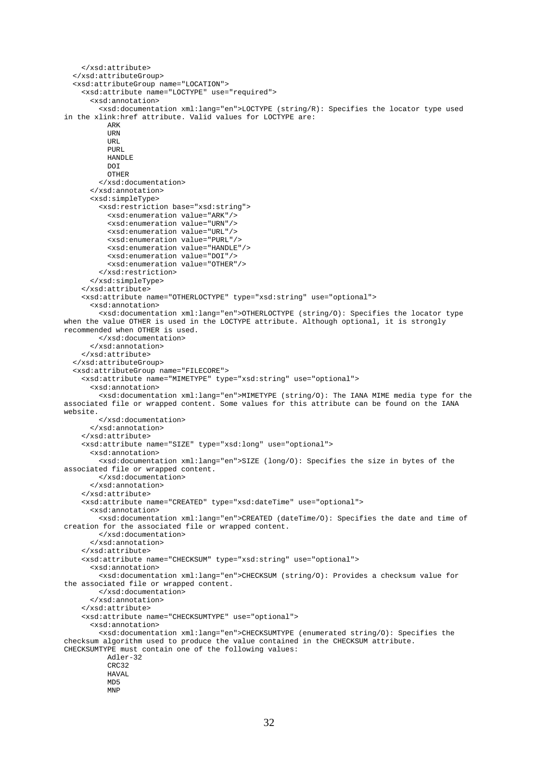```
    </xsd:attribute>
  </xsd:attributeGroup>
  <xsd:attributeGroup name="LOCATION">
    <xsd:attribute name="LOCTYPE" use="required">
      <xsd:annotation>
        <xsd:documentation xml:lang="en">LOCTYPE (string/R): Specifies the locator type used
in the xlink:href attribute. Valid values for LOCTYPE are:
          ARK
          URN
          URL
          PURL
          HANDLE
          DOI
          OTHER
        </xsd:documentation>
      </xsd:annotation>
      <xsd:simpleType>
        <xsd:restriction base="xsd:string">
          <xsd:enumeration value="ARK"/>
          <xsd:enumeration value="URN"/>
          <xsd:enumeration value="URL"/>
          <xsd:enumeration value="PURL"/>
          <xsd:enumeration value="HANDLE"/>
          <xsd:enumeration value="DOI"/>
          <xsd:enumeration value="OTHER"/>
        </xsd:restriction>
      </xsd:simpleType>
    </xsd:attribute>
    <xsd:attribute name="OTHERLOCTYPE" type="xsd:string" use="optional">
      <xsd:annotation>
        <xsd:documentation xml:lang="en">OTHERLOCTYPE (string/O): Specifies the locator type
when the value OTHER is used in the LOCTYPE attribute. Although optional, it is strongly
recommended when OTHER is used.
        </xsd:documentation>
      </xsd:annotation>
    </xsd:attribute>
  </xsd:attributeGroup>
  <xsd:attributeGroup name="FILECORE">
    <xsd:attribute name="MIMETYPE" type="xsd:string" use="optional">
      <xsd:annotation>
        <xsd:documentation xml:lang="en">MIMETYPE (string/O): The IANA MIME media type for the
associated file or wrapped content. Some values for this attribute can be found on the IANA
website.
        </xsd:documentation>
      </xsd:annotation>
    </xsd:attribute>
    <xsd:attribute name="SIZE" type="xsd:long" use="optional">
      <xsd:annotation>
        <xsd:documentation xml:lang="en">SIZE (long/O): Specifies the size in bytes of the
associated file or wrapped content.
        </xsd:documentation>
      </xsd:annotation>
    </xsd:attribute>
    <xsd:attribute name="CREATED" type="xsd:dateTime" use="optional">
      <xsd:annotation>
        <xsd:documentation xml:lang="en">CREATED (dateTime/O): Specifies the date and time of
creation for the associated file or wrapped content.
        </xsd:documentation>
      </xsd:annotation>
    </xsd:attribute>
    <xsd:attribute name="CHECKSUM" type="xsd:string" use="optional">
      <xsd:annotation>
        <xsd:documentation xml:lang="en">CHECKSUM (string/O): Provides a checksum value for
the associated file or wrapped content.
        </xsd:documentation>
      </xsd:annotation>
    </xsd:attribute>
    <xsd:attribute name="CHECKSUMTYPE" use="optional">
      <xsd:annotation>
        <xsd:documentation xml:lang="en">CHECKSUMTYPE (enumerated string/O): Specifies the
checksum algorithm used to produce the value contained in the CHECKSUM attribute.
CHECKSUMTYPE must contain one of the following values:
          Adler-32
          CRC32
          HAVAL
          MD5
          MNP
```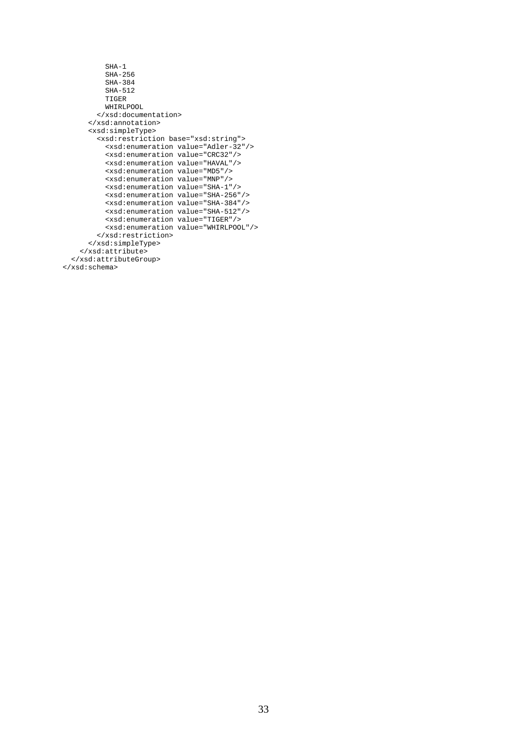```
          SHA-1
          SHA-256
          SHA-384
          SHA-512
          TIGER
          WHIRLPOOL
        </xsd:documentation>
      </xsd:annotation>
      <xsd:simpleType>
        <xsd:restriction base="xsd:string">
          <xsd:enumeration value="Adler-32"/>
          <xsd:enumeration value="CRC32"/>
          <xsd:enumeration value="HAVAL"/>
          <xsd:enumeration value="MD5"/>
          <xsd:enumeration value="MNP"/>
          <xsd:enumeration value="SHA-1"/>
          <xsd:enumeration value="SHA-256"/>
          <xsd:enumeration value="SHA-384"/>
          <xsd:enumeration value="SHA-512"/>
          <xsd:enumeration value="TIGER"/>
          <xsd:enumeration value="WHIRLPOOL"/>
        </xsd:restriction>
      </xsd:simpleType>
    </xsd:attribute>
  </xsd:attributeGroup>
</xsd:schema>
```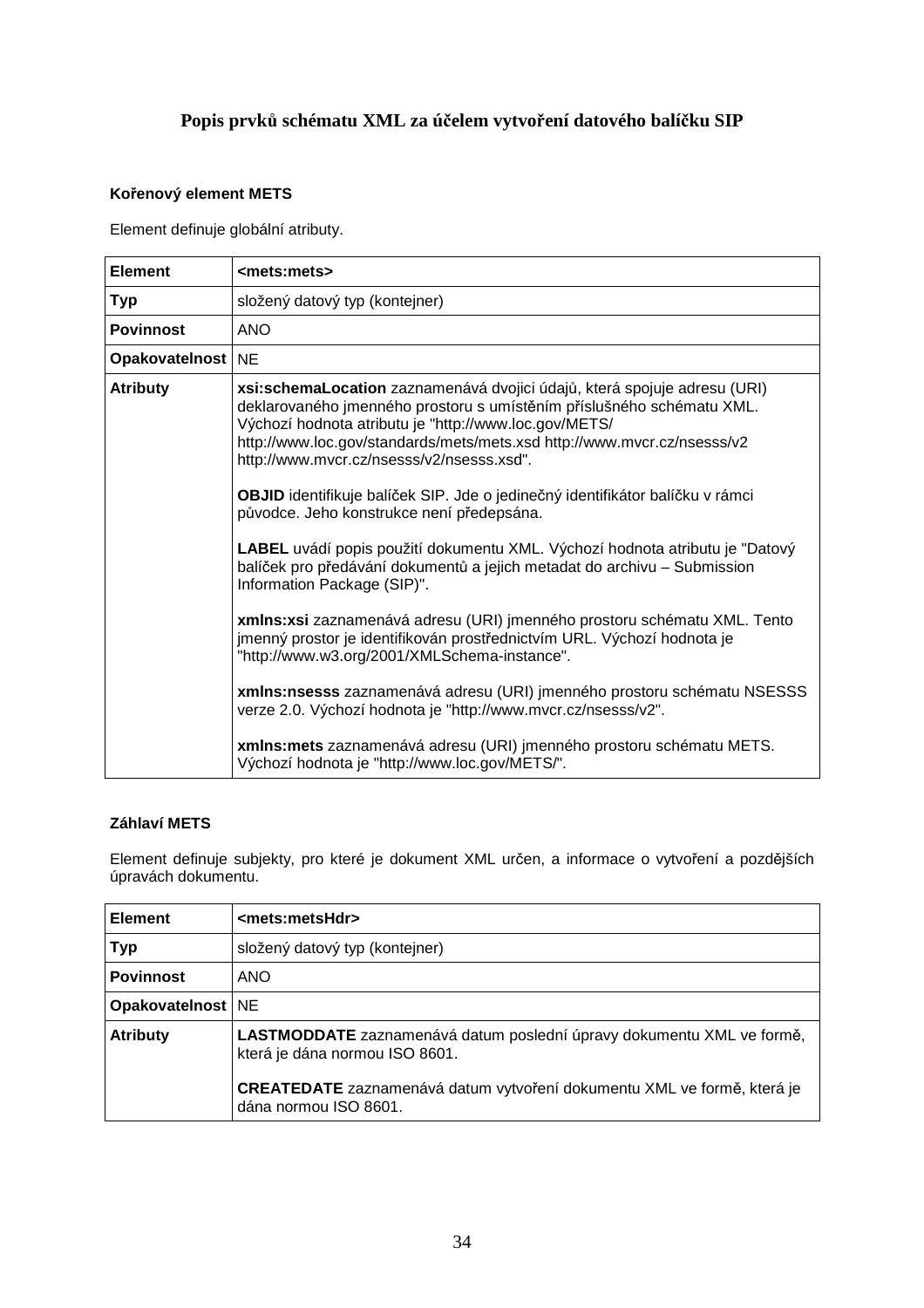# Popis prvků schématu XML za účelem vytvoření datového balíčku SIP

### Kořenový element METS

Element definuje globální atributy.

| **Element** | **<mets:mets>** |
|---|---|
| **Typ** | složený datový typ (kontejner) |
| **Povinnost** | ANO |
| **Opakovatelnost** | NE |
| **Atributy** | **xsi:schemaLocation** zaznamenává dvojici údajů, která spojuje adresu (URI) deklarovaného jmenného prostoru s umístěním příslušného schématu XML. Výchozí hodnota atributu je "http://www.loc.gov/METS/ http://www.loc.gov/standards/mets/mets.xsd http://www.mvcr.cz/nsesss/v2 http://www.mvcr.cz/nsesss/v2/nsesss.xsd".<br><br>**OBJID** identifikuje balíček SIP. Jde o jedinečný identifikátor balíčku v rámci původce. Jeho konstrukce není předepsána.<br><br>**LABEL** uvádí popis použití dokumentu XML. Výchozí hodnota atributu je "Datový balíček pro předávání dokumentů a jejich metadat do archivu – Submission Information Package (SIP)".<br><br>**xmlns:xsi** zaznamenává adresu (URI) jmenného prostoru schématu XML. Tento jmenný prostor je identifikován prostřednictvím URL. Výchozí hodnota je "http://www.w3.org/2001/XMLSchema-instance".<br><br>**xmlns:nsesss** zaznamenává adresu (URI) jmenného prostoru schématu NSESSS verze 2.0. Výchozí hodnota je "http://www.mvcr.cz/nsesss/v2".<br><br>**xmlns:mets** zaznamenává adresu (URI) jmenného prostoru schématu METS. Výchozí hodnota je "http://www.loc.gov/METS/". |

### Záhlaví METS

Element definuje subjekty, pro které je dokument XML určen, a informace o vytvoření a pozdějších úpravách dokumentu.

| **Element** | **<mets:metsHdr>** |
|---|---|
| **Typ** | složený datový typ (kontejner) |
| **Povinnost** | ANO |
| **Opakovatelnost** | NE |
| **Atributy** | **LASTMODDATE** zaznamenává datum poslední úpravy dokumentu XML ve formě, která je dána normou ISO 8601.<br><br>**CREATEDATE** zaznamenává datum vytvoření dokumentu XML ve formě, která je dána normou ISO 8601. |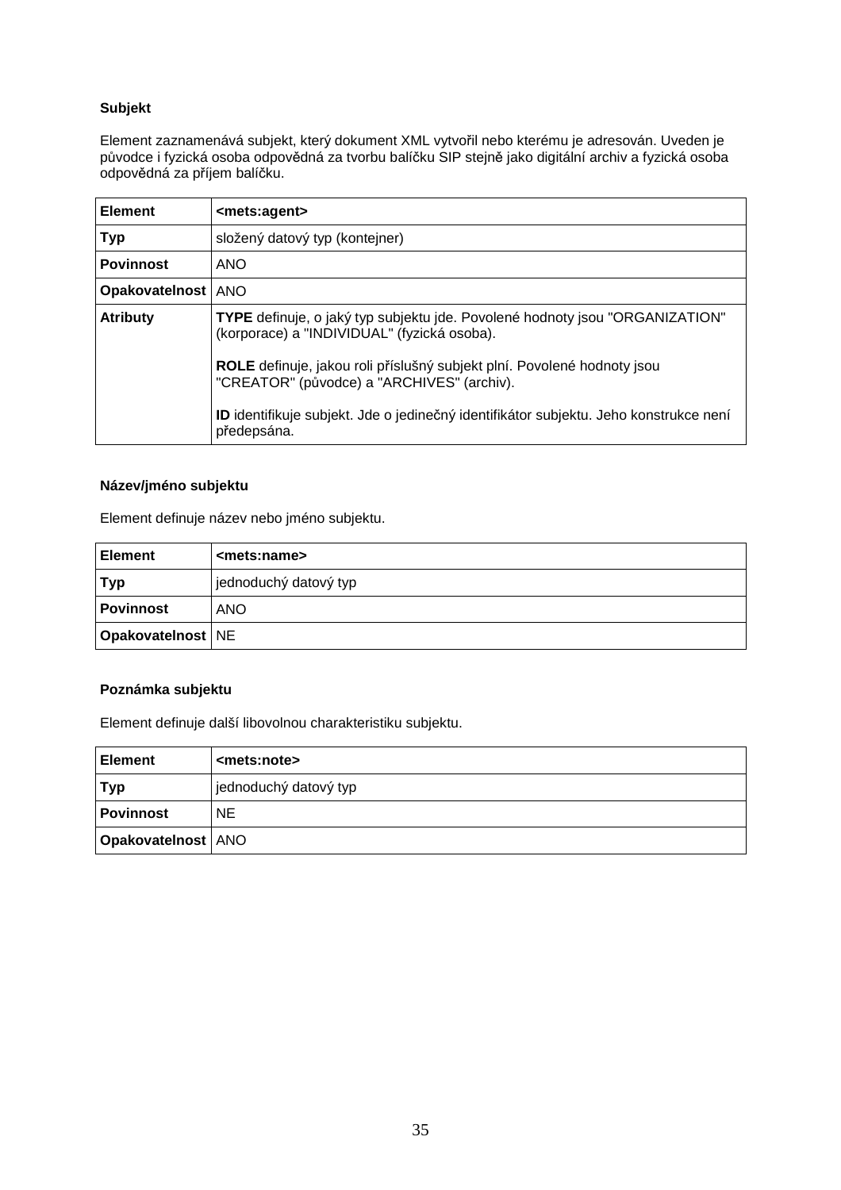**Subjekt**

Element zaznamenává subjekt, který dokument XML vytvořil nebo kterému je adresován. Uveden je původce i fyzická osoba odpovědná za tvorbu balíčku SIP stejně jako digitální archiv a fyzická osoba odpovědná za příjem balíčku.

| **Element** | **<mets:agent>** |
|---|---|
| **Typ** | složený datový typ (kontejner) |
| **Povinnost** | ANO |
| **Opakovatelnost** | ANO |
| **Atributy** | **TYPE** definuje, o jaký typ subjektu jde. Povolené hodnoty jsou "ORGANIZATION" (korporace) a "INDIVIDUAL" (fyzická osoba).<br><br>**ROLE** definuje, jakou roli příslušný subjekt plní. Povolené hodnoty jsou "CREATOR" (původce) a "ARCHIVES" (archiv).<br><br>**ID** identifikuje subjekt. Jde o jedinečný identifikátor subjektu. Jeho konstrukce není předepsána. |

**Název/jméno subjektu**

Element definuje název nebo jméno subjektu.

| **Element** | **<mets:name>** |
|---|---|
| **Typ** | jednoduchý datový typ |
| **Povinnost** | ANO |
| **Opakovatelnost** | NE |

**Poznámka subjektu**

Element definuje další libovolnou charakteristiku subjektu.

| **Element** | **<mets:note>** |
|---|---|
| **Typ** | jednoduchý datový typ |
| **Povinnost** | NE |
| **Opakovatelnost** | ANO |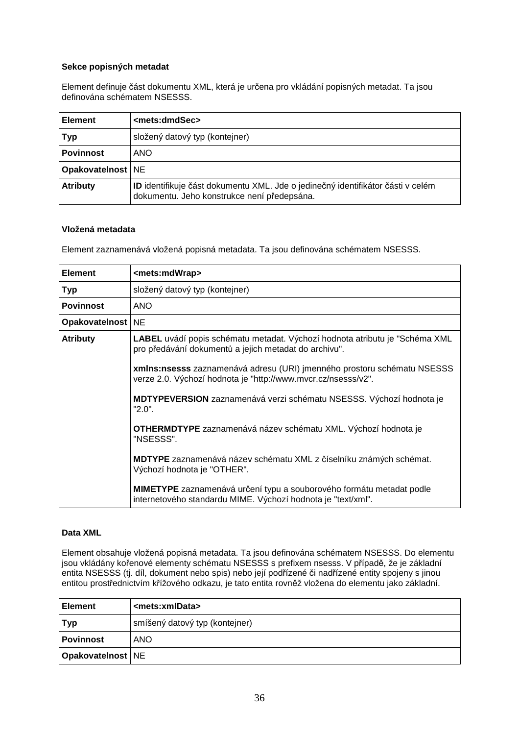**Sekce popisných metadat**

Element definuje část dokumentu XML, která je určena pro vkládání popisných metadat. Ta jsou definována schématem NSESSS.

| **Element** | **<mets:dmdSec>** |
|---|---|
| **Typ** | složený datový typ (kontejner) |
| **Povinnost** | ANO |
| **Opakovatelnost** | NE |
| **Atributy** | **ID** identifikuje část dokumentu XML. Jde o jedinečný identifikátor části v celém dokumentu. Jeho konstrukce není předepsána. |

**Vložená metadata**

Element zaznamenává vložená popisná metadata. Ta jsou definována schématem NSESSS.

| **Element** | **<mets:mdWrap>** |
|---|---|
| **Typ** | složený datový typ (kontejner) |
| **Povinnost** | ANO |
| **Opakovatelnost** | NE |
| **Atributy** | **LABEL** uvádí popis schématu metadat. Výchozí hodnota atributu je "Schéma XML pro předávání dokumentů a jejich metadat do archivu".<br><br>**xmlns:nsesss** zaznamenává adresu (URI) jmenného prostoru schématu NSESSS verze 2.0. Výchozí hodnota je "http://www.mvcr.cz/nsesss/v2".<br><br>**MDTYPEVERSION** zaznamenává verzi schématu NSESSS. Výchozí hodnota je "2.0".<br><br>**OTHERMDTYPE** zaznamenává název schématu XML. Výchozí hodnota je "NSESSS".<br><br>**MDTYPE** zaznamenává název schématu XML z číselníku známých schémat. Výchozí hodnota je "OTHER".<br><br>**MIMETYPE** zaznamenává určení typu a souborového formátu metadat podle internetového standardu MIME. Výchozí hodnota je "text/xml". |

**Data XML**

Element obsahuje vložená popisná metadata. Ta jsou definována schématem NSESSS. Do elementu jsou vkládány kořenové elementy schématu NSESSS s prefixem nsesss. V případě, že je základní entita NSESSS (tj. díl, dokument nebo spis) nebo její podřízené či nadřízené entity spojeny s jinou entitou prostřednictvím křížového odkazu, je tato entita rovněž vložena do elementu jako základní.

| **Element** | **<mets:xmlData>** |
|---|---|
| **Typ** | smíšený datový typ (kontejner) |
| **Povinnost** | ANO |
| **Opakovatelnost** | NE |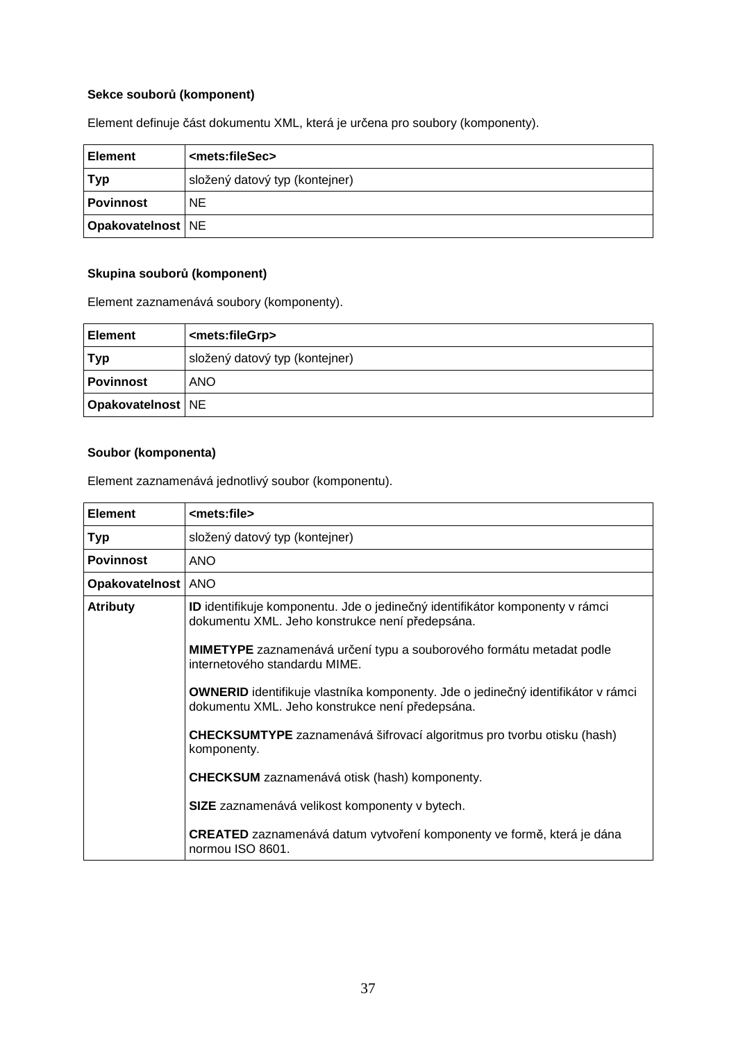**Sekce souborů (komponent)**

Element definuje část dokumentu XML, která je určena pro soubory (komponenty).

| **Element** | **<mets:fileSec>** |
|---|---|
| **Typ** | složený datový typ (kontejner) |
| **Povinnost** | NE |
| **Opakovatelnost** | NE |

**Skupina souborů (komponent)**

Element zaznamenává soubory (komponenty).

| **Element** | **<mets:fileGrp>** |
|---|---|
| **Typ** | složený datový typ (kontejner) |
| **Povinnost** | ANO |
| **Opakovatelnost** | NE |

**Soubor (komponenta)**

Element zaznamenává jednotlivý soubor (komponentu).

| **Element** | **<mets:file>** |
|---|---|
| **Typ** | složený datový typ (kontejner) |
| **Povinnost** | ANO |
| **Opakovatelnost** | ANO |
| **Atributy** | **ID** identifikuje komponentu. Jde o jedinečný identifikátor komponenty v rámci dokumentu XML. Jeho konstrukce není předepsána.<br><br>**MIMETYPE** zaznamenává určení typu a souborového formátu metadat podle internetového standardu MIME.<br><br>**OWNERID** identifikuje vlastníka komponenty. Jde o jedinečný identifikátor v rámci dokumentu XML. Jeho konstrukce není předepsána.<br><br>**CHECKSUMTYPE** zaznamenává šifrovací algoritmus pro tvorbu otisku (hash) komponenty.<br><br>**CHECKSUM** zaznamenává otisk (hash) komponenty.<br><br>**SIZE** zaznamenává velikost komponenty v bytech.<br><br>**CREATED** zaznamenává datum vytvoření komponenty ve formě, která je dána normou ISO 8601. |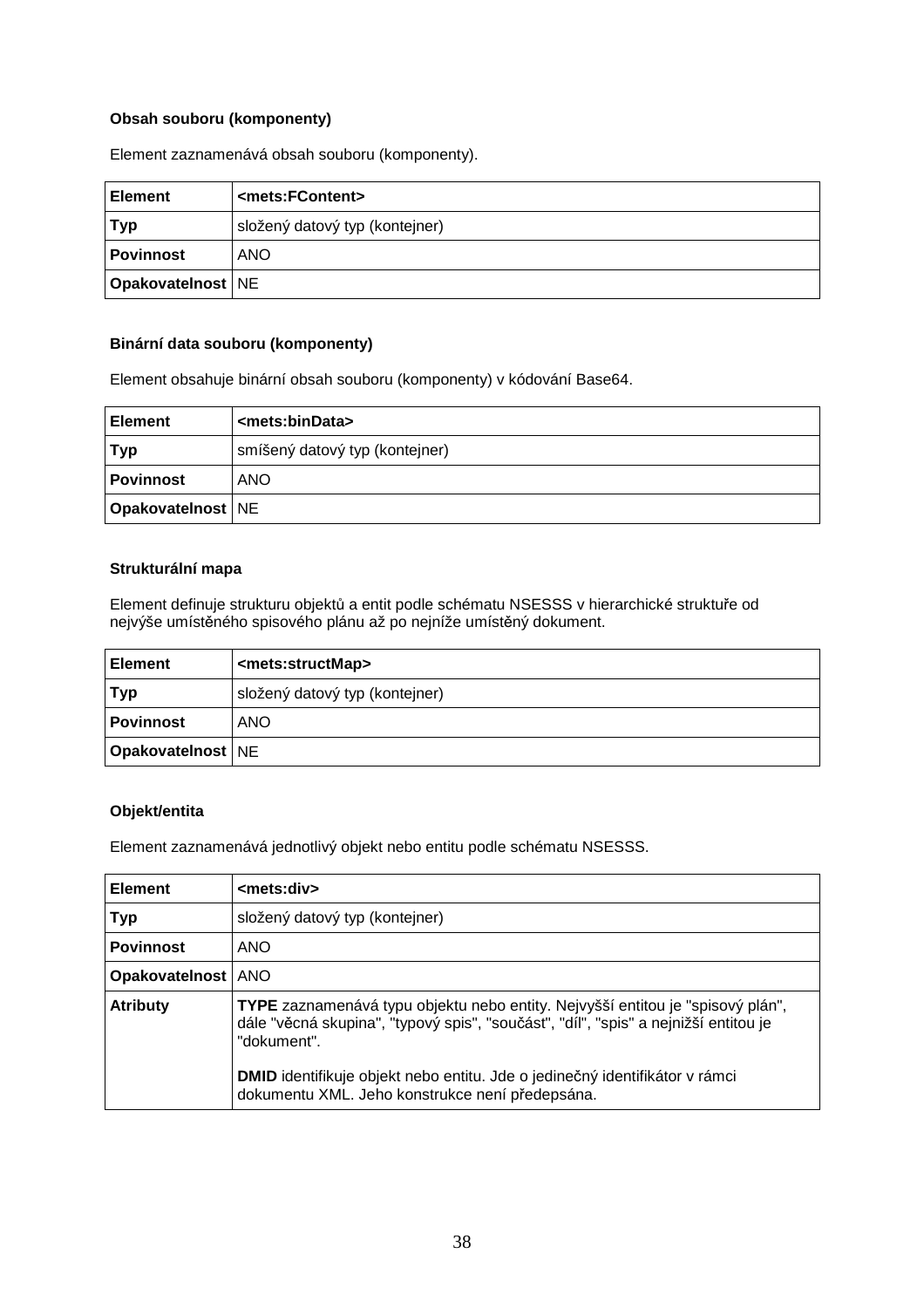**Obsah souboru (komponenty)**

Element zaznamenává obsah souboru (komponenty).

| **Element** | **<mets:FContent>** |
|---|---|
| **Typ** | složený datový typ (kontejner) |
| **Povinnost** | ANO |
| **Opakovatelnost** | NE |

**Binární data souboru (komponenty)**

Element obsahuje binární obsah souboru (komponenty) v kódování Base64.

| **Element** | **<mets:binData>** |
|---|---|
| **Typ** | smíšený datový typ (kontejner) |
| **Povinnost** | ANO |
| **Opakovatelnost** | NE |

**Strukturální mapa**

Element definuje strukturu objektů a entit podle schématu NSESSS v hierarchické struktuře od nejvýše umístěného spisového plánu až po nejníže umístěný dokument.

| **Element** | **<mets:structMap>** |
|---|---|
| **Typ** | složený datový typ (kontejner) |
| **Povinnost** | ANO |
| **Opakovatelnost** | NE |

**Objekt/entita**

Element zaznamenává jednotlivý objekt nebo entitu podle schématu NSESSS.

| **Element** | **<mets:div>** |
|---|---|
| **Typ** | složený datový typ (kontejner) |
| **Povinnost** | ANO |
| **Opakovatelnost** | ANO |
| **Atributy** | **TYPE** zaznamenává typu objektu nebo entity. Nejvyšší entitou je "spisový plán", dále "věcná skupina", "typový spis", "součást", "díl", "spis" a nejnižší entitou je "dokument".<br><br>**DMID** identifikuje objekt nebo entitu. Jde o jedinečný identifikátor v rámci dokumentu XML. Jeho konstrukce není předepsána. |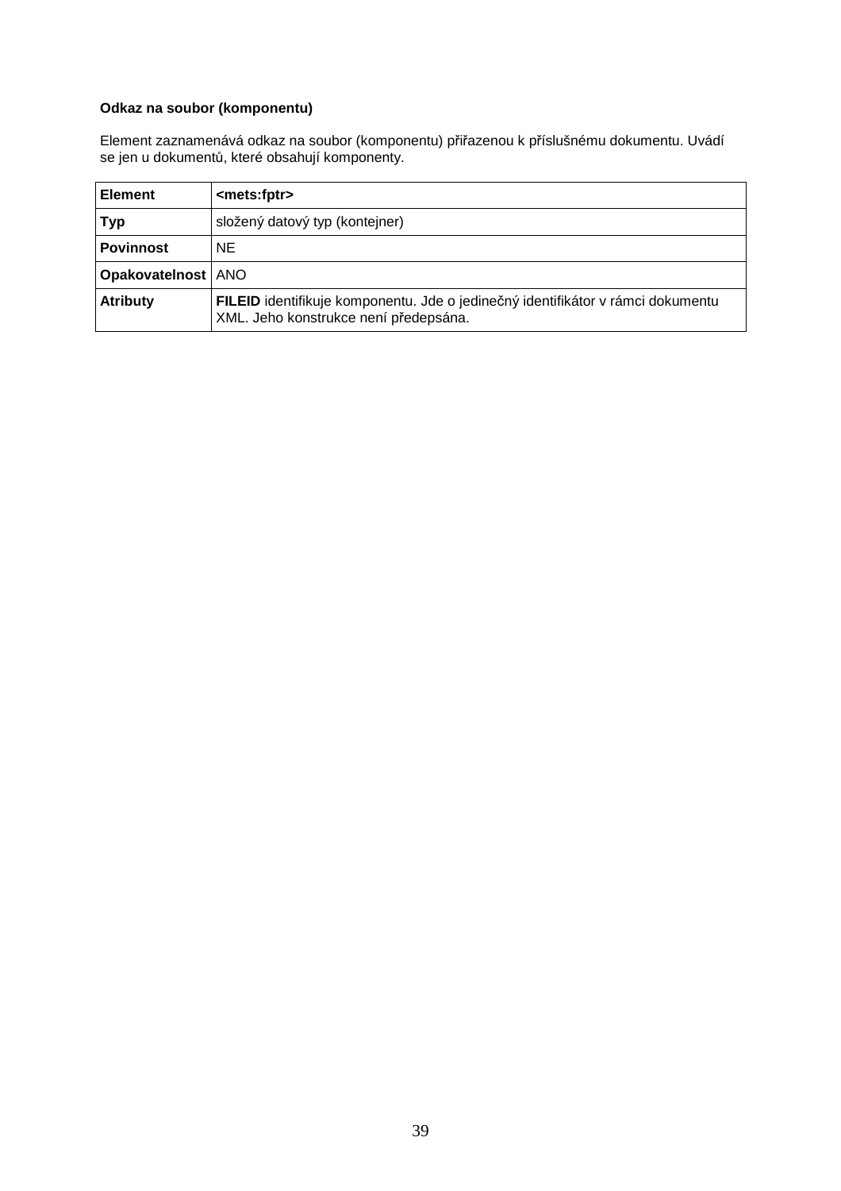**Odkaz na soubor (komponentu)**

Element zaznamenává odkaz na soubor (komponentu) přiřazenou k příslušnému dokumentu. Uvádí se jen u dokumentů, které obsahují komponenty.

| **Element** | **<mets:fptr>** |
|---|---|
| **Typ** | složený datový typ (kontejner) |
| **Povinnost** | NE |
| **Opakovatelnost** | ANO |
| **Atributy** | **FILEID** identifikuje komponentu. Jde o jedinečný identifikátor v rámci dokumentu XML. Jeho konstrukce není předepsána. |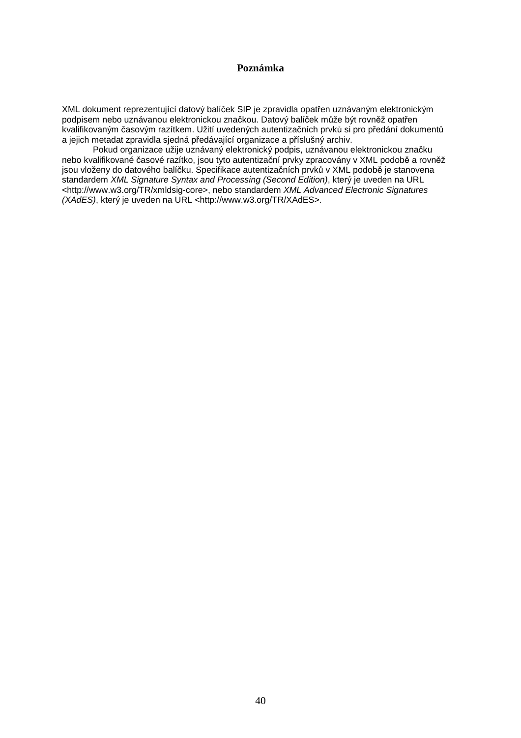**Poznámka**

XML dokument reprezentující datový balíček SIP je zpravidla opatřen uznávaným elektronickým podpisem nebo uznávanou elektronickou značkou. Datový balíček může být rovněž opatřen kvalifikovaným časovým razítkem. Užití uvedených autentizačních prvků si pro předání dokumentů a jejich metadat zpravidla sjedná předávající organizace a příslušný archiv.

Pokud organizace užije uznávaný elektronický podpis, uznávanou elektronickou značku nebo kvalifikované časové razítko, jsou tyto autentizační prvky zpracovány v XML podobě a rovněž jsou vloženy do datového balíčku. Specifikace autentizačních prvků v XML podobě je stanovena standardem *XML Signature Syntax and Processing (Second Edition)*, který je uveden na URL <http://www.w3.org/TR/xmldsig-core>, nebo standardem *XML Advanced Electronic Signatures (XAdES)*, který je uveden na URL <http://www.w3.org/TR/XAdES>.